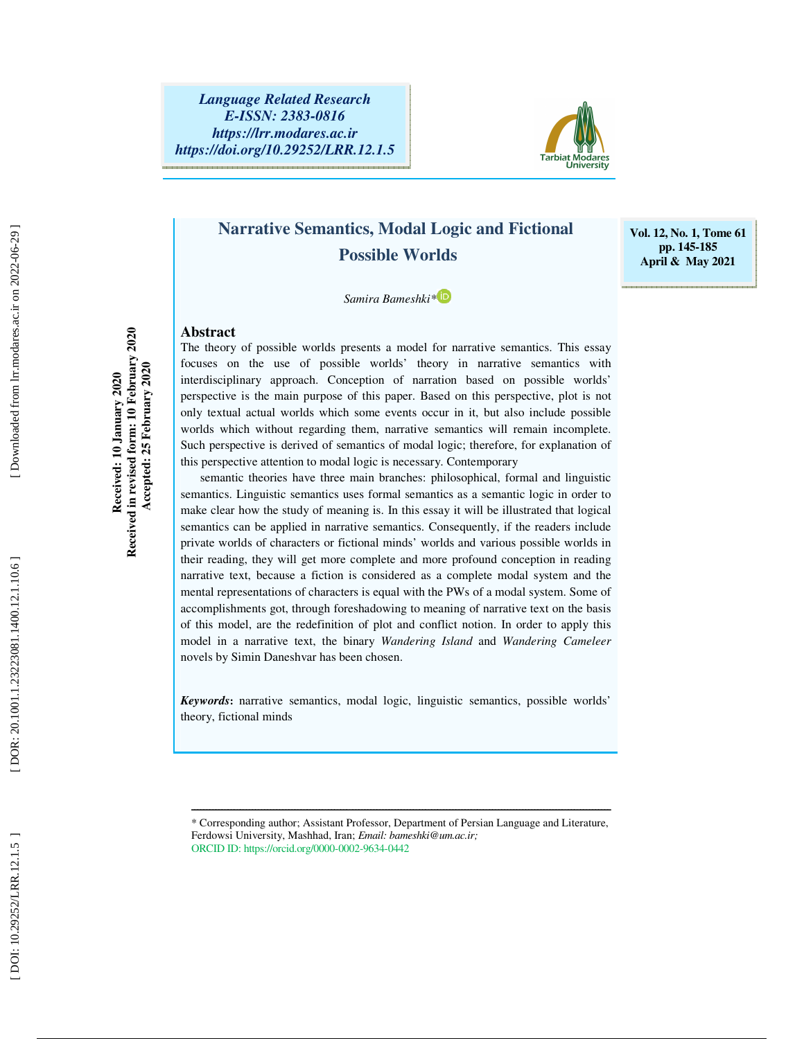Language Related Research
E-ISSN: 2383-0816
https://lrr.modares.ac.ir
https://doi.org/10.29252/LRR.12.1.5

Vol. 12, No. 1, Tome 61
pp. 145-185
April & May 2021

# Narrative Semantics, Modal Logic and Fictional Possible Worlds

*Samira Bameshki**

Received: 10 January 2020
Received in revised form: 10 February 2020
Accepted: 25 February 2020

## Abstract

The theory of possible worlds presents a model for narrative semantics. This essay focuses on the use of possible worlds' theory in narrative semantics with interdisciplinary approach. Conception of narration based on possible worlds' perspective is the main purpose of this paper. Based on this perspective, plot is not only textual actual worlds which some events occur in it, but also include possible worlds which without regarding them, narrative semantics will remain incomplete. Such perspective is derived of semantics of modal logic; therefore, for explanation of this perspective attention to modal logic is necessary. Contemporary semantic theories have three main branches: philosophical, formal and linguistic semantics. Linguistic semantics uses formal semantics as a semantic logic in order to make clear how the study of meaning is. In this essay it will be illustrated that logical semantics can be applied in narrative semantics. Consequently, if the readers include private worlds of characters or fictional minds' worlds and various possible worlds in their reading, they will get more complete and more profound conception in reading narrative text, because a fiction is considered as a complete modal system and the mental representations of characters is equal with the PWs of a modal system. Some of accomplishments got, through foreshadowing to meaning of narrative text on the basis of this model, are the redefinition of plot and conflict notion. In order to apply this model in a narrative text, the binary *Wandering Island* and *Wandering Cameleer* novels by Simin Daneshvar has been chosen.

***Keywords***: narrative semantics, modal logic, linguistic semantics, possible worlds' theory, fictional minds

---

* Corresponding author; Assistant Professor, Department of Persian Language and Literature, Ferdowsi University, Mashhad, Iran; *Email: bameshki@um.ac.ir;*
ORCID ID: https://orcid.org/0000-0002-9634-0442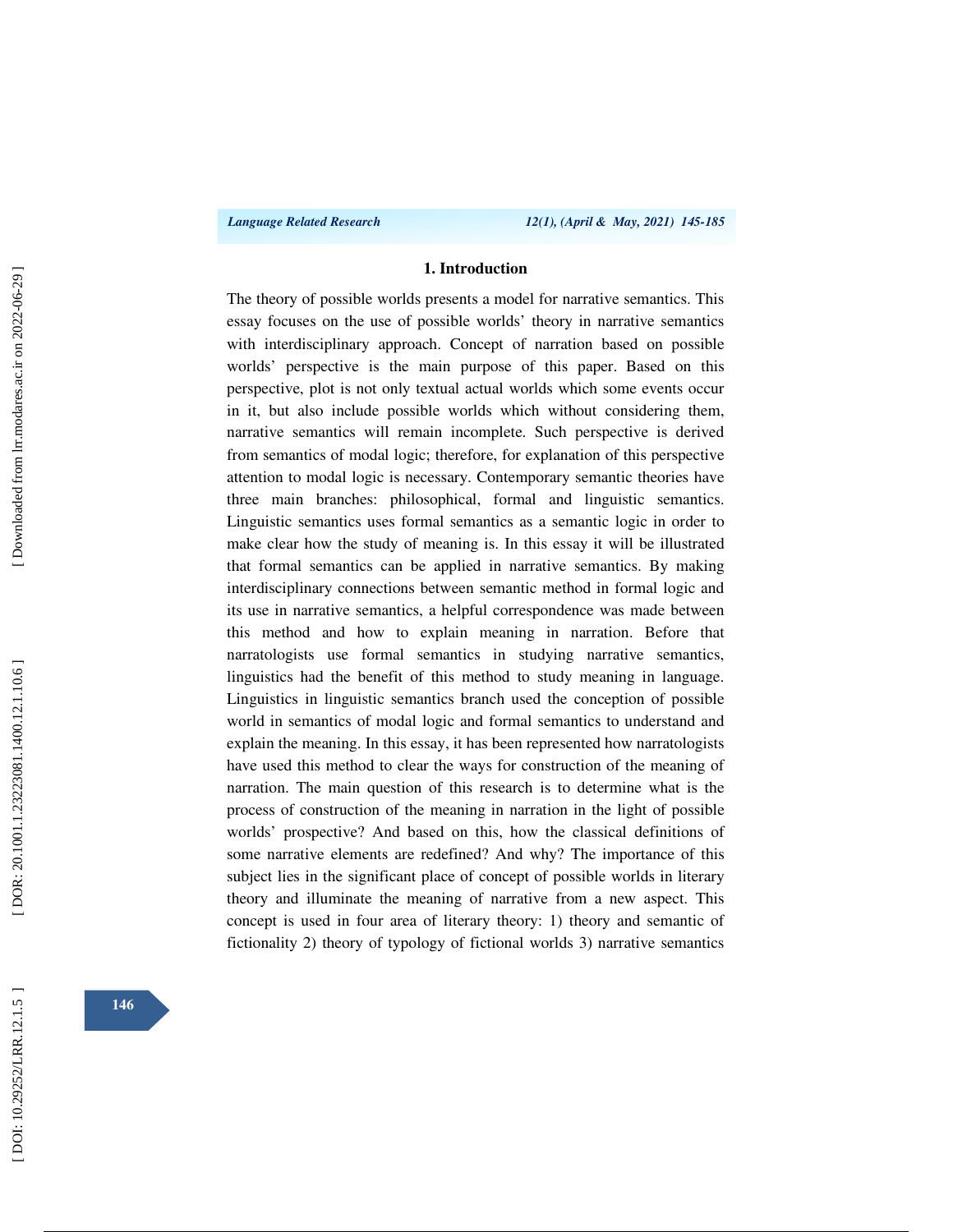## 1. Introduction

The theory of possible worlds presents a model for narrative semantics. This essay focuses on the use of possible worlds' theory in narrative semantics with interdisciplinary approach. Concept of narration based on possible worlds' perspective is the main purpose of this paper. Based on this perspective, plot is not only textual actual worlds which some events occur in it, but also include possible worlds which without considering them, narrative semantics will remain incomplete. Such perspective is derived from semantics of modal logic; therefore, for explanation of this perspective attention to modal logic is necessary. Contemporary semantic theories have three main branches: philosophical, formal and linguistic semantics. Linguistic semantics uses formal semantics as a semantic logic in order to make clear how the study of meaning is. In this essay it will be illustrated that formal semantics can be applied in narrative semantics. By making interdisciplinary connections between semantic method in formal logic and its use in narrative semantics, a helpful correspondence was made between this method and how to explain meaning in narration. Before that narratologists use formal semantics in studying narrative semantics, linguistics had the benefit of this method to study meaning in language. Linguistics in linguistic semantics branch used the conception of possible world in semantics of modal logic and formal semantics to understand and explain the meaning. In this essay, it has been represented how narratologists have used this method to clear the ways for construction of the meaning of narration. The main question of this research is to determine what is the process of construction of the meaning in narration in the light of possible worlds' prospective? And based on this, how the classical definitions of some narrative elements are redefined? And why? The importance of this subject lies in the significant place of concept of possible worlds in literary theory and illuminate the meaning of narrative from a new aspect. This concept is used in four area of literary theory: 1) theory and semantic of fictionality 2) theory of typology of fictional worlds 3) narrative semantics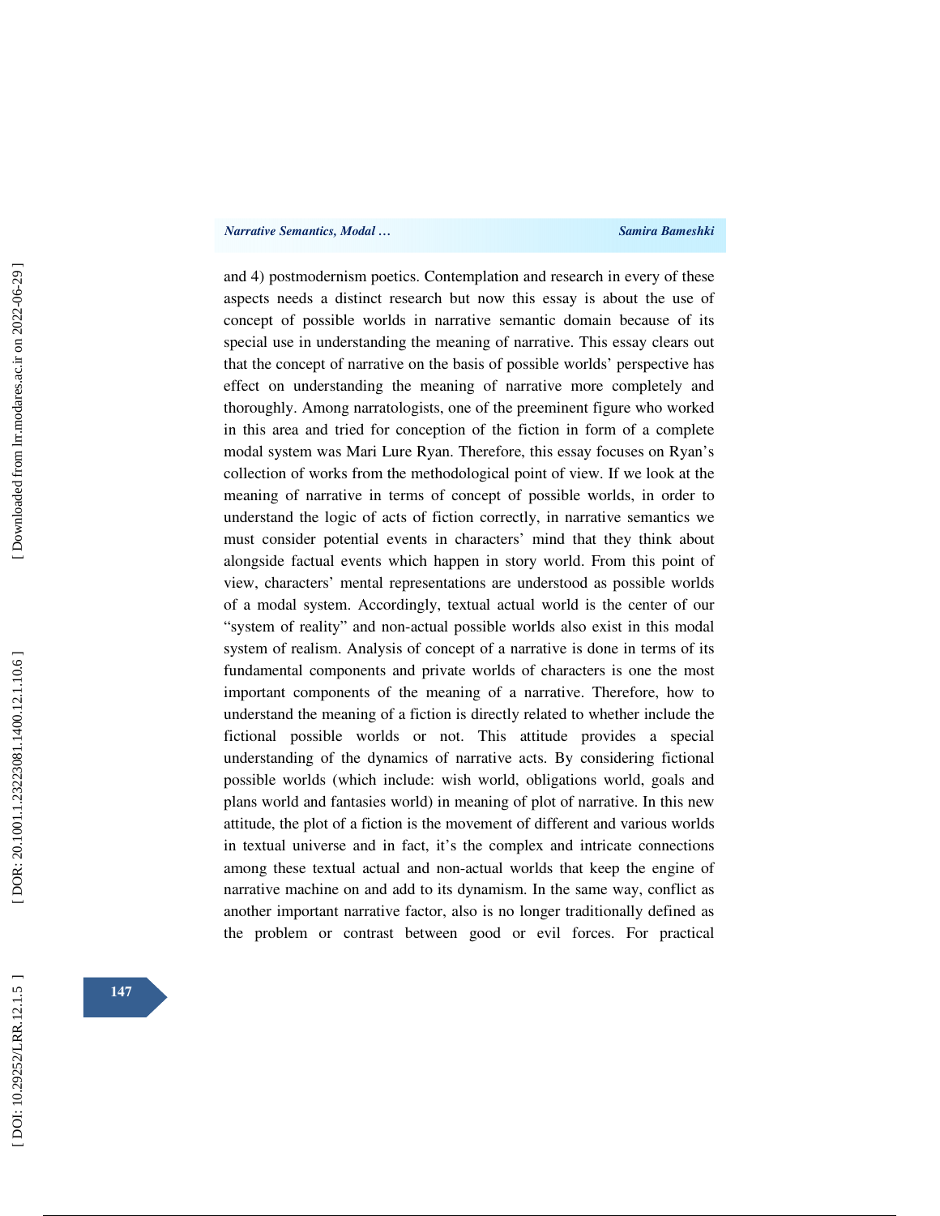and 4) postmodernism poetics. Contemplation and research in every of these aspects needs a distinct research but now this essay is about the use of concept of possible worlds in narrative semantic domain because of its special use in understanding the meaning of narrative. This essay clears out that the concept of narrative on the basis of possible worlds' perspective has effect on understanding the meaning of narrative more completely and thoroughly. Among narratologists, one of the preeminent figure who worked in this area and tried for conception of the fiction in form of a complete modal system was Mari Lure Ryan. Therefore, this essay focuses on Ryan's collection of works from the methodological point of view. If we look at the meaning of narrative in terms of concept of possible worlds, in order to understand the logic of acts of fiction correctly, in narrative semantics we must consider potential events in characters' mind that they think about alongside factual events which happen in story world. From this point of view, characters' mental representations are understood as possible worlds of a modal system. Accordingly, textual actual world is the center of our "system of reality" and non-actual possible worlds also exist in this modal system of realism. Analysis of concept of a narrative is done in terms of its fundamental components and private worlds of characters is one the most important components of the meaning of a narrative. Therefore, how to understand the meaning of a fiction is directly related to whether include the fictional possible worlds or not. This attitude provides a special understanding of the dynamics of narrative acts. By considering fictional possible worlds (which include: wish world, obligations world, goals and plans world and fantasies world) in meaning of plot of narrative. In this new attitude, the plot of a fiction is the movement of different and various worlds in textual universe and in fact, it's the complex and intricate connections among these textual actual and non-actual worlds that keep the engine of narrative machine on and add to its dynamism. In the same way, conflict as another important narrative factor, also is no longer traditionally defined as the problem or contrast between good or evil forces. For practical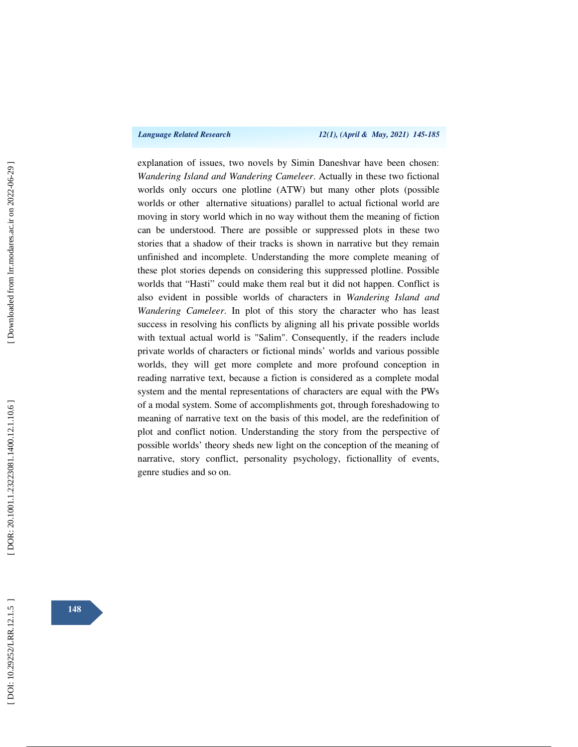explanation of issues, two novels by Simin Daneshvar have been chosen: *Wandering Island and Wandering Cameleer*. Actually in these two fictional worlds only occurs one plotline (ATW) but many other plots (possible worlds or other alternative situations) parallel to actual fictional world are moving in story world which in no way without them the meaning of fiction can be understood. There are possible or suppressed plots in these two stories that a shadow of their tracks is shown in narrative but they remain unfinished and incomplete. Understanding the more complete meaning of these plot stories depends on considering this suppressed plotline. Possible worlds that "Hasti" could make them real but it did not happen. Conflict is also evident in possible worlds of characters in *Wandering Island and Wandering Cameleer*. In plot of this story the character who has least success in resolving his conflicts by aligning all his private possible worlds with textual actual world is "Salim". Consequently, if the readers include private worlds of characters or fictional minds' worlds and various possible worlds, they will get more complete and more profound conception in reading narrative text, because a fiction is considered as a complete modal system and the mental representations of characters are equal with the PWs of a modal system. Some of accomplishments got, through foreshadowing to meaning of narrative text on the basis of this model, are the redefinition of plot and conflict notion. Understanding the story from the perspective of possible worlds' theory sheds new light on the conception of the meaning of narrative, story conflict, personality psychology, fictionallity of events, genre studies and so on.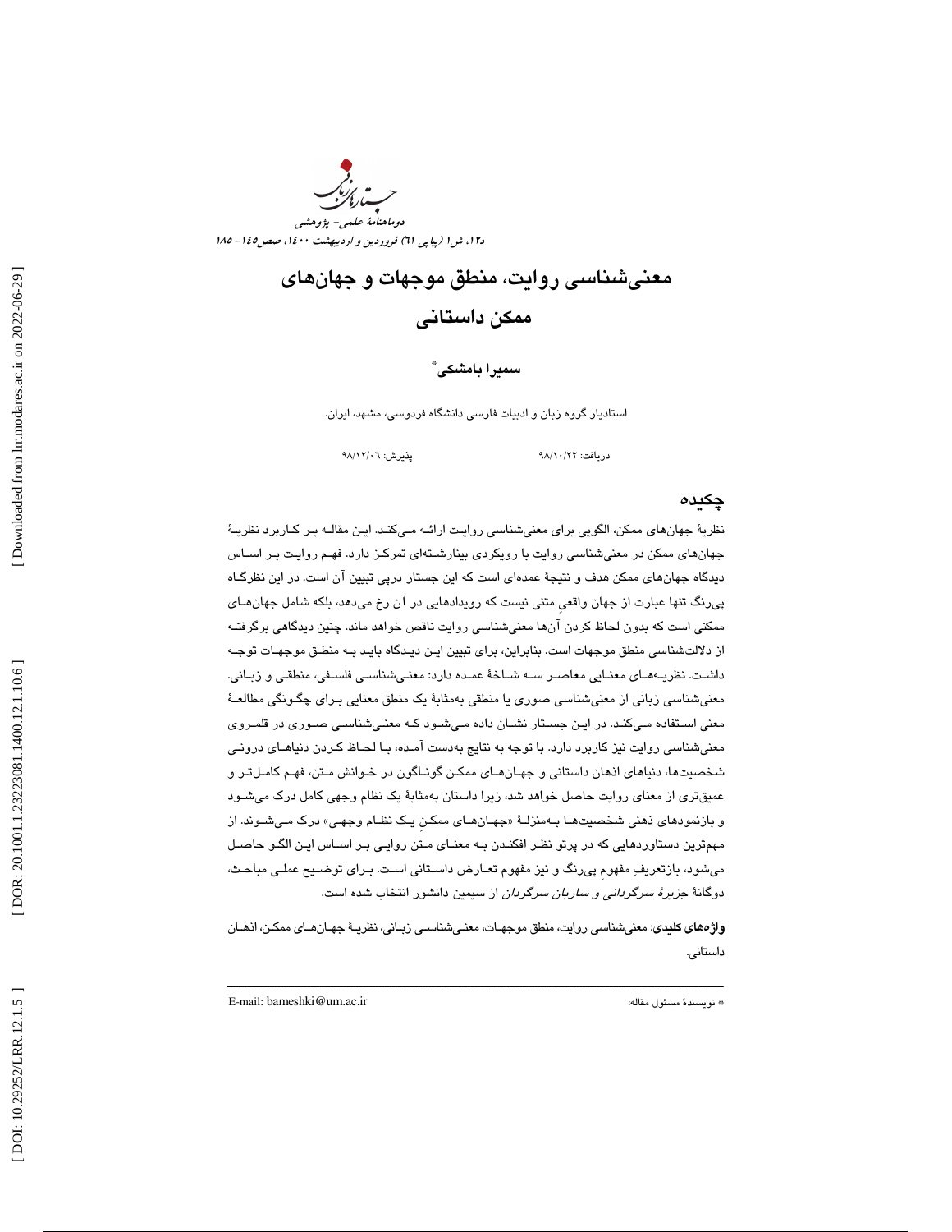# معنی‌شناسی روایت، منطق موجهات و جهان‌های ممکن داستانی

**سمیرا بامشکی*** 

استادیار گروه زبان و ادبیات فارسی دانشگاه فردوسی، مشهد، ایران.

دریافت: ۹۸/۱۰/۲۲ پذیرش: ۹۸/۱۲/۰۶

## چکیده

نظریهٔ جهان‌های ممکن، الگویی برای معنی‌شناسی روایت ارائه می‌کند. این مقاله بر کاربرد نظریهٔ جهان‌های ممکن در معنی‌شناسی روایت با رویکردی بینارشته‌ای تمرکز دارد. فهم روایت بر اساس دیدگاه جهان‌های ممکن هدف و نتیجهٔ عمده‌ای است که این جستار درپی تبیین آن است. در این نظرگاه پی‌رنگ تنها عبارت از جهان واقعیِ متنی نیست که رویدادهایی در آن رخ می‌دهد، بلکه شامل جهان‌های ممکنی است که بدون لحاظ کردن آن‌ها معنی‌شناسی روایت ناقص خواهد ماند. چنین دیدگاهی برگرفته از دلالت‌شناسی منطق موجهات است. بنابراین، برای تبیین این دیدگاه باید به منطق موجهات توجه داشت. نظریه‌های معنایی معاصر سه شاخهٔ عمده دارد: معنی‌شناسی فلسفی، منطقی و زبانی. معنی‌شناسی زبانی از معنی‌شناسی صوری یا منطقی به‌مثابهٔ یک منطق معنایی برای چگونگی مطالعهٔ معنی استفاده می‌کند. در این جستار نشان داده می‌شود که معنی‌شناسی صوری در قلمروی معنی‌شناسی روایت نیز کاربرد دارد. با توجه به نتایج به‌دست آمده، با لحاظ کردن دنیاهای درونی شخصیت‌ها، دنیاهای اذهان داستانی و جهان‌های ممکن گوناگون در خوانش متن، فهم کامل‌تر و عمیق‌تری از معنای روایت حاصل خواهد شد، زیرا داستان به‌مثابهٔ یک نظام وجهی کامل درک می‌شود و بازنمودهای ذهنی شخصیت‌ها به‌منزلهٔ «جهان‌های ممکنِ یک نظام وجهی» درک می‌شوند. از مهم‌ترین دستاوردهایی که در پرتو نظر افکندن به معنای متن روایی بر اساس این الگو حاصل می‌شود، بازتعریفِ مفهومِ پی‌رنگ و نیز مفهوم تعارض داستانی است. برای توضیح عملی مباحث، دوگانهٔ *جزیرهٔ سرگردانی* و *ساربان سرگردان* از سیمین دانشور انتخاب شده است.

**واژه‌های کلیدی**: معنی‌شناسی روایت، منطق موجهات، معنی‌شناسی زبانی، نظریهٔ جهان‌های ممکن، اذهان داستانی.

---

* نویسندهٔ مسئول مقاله: E-mail: bameshki@um.ac.ir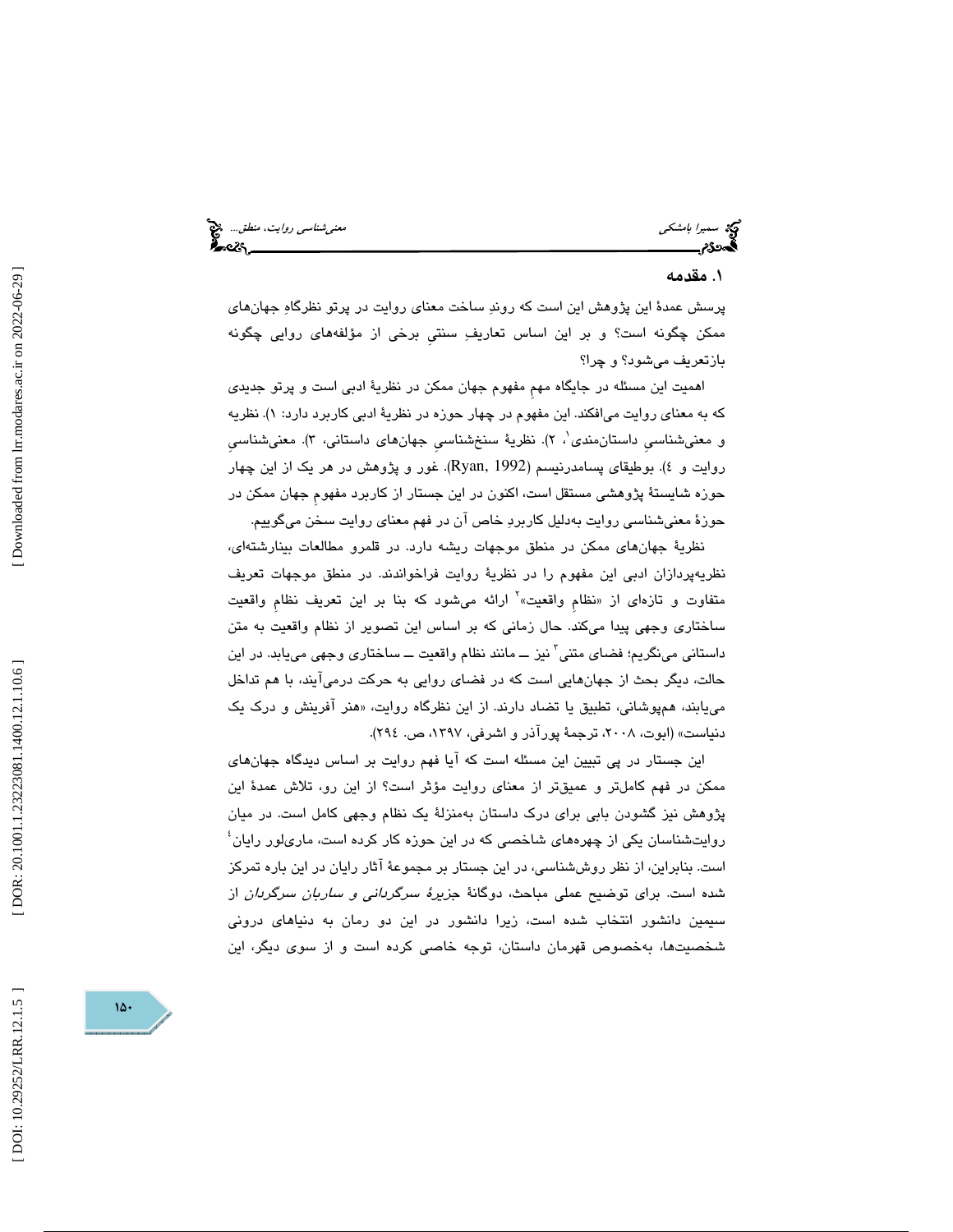## ۱. مقدمه

پرسش عمدهٔ این پژوهش این است که روندِ ساخت معنای روایت در پرتو نظرگاهِ جهان‌های ممکن چگونه است؟ و بر این اساس تعاریفِ سنتیِ برخی از مؤلفه‌های روایی چگونه بازتعریف می‌شود؟ و چرا؟

اهمیت این مسئله در جایگاه مهمِ مفهوم جهان ممکن در نظریهٔ ادبی است و پرتو جدیدی که به معنای روایت می‌افکند. این مفهوم در چهار حوزه در نظریهٔ ادبی کاربرد دارد: ۱). نظریه و معنی‌شناسیِ داستان‌مندی[1]، ۲). نظریهٔ سنخ‌شناسیِ جهان‌های داستانی، ۳). معنی‌شناسیِ روایت و ٤). بوطیقای پسامدرنیسم (Ryan, 1992). غور و پژوهش در هر یک از این چهار حوزه شایستهٔ پژوهشی مستقل است، اکنون در این جستار از کاربرد مفهومِ جهان ممکن در حوزهٔ معنی‌شناسی روایت به‌دلیل کاربردِ خاص آن در فهم معنای روایت سخن می‌گوییم.

نظریهٔ جهان‌های ممکن در منطق موجهات ریشه دارد. در قلمرو مطالعات بینارشته‌ای، نظریه‌پردازان ادبی این مفهوم را در نظریهٔ روایت فراخواندند. در منطق موجهات تعریف متفاوت و تازه‌ای از «نظامِ واقعیت»[2] ارائه می‌شود که بنا بر این تعریف نظامِ واقعیت ساختاری وجهی پیدا می‌کند. حال زمانی که بر اساس این تصویر از نظام واقعیت به متن داستانی می‌نگریم؛ فضای متنی[3] نیز ــ مانند نظام واقعیت ــ ساختاری وجهی می‌یابد. در این حالت، دیگر بحث از جهان‌هایی است که در فضای روایی به حرکت درمی‌آیند، با هم تداخل می‌یابند، هم‌پوشانی، تطبیق یا تضاد دارند. از این نظرگاه روایت، «هنر آفرینش و درک یک دنیاست» (ابوت، ۲۰۰۸، ترجمهٔ پورآذر و اشرفی، ۱۳۹۷، ص. ۲۹٤).

این جستار در پی تبیین این مسئله است که آیا فهم روایت بر اساس دیدگاه جهان‌های ممکن در فهم کامل‌تر و عمیق‌تر از معنای روایت مؤثر است؟ از این رو، تلاش عمدهٔ این پژوهش نیز گشودن بابی برای درک داستان به‌منزلهٔ یک نظام وجهی کامل است. در میان روایت‌شناسان یکی از چهره‌های شاخصی که در این حوزه کار کرده است، ماری‌لور رایان[4] است. بنابراین، از نظر روش‌شناسی، در این جستار بر مجموعهٔ آثار رایان در این باره تمرکز شده است. برای توضیح عملی مباحث، دوگانهٔ *جزیرهٔ سرگردانی* و *ساربان سرگردان* از سیمین دانشور انتخاب شده است، زیرا دانشور در این دو رمان به دنیاهای درونی شخصیت‌ها، به‌خصوص قهرمان داستان، توجه خاصی کرده است و از سوی دیگر، این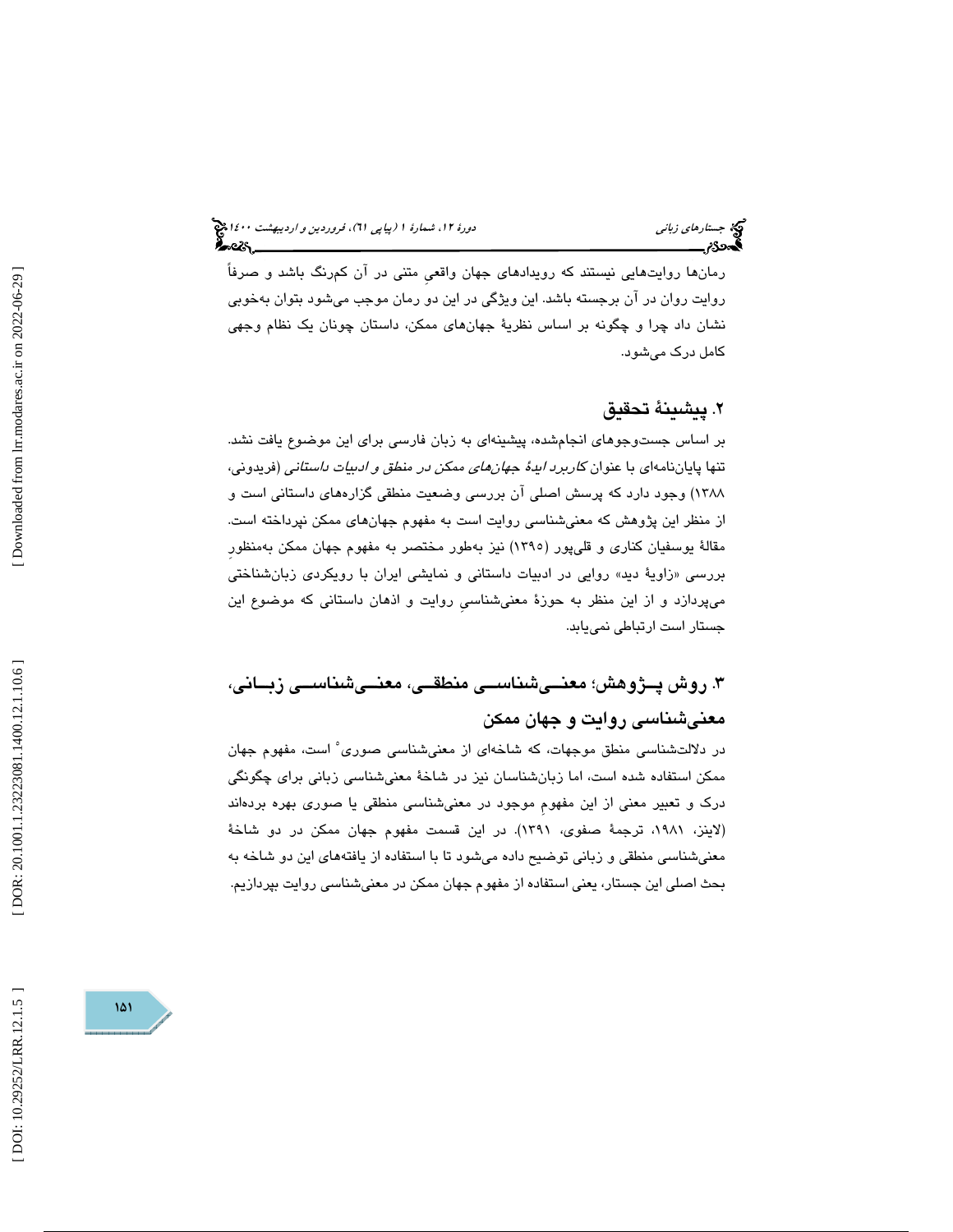رمان‌ها روایت‌هایی نیستند که رویدادهای جهان واقعیِ متنی در آن کم‌رنگ باشد و صرفاً روایت روان در آن برجسته باشد. این ویژگی در این دو رمان موجب می‌شود بتوان به‌خوبی نشان داد چرا و چگونه بر اساس نظریهٔ جهان‌های ممکن، داستان چونان یک نظام وجهی کامل درک می‌شود.

## ۲. پیشینهٔ تحقیق

بر اساس جست‌وجوهای انجام‌شده، پیشینه‌ای به زبان فارسی برای این موضوع یافت نشد. تنها پایان‌نامه‌ای با عنوان *کاربرد ایدهٔ جهان‌های ممکن در منطق و ادبیات داستانی* (فریدونی، ۱۳۸۸) وجود دارد که پرسش اصلی آن بررسی وضعیت منطقی گزاره‌های داستانی است و از منظر این پژوهش که معنی‌شناسی روایت است به مفهوم جهان‌های ممکن نپرداخته است. مقالهٔ یوسفیان کناری و قلی‌پور (۱۳۹۵) نیز به‌طور مختصر به مفهوم جهان ممکن به‌منظورِ بررسی «زاویهٔ دید» روایی در ادبیات داستانی و نمایشی ایران با رویکردی زبان‌شناختی می‌پردازد و از این منظر به حوزهٔ معنی‌شناسیِ روایت و اذهان داستانی که موضوع این جستار است ارتباطی نمی‌یابد.

## ۳. روش پژوهش؛ معنی‌شناسی منطقی، معنی‌شناسی زبانی، معنی‌شناسی روایت و جهان ممکن

در دلالت‌شناسی منطق موجهات، که شاخه‌ای از معنی‌شناسی صوری[5] است، مفهوم جهان ممکن استفاده شده است، اما زبان‌شناسان نیز در شاخهٔ معنی‌شناسی زبانی برای چگونگی درک و تعبیر معنی از این مفهومِ موجود در معنی‌شناسی منطقی یا صوری بهره برده‌اند (لاینز، ۱۹۸۱، ترجمهٔ صفوی، ۱۳۹۱). در این قسمت مفهوم جهان ممکن در دو شاخهٔ معنی‌شناسی منطقی و زبانی توضیح داده می‌شود تا با استفاده از یافته‌های این دو شاخه به بحث اصلی این جستار، یعنی استفاده از مفهوم جهان ممکن در معنی‌شناسی روایت بپردازیم.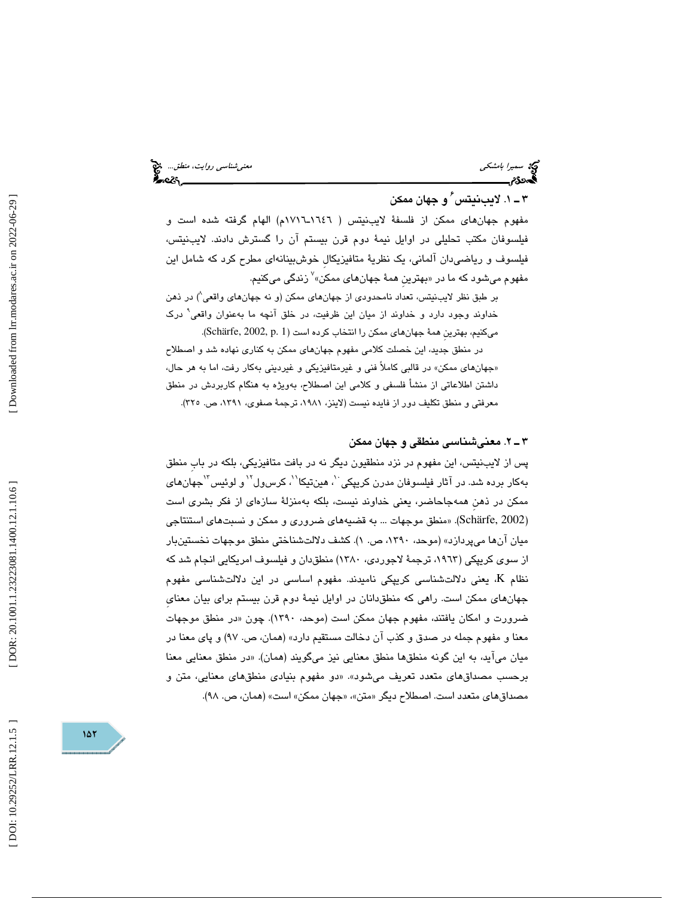### ۳ ـ ۱. لایب‌نیتس[۶] و جهان ممکن

مفهوم جهان‌های ممکن از فلسفهٔ لایب‌نیتس (۱۶۴۶ـ۱۷۱۶م) الهام گرفته شده است و فیلسوفان مکتب تحلیلی در اوایل نیمهٔ دوم قرن بیستم آن را گسترش دادند. لایب‌نیتس، فیلسوف و ریاضی‌دان آلمانی، یک نظریهٔ متافیزیکالِ خوش‌بینانه‌ای مطرح کرد که شامل این مفهوم می‌شود که ما در «بهترینِ همهٔ جهان‌های ممکن»[۷] زندگی می‌کنیم.

بر طبق نظر لایب‌نیتس، تعداد نامحدودی از جهان‌های ممکن (و نه جهان‌های واقعی[۸]) در ذهن خداوند وجود دارد و خداوند از میان این ظرفیت، در خلق آنچه ما به‌عنوان واقعی[۹] درک می‌کنیم، بهترینِ همهٔ جهان‌های ممکن را انتخاب کرده است (Schärfe, 2002, p. 1).

در منطق جدید، این خصلت کلامی مفهوم جهان‌های ممکن به کناری نهاده شد و اصطلاح «جهان‌های ممکن» در قالبی کاملاً فنی و غیرمتافیزیکی و غیردینی به‌کار رفت، اما به هر حال، داشتن اطلاعاتی از منشأ فلسفی و کلامی این اصطلاح، به‌ویژه به هنگام کاربردش در منطق معرفتی و منطق تکلیف دور از فایده نیست (لاینز، ۱۹۸۱، ترجمهٔ صفوی، ۱۳۹۱، ص. ۳۲۵).

### ۳ ـ ۲. معنی‌شناسی منطقی و جهان ممکن

پس از لایب‌نیتس، این مفهوم در نزد منطقیون دیگر نه در بافت متافیزیکی، بلکه در بابِ منطق به‌کار برده شد. در آثار فیلسوفان مدرن کریپکی[۱۰]، هین‌تیکا[۱۱]، کرس‌ول[۱۲] و لوئیس[۱۳] جهان‌های ممکن در ذهنِ همه‌جاحاضر، یعنی خداوند نیست، بلکه به‌منزلهٔ سازه‌ای از فکر بشری است (Schärfe, 2002). «منطق موجهات ... به قضیه‌های ضروری و ممکن و نسبت‌های استنتاجی میان آن‌ها می‌پردازد» (موحد، ۱۳۹۰، ص. ۱). کشف دلالت‌شناختی منطق موجهات نخستین‌بار از سوی کریپکی (۱۹۶۳، ترجمهٔ لاجوردی، ۱۳۸۰) منطق‌دان و فیلسوف امریکایی انجام شد که نظام K، یعنی دلالت‌شناسی کریپکی نامیدند. مفهوم اساسی در این دلالت‌شناسی مفهوم جهان‌های ممکن است. راهی که منطق‌دانان در اوایل نیمهٔ دوم قرن بیستم برای بیان معنایِ ضرورت و امکان یافتند، مفهوم جهان ممکن است (موحد، ۱۳۹۰). چون «در منطق موجهات معنا و مفهوم جمله در صدق و کذب آن دخالت مستقیم دارد» (همان، ص. ۹۷) و پای معنا در میان می‌آید، به این گونه منطق‌ها منطق معنایی نیز می‌گویند (همان). «در منطق معنایی معنا برحسب مصداق‌های متعدد تعریف می‌شود». «دو مفهوم بنیادی منطق‌های معنایی، متن و مصداق‌های متعدد است. اصطلاح دیگر «متن»، «جهان ممکن» است» (همان، ص. ۹۸).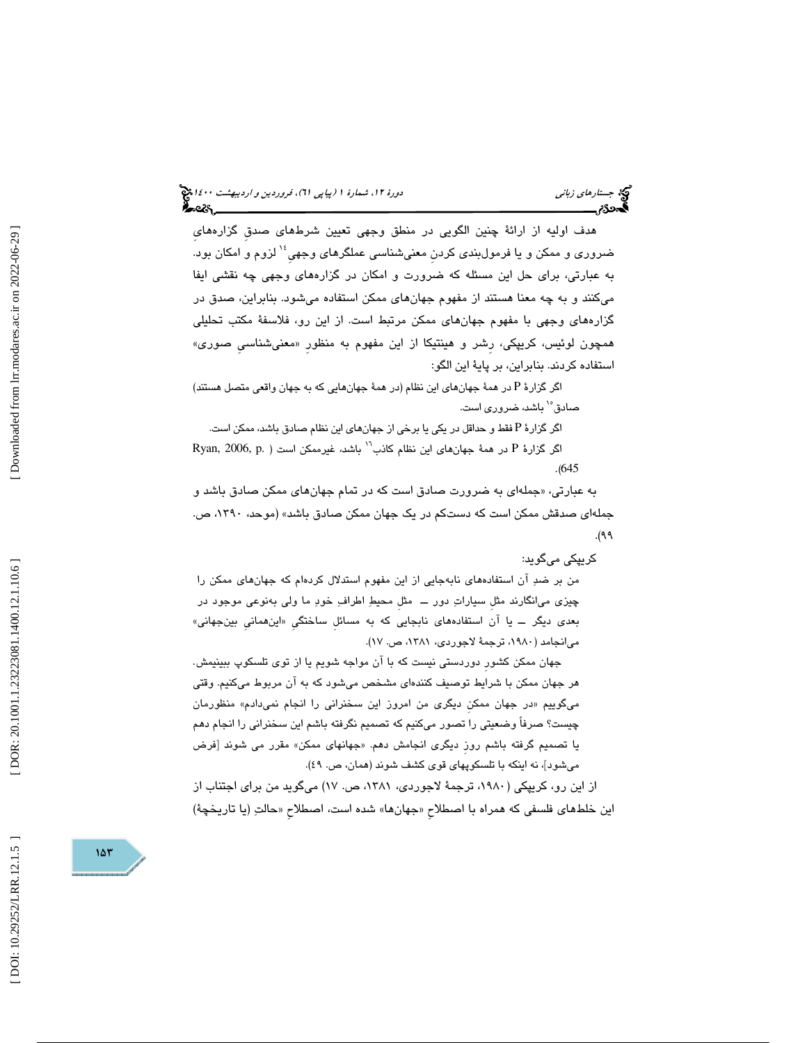هدف اولیهٔ از ارائهٔ چنین الگویی در منطق وجهی تعیین شرط‌های صدقِ گزاره‌هایِ ضروری و ممکن و یا فرمول‌بندی کردنِ معنی‌شناسی عملگرهای وجهی[14] لزوم و امکان بود. به عبارتی، برای حل این مسئله که ضرورت و امکان در گزاره‌های وجهی چه نقشی ایفا می‌کنند و به چه معنا هستند از مفهوم جهان‌های ممکن استفاده می‌شود. بنابراین، صدق در گزاره‌های وجهی با مفهوم جهان‌های ممکن مرتبط است. از این رو، فلاسفهٔ مکتب تحلیلی همچون لوئیس، کریپکی، رشر و هینتیکا از این مفهوم به منظورِ «معنی‌شناسیِ صوری» استفاده کردند. بنابراین، بر پایهٔ این الگو:

اگر گزارهٔ P در همهٔ جهان‌های این نظام (در همهٔ جهان‌هایی که به جهان واقعی متصل هستند) صادق[15] باشد، ضروری است.

اگر گزارهٔ P فقط و حداقل در یکی یا برخی از جهان‌های این نظام صادق باشد، ممکن است.

اگر گزارهٔ P در همهٔ جهان‌های این نظام کاذب[16] باشد، غیرممکن است (Ryan, 2006, p. 645).

به عبارتی، «جمله‌ای به ضرورت صادق است که در تمام جهان‌های ممکن صادق باشد و جمله‌ای صدقش ممکن است که دست‌کم در یک جهان ممکن صادق باشد» (موحد، ۱۳۹۰، ص. ۹۹).

کریپکی می‌گوید:

من بر ضدِ آن استفاده‌های نابه‌جایی از این مفهوم استدلال کرده‌ام که جهان‌های ممکن را چیزی می‌انگارند مثلِ سیاراتِ دور ــ مثلِ محیطِ اطرافِ خودِ ما ولی به‌نوعی موجود در بعدی دیگر ــ یا آن استفاده‌های نابجایی که به مسائلِ ساختگیِ «این‌همانیِ بین‌جهانی» می‌انجامد (۱۹۸۰، ترجمهٔ لاجوردی، ۱۳۸۱، ص. ۱۷).

جهان ممکن کشورِ دوردستی نیست که با آن مواجه شویم یا از توی تلسکوپ ببینیمش. هر جهان ممکن با شرایط توصیف کننده‌ای مشخص می‌شود که به آن مربوط می‌کنیم. وقتی می‌گوییم «در جهان ممکنِ دیگری من امروز این سخنرانی را انجام نمی‌دادم» منظورمان چیست؟ صرفاً وضعیتی را تصور می‌کنیم که تصمیم نگرفته باشم این سخنرانی را انجام دهم یا تصمیم گرفته باشم روزِ دیگری انجامش دهم. «جهانهای ممکن» مقرر می شوند [فرض می‌شوند]، نه اینکه با تلسکوپهای قوی کشف شوند (همان، ص. ۴۹).

از این رو، کریپکی (۱۹۸۰، ترجمهٔ لاجوردی، ۱۳۸۱، ص. ۱۷) می‌گوید من برای اجتناب از این خلط‌های فلسفی که همراه با اصطلاحِ «جهان‌ها» شده است، اصطلاحِ «حالتِ (یا تاریخچهٔ)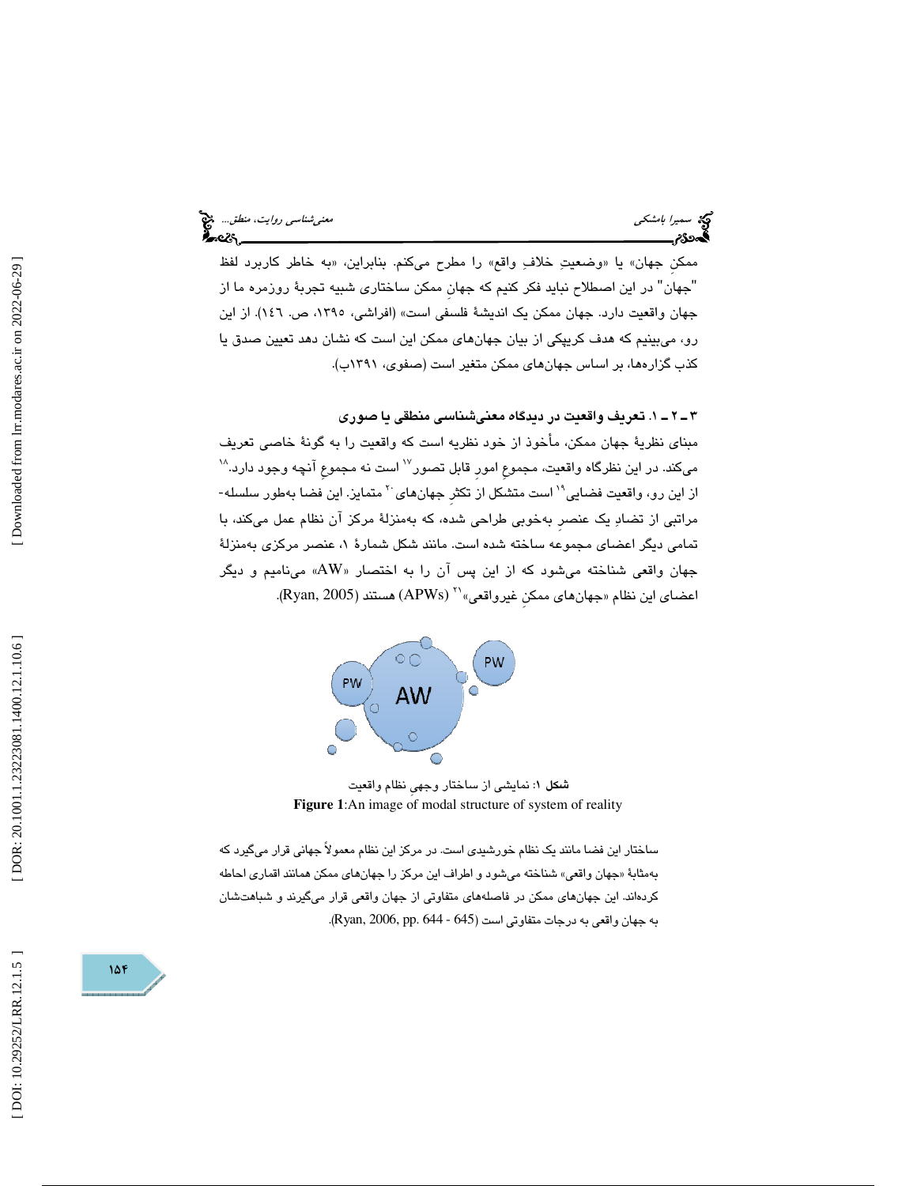ممکنِ جهان» یا «وضعیتِ خلافِ واقع» را مطرح می‌کنم. بنابراین، «به خاطر کاربرد لفظ "جهان" در این اصطلاح نباید فکر کنیم که جهانِ ممکن ساختاری شبیه تجربهٔ روزمره ما از جهان واقعیت دارد. جهان ممکن یک اندیشهٔ فلسفی است» (افراشی، ۱۳۹۵، ص. ۱۴۶). از این رو، می‌بینیم که هدف کریپکی از بیان جهان‌های ممکن این است که نشان دهد تعیین صدق یا کذب گزاره‌ها، بر اساس جهان‌های ممکن متغیر است (صفوی، ۱۳۹۱ب).

### ۳ ـ ۲ ـ ۱. تعریف واقعیت در دیدگاه معنی‌شناسی منطقی یا صوری

مبنای نظریهٔ جهان ممکن، مأخوذ از خود نظریه است که واقعیت را به گونهٔ خاصی تعریف می‌کند. در این نظرگاه واقعیت، مجموعِ امورِ قابل تصور[17] است نه مجموعِ آنچه وجود دارد.[18] از این رو، واقعیت فضایی[19] است متشکل از تکثرِ جهان‌های[20] متمایز. این فضا به‌طور سلسله‌مراتبی از تضادِ یک عنصرِ به‌خوبی طراحی شده، که به‌منزلهٔ مرکز آن نظام عمل می‌کند، با تمامی دیگر اعضای مجموعه ساخته شده است. مانند شکل شمارهٔ ۱، عنصر مرکزی به‌منزلهٔ جهان واقعی شناخته می‌شود که از این پس آن را به اختصار «AW» می‌نامیم و دیگر اعضای این نظام «جهان‌های ممکنِ غیرواقعی»[21] (APWs) هستند (Ryan, 2005).

**شکل ۱**: نمایشی از ساختار وجهیِ نظام واقعیت

**Figure 1**:An image of modal structure of system of reality

ساختار این فضا مانند یک نظام خورشیدی است. در مرکز این نظام معمولاً جهانی قرار می‌گیرد که به‌مثابهٔ «جهان واقعی» شناخته می‌شود و اطراف این مرکز را جهان‌های ممکن همانند اقماری احاطه کرده‌اند. این جهان‌های ممکن در فاصله‌های متفاوتی از جهان واقعی قرار می‌گیرند و شباهت‌شان به جهان واقعی به درجات متفاوتی است (Ryan, 2006, pp. 644 - 645).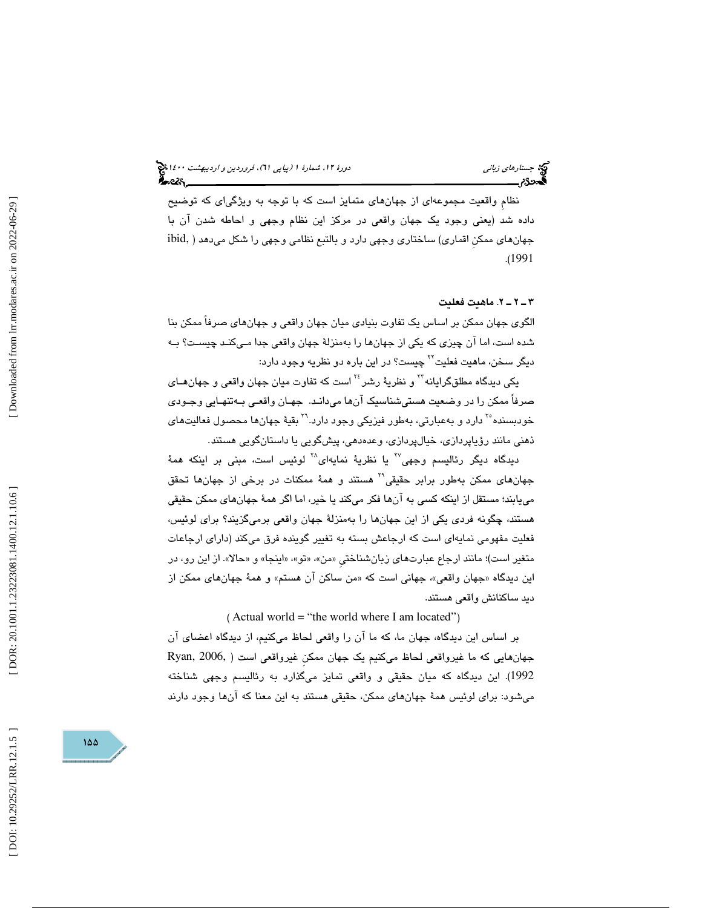نظامِ واقعیت مجموعه‌ای از جهان‌های متمایز است که با توجه به ویژگی‌ای که توضیح داده شد (یعنی وجود یک جهان واقعی در مرکز این نظام وجهی و احاطه شدن آن با جهان‌های ممکنِ اقماری) ساختاری وجهی دارد و بالتبع نظامی وجهی را شکل می‌دهد (ibid, 1991).

### ۳ ـ ۲ ـ ۲. ماهیت فعلیت

الگوی جهان ممکن بر اساس یک تفاوت بنیادی میان جهان واقعی و جهان‌های صرفاً ممکن بنا شده است، اما آن چیزی که یکی از جهان‌ها را به‌منزلهٔ جهان واقعی جدا می‌کند چیست؟ به دیگر سخن، ماهیت فعلیت[22] چیست؟ در این باره دو نظریه وجود دارد:

یکی دیدگاه مطلق‌گرایانه[23] و نظریهٔ رشر[24] است که تفاوت میان جهان واقعی و جهان‌های صرفاً ممکن را در وضعیت هستی‌شناسیک آن‌ها می‌داند. جهان واقعی به‌تنهایی وجودی خودبسنده[25] دارد و به‌عبارتی، به‌طور فیزیکی وجود دارد.[26] بقیهٔ جهان‌ها محصول فعالیت‌های ذهنی مانند رؤیاپردازی، خیال‌پردازی، وعده‌دهی، پیش‌گویی یا داستان‌گویی هستند.

دیدگاه دیگر رئالیسم وجهی[27] یا نظریهٔ نمایه‌ای[28] لوئیس است، مبنی بر اینکه همهٔ جهان‌های ممکن به‌طور برابر حقیقی[29] هستند و همهٔ ممکنات در برخی از جهان‌ها تحقق می‌یابند؛ مستقل از اینکه کسی به آن‌ها فکر می‌کند یا خیر، اما اگر همهٔ جهان‌های ممکن حقیقی هستند، چگونه فردی یکی از این جهان‌ها را به‌منزلهٔ جهان واقعی برمی‌گزیند؟ برای لوئیس، فعلیت مفهومی نمایه‌ای است که ارجاعش بسته به تغییر گوینده فرق می‌کند (دارای ارجاعات متغیر است)؛ مانند ارجاع عبارت‌های زبان‌شناختیِ «من»، «تو»، «اینجا» و «حالا». از این رو، در این دیدگاه «جهان واقعی»، جهانی است که «من ساکن آن هستم» و همهٔ جهان‌های ممکن از دید ساکنانش واقعی هستند.

(Actual world = "the world where I am located")

بر اساس این دیدگاه، جهان ما، که ما آن را واقعی لحاظ می‌کنیم، از دیدگاه اعضای آن جهان‌هایی که ما غیرواقعی لحاظ می‌کنیم یک جهان ممکنِ غیرواقعی است (Ryan, 2006, 1992). این دیدگاه که میان حقیقی و واقعی تمایز می‌گذارد به رئالیسم وجهی شناخته می‌شود: برای لوئیس همهٔ جهان‌های ممکن، حقیقی هستند به این معنا که آن‌ها وجود دارند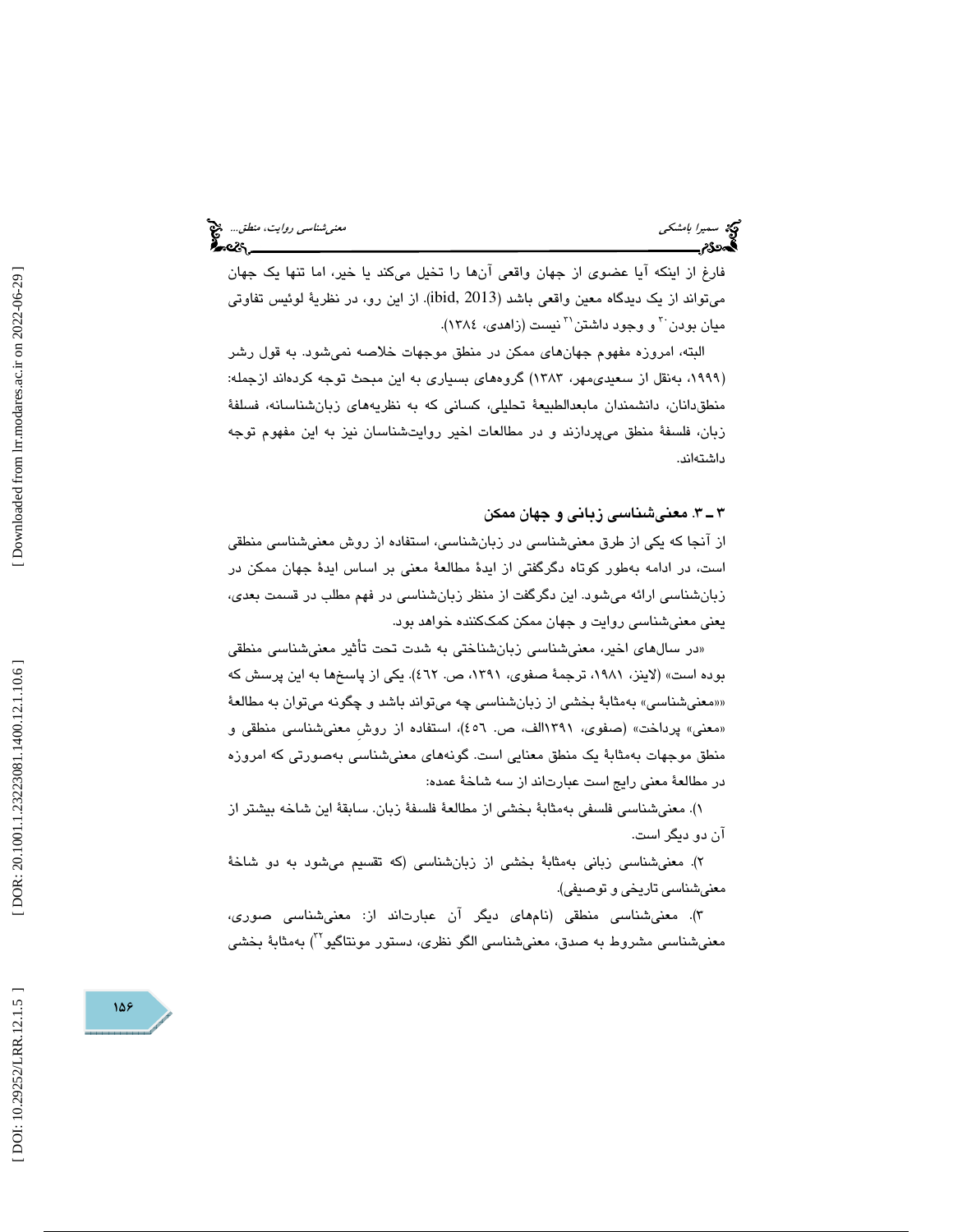فارغ از اینکه آیا عضوی از جهان واقعی آن‌ها را تخیل می‌کند یا خیر، اما تنها یک جهان می‌تواند از یک دیدگاه معین واقعی باشد (ibid, 2013). از این رو، در نظریهٔ لوئیس تفاوتی میان بودن[30] و وجود داشتن[31] نیست (زاهدی، ۱۳۸٤).

البته، امروزه مفهوم جهان‌های ممکن در منطق موجهات خلاصه نمی‌شود. به قول رشر (۱۹۹۹، به‌نقل از سعیدی‌مهر، ۱۳۸۳) گروه‌های بسیاری به این مبحث توجه کرده‌اند ازجمله: منطق‌دانان، دانشمندان مابعدالطبیعهٔ تحلیلی، کسانی که به نظریه‌های زبان‌شناسانه، فسلفهٔ زبان، فلسفهٔ منطق می‌پردازند و در مطالعات اخیر روایت‌شناسان نیز به این مفهوم توجه داشته‌اند.

## ۳ ـ ۳. معنی‌شناسی زبانی و جهان ممکن

از آنجا که یکی از طرق معنی‌شناسی در زبان‌شناسی، استفاده از روش معنی‌شناسی منطقی است، در ادامه به‌طور کوتاه دگرگفتی از ایدهٔ مطالعهٔ معنی بر اساس ایدهٔ جهان ممکن در زبان‌شناسی ارائه می‌شود. این دگرگفت از منظر زبان‌شناسی در فهم مطلب در قسمت بعدی، یعنی معنی‌شناسی روایت و جهان ممکن کمک‌کننده خواهد بود.

«در سال‌های اخیر، معنی‌شناسی زبان‌شناختی به شدت تحت تأثیر معنی‌شناسی منطقی بوده است» (لاینز، ۱۹۸۱، ترجمهٔ صفوی، ۱۳۹۱، ص. ٤٦٢). یکی از پاسخ‌ها به این پرسش که ««معنی‌شناسی» به‌مثابهٔ بخشی از زبان‌شناسی چه می‌تواند باشد و چگونه می‌توان به مطالعهٔ «معنی» پرداخت» (صفوی، ۱۳۹۱الف، ص. ٤٥٦)، استفاده از روشِ معنی‌شناسی منطقی و منطق موجهات به‌مثابهٔ یک منطق معنایی است. گونه‌های معنی‌شناسی به‌صورتی که امروزه در مطالعهٔ معنی رایج است عبارت‌اند از سه شاخهٔ عمده:

۱). معنی‌شناسی فلسفی به‌مثابهٔ بخشی از مطالعهٔ فلسفهٔ زبان. سابقهٔ این شاخه بیشتر از آن دو دیگر است.

۲). معنی‌شناسی زبانی به‌مثابهٔ بخشی از زبان‌شناسی (که تقسیم می‌شود به دو شاخهٔ معنی‌شناسی تاریخی و توصیفی).

۳). معنی‌شناسی منطقی (نام‌های دیگر آن عبارت‌اند از: معنی‌شناسی صوری، معنی‌شناسی مشروط به صدق، معنی‌شناسی الگو نظری، دستور مونتاگیو[32]) به‌مثابهٔ بخشی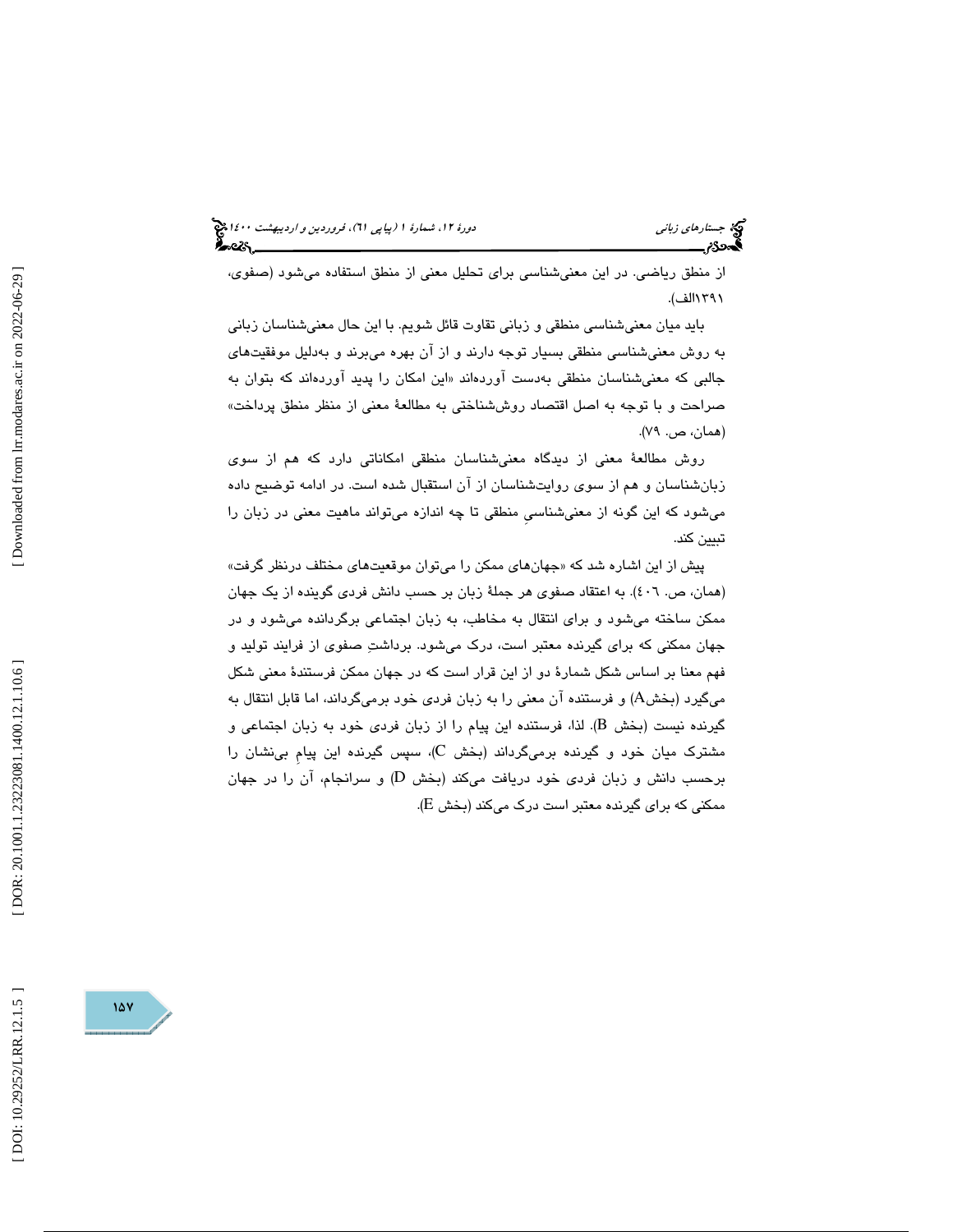از منطق ریاضی. در این معنی‌شناسی برای تحلیل معنی از منطق استفاده می‌شود (صفوی، ۱۳۹۱الف).

باید میان معنی‌شناسی منطقی و زبانی تفاوت قائل شویم. با این حال معنی‌شناسان زبانی به روش معنی‌شناسی منطقی بسیار توجه دارند و از آن بهره می‌برند و به‌دلیل موفقیت‌های جالبی که معنی‌شناسان منطقی به‌دست آورده‌اند «این امکان را پدید آورده‌اند که بتوان به صراحت و با توجه به اصل اقتصاد روش‌شناختی به مطالعهٔ معنی از منظر منطق پرداخت» (همان، ص. ۷۹).

روش مطالعهٔ معنی از دیدگاه معنی‌شناسان منطقی امکاناتی دارد که هم از سوی زبان‌شناسان و هم از سوی روایت‌شناسان از آن استقبال شده است. در ادامه توضیح داده می‌شود که این گونه از معنی‌شناسیِ منطقی تا چه اندازه می‌تواند ماهیت معنی در زبان را تبیین کند.

پیش از این اشاره شد که «جهان‌های ممکن را می‌توان موقعیت‌های مختلف درنظر گرفت» (همان، ص. ٤٠٦). به اعتقاد صفوی هر جملهٔ زبان بر حسب دانش فردی گوینده از یک جهان ممکن ساخته می‌شود و برای انتقال به مخاطب، به زبان اجتماعی برگردانده می‌شود و در جهان ممکنی که برای گیرنده معتبر است، درک می‌شود. برداشتِ صفوی از فرایند تولید و فهم معنا بر اساس شکل شمارهٔ دو از این قرار است که در جهان ممکن فرستندهٔ معنی شکل می‌گیرد (بخشA) و فرستنده آن معنی را به زبان فردی خود برمی‌گرداند، اما قابل انتقال به گیرنده نیست (بخش B). لذا، فرستنده این پیام را از زبان فردی خود به زبان اجتماعی و مشترک میان خود و گیرنده برمی‌گرداند (بخش C)، سپس گیرنده این پیامِ بی‌نشان را برحسب دانش و زبان فردی خود دریافت می‌کند (بخش D) و سرانجام، آن را در جهان ممکنی که برای گیرنده معتبر است درک می‌کند (بخش E).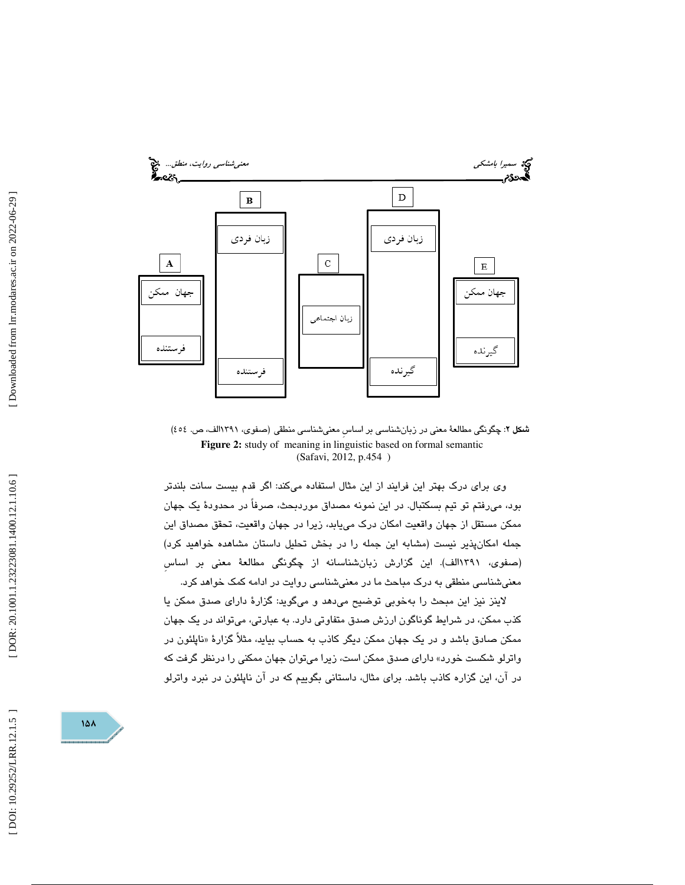| A | B | C | D | E |
| --- | --- | --- | --- | --- |
| جهان ممکن | زبان فردی | زبان اجتماعی | زبان فردی | جهان ممکن |
| فرستنده | فرستنده | | گیرنده | گیرنده |

**شکل ۲**: چگونگی مطالعهٔ معنی در زبان‌شناسی بر اساسِ معنی‌شناسی منطقی (صفوی، ۱۳۹۱الف، ص. ٤٥٤)

**Figure 2:** study of meaning in linguistic based on formal semantic
(Safavi, 2012, p.454 )

وی برای درک بهتر این فرایند از این مثال استفاده می‌کند: اگر قدم بیست سانت بلندتر بود، می‌رفتم تو تیم بسکتبال. در این نمونه مصداق موردبحث، صرفاً در محدودهٔ یک جهان ممکن مستقل از جهان واقعیت امکان درک می‌یابد، زیرا در جهان واقعیت، تحقق مصداق این جمله امکان‌پذیر نیست (مشابه این جمله را در بخش تحلیل داستان مشاهده خواهید کرد) (صفوی، ۱۳۹۱الف). این گزارش زبان‌شناسانه از چگونگی مطالعهٔ معنی بر اساسِ معنی‌شناسی منطقی به درک مباحث ما در معنی‌شناسی روایت در ادامه کمک خواهد کرد.

لاینز نیز این مبحث را به‌خوبی توضیح می‌دهد و می‌گوید: گزارهٔ دارای صدق ممکن یا کذب ممکن، در شرایط گوناگون ارزش صدق متفاوتی دارد. به عبارتی، می‌تواند در یک جهان ممکن صادق باشد و در یک جهان ممکن دیگر کاذب به حساب بیاید، مثلاً گزارهٔ «ناپلئون در واترلو شکست خورد» دارای صدق ممکن است، زیرا می‌توان جهان ممکنی را درنظر گرفت که در آن، این گزاره کاذب باشد. برای مثال، داستانی بگوییم که در آن ناپلئون در نبرد واترلو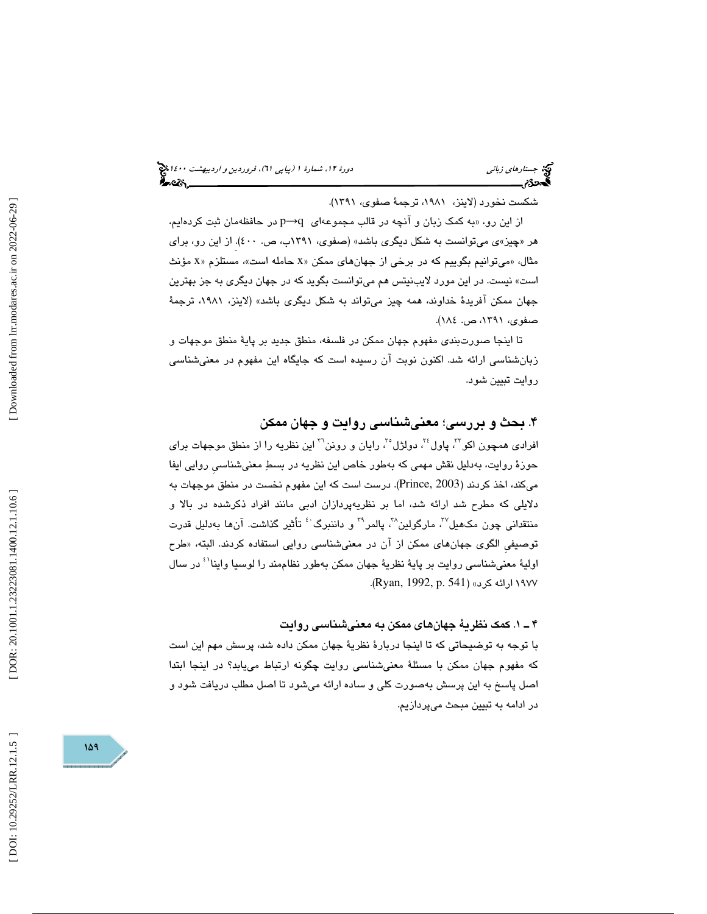شکست نخورد (لاینز، ۱۹۸۱، ترجمهٔ صفوی، ۱۳۹۱).

از این رو، «به کمک زبان و آنچه در قالب مجموعه‌ای $p \rightarrow q$ در حافظه‌مان ثبت کرده‌ایم، هر «چیز»ی می‌توانست به شکل دیگری باشد» (صفوی، ۱۳۹۱ب، ص. ٤٠٠). از این رو، برای مثال، «می‌توانیم بگوییم که در برخی از جهان‌های ممکن «x حامله است»، مستلزم «x مؤنث است» نیست. در این مورد لایب‌نیتس هم می‌توانست بگوید که در جهان دیگری به جز بهترین جهان ممکن آفریدهٔ خداوند، همه چیز می‌تواند به شکل دیگری باشد» (لاینز، ۱۹۸۱، ترجمهٔ صفوی، ۱۳۹۱، ص. ١٨٤).

تا اینجا صورت‌بندی مفهوم جهان ممکن در فلسفه، منطق جدید بر پایهٔ منطق موجهات و زبان‌شناسی ارائه شد. اکنون نوبت آن رسیده است که جایگاه این مفهوم در معنی‌شناسی روایت تبیین شود.

## ۴. بحث و بررسی؛ معنی‌شناسی روایت و جهان ممکن

افرادی همچون اکو[33]، پاول[34]، دولژل[35]، رایان و رونن[36] این نظریه را از منطق موجهات برای حوزهٔ روایت، به‌دلیل نقش مهمی که به‌طور خاص این نظریه در بسطِ معنی‌شناسیِ روایی ایفا می‌کند، اخذ کردند (Prince, 2003). درست است که این مفهوم نخست در منطق موجهات به دلایلی که مطرح شد ارائه شد، اما بر نظریه‌پردازان ادبی مانند افراد ذکرشده در بالا و منتقدانی چون مک‌هیل[37]، مارگولین[38]، پالمر[39] و داننبرگ[40] تأثیر گذاشت. آن‌ها به‌دلیل قدرت توصیفِ الگوی جهان‌های ممکن از آن در معنی‌شناسی روایی استفاده کردند. البته، «طرح اولیهٔ معنی‌شناسی روایت بر پایهٔ نظریهٔ جهان ممکن به‌طور نظام‌مند را لوسیا واینا[41] در سال ۱۹۷۷ ارائه کرد» (Ryan, 1992, p. 541).

### ۴ ـ ۱. کمک نظریهٔ جهان‌های ممکن به معنی‌شناسی روایت

با توجه به توضیحاتی که تا اینجا دربارهٔ نظریهٔ جهان ممکن داده شد، پرسش مهم این است که مفهوم جهان ممکن با مسئلهٔ معنی‌شناسی روایت چگونه ارتباط می‌یابد؟ در اینجا ابتدا اصل پاسخ به این پرسش به‌صورت کلی و ساده ارائه می‌شود تا اصل مطلب دریافت شود و در ادامه به تبیین مبحث می‌پردازیم.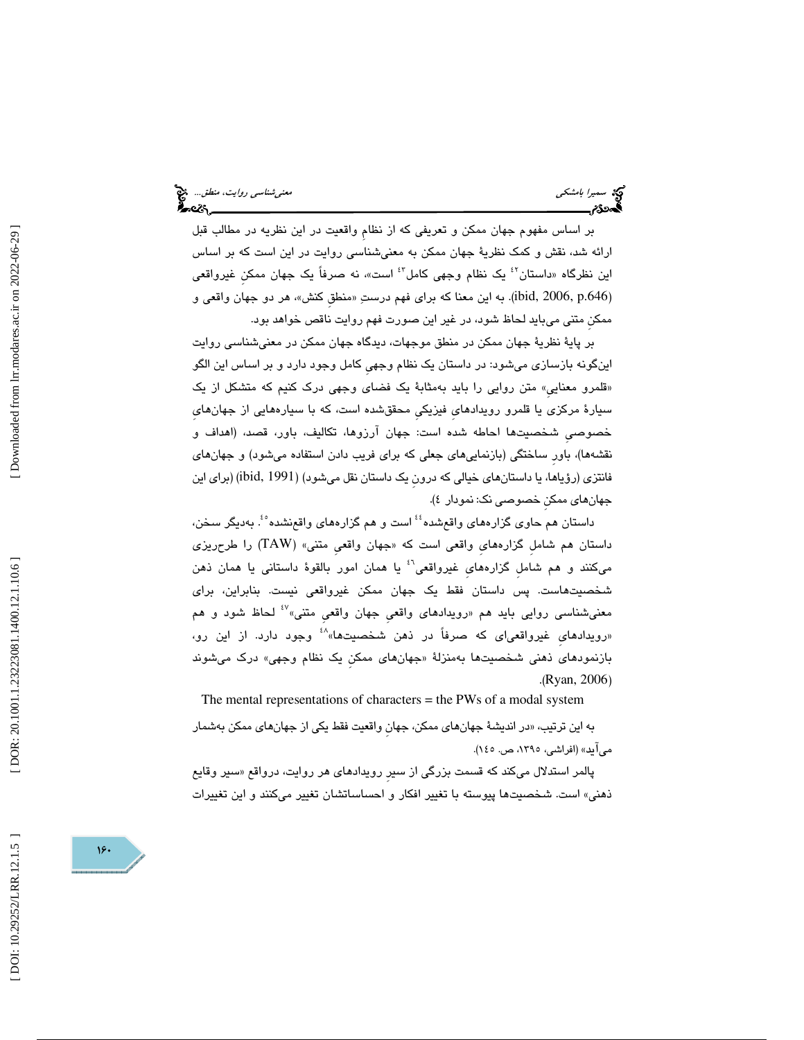بر اساس مفهوم جهان ممکن و تعریفی که از نظامِ واقعیت در این نظریه در مطالبِ قبل ارائه شد، نقش و کمک نظریهٔ جهان ممکن به معنی‌شناسی روایت در این است که بر اساس این نظرگاه «داستان[42] یک نظام وجهی کامل[43] است»، نه صرفاً یک جهان ممکنِ غیرواقعی (ibid, 2006, p.646). به این معنا که برای فهم درستِ «منطقِ کنش»، هر دو جهان واقعی و ممکنِ متنی می‌باید لحاظ شود، در غیر این صورت فهم روایت ناقص خواهد بود.

بر پایهٔ نظریهٔ جهان ممکن در منطق موجهات، دیدگاه جهان ممکن در معنی‌شناسی روایت این‌گونه بازسازی می‌شود: در داستان یک نظام وجهیِ کامل وجود دارد و بر اساس این الگو «قلمرو معناییِ» متن روایی را باید به‌مثابهٔ یک فضای وجهی درک کنیم که متشکل از یک سیارهٔ مرکزی یا قلمرو رویدادهایِ فیزیکیِ محقق‌شده است، که با سیاره‌هایی از جهان‌هایِ خصوصیِ شخصیت‌ها احاطه شده است: جهان آرزوها، تکالیف، باور، قصد، (اهداف و نقشه‌ها)، باورِ ساختگی (بازنمایی‌های جعلی که برای فریب دادن استفاده می‌شود) و جهان‌های فانتزی (رؤیاها، یا داستان‌های خیالی که درونِ یک داستان نقل می‌شود) (ibid, 1991) (برای این جهان‌های ممکنِ خصوصی نک: نمودار ٤).

داستان هم حاوی گزاره‌های واقع‌شده[44] است و هم گزاره‌های واقع‌نشده[45]. به‌دیگر سخن، داستان هم شاملِ گزاره‌هایِ واقعی است که «جهان واقعیِ متنی» (TAW) را طرح‌ریزی می‌کنند و هم شاملِ گزاره‌هایِ غیرواقعی[46] یا همان امور بالقوهٔ داستانی یا همان ذهن شخصیت‌هاست. پس داستان فقط یک جهان ممکن غیرواقعی نیست. بنابراین، برای معنی‌شناسی روایی باید هم «رویدادهای واقعیِ جهان واقعیِ متنی»[47] لحاظ شود و هم «رویدادهایِ غیرواقعی‌ای که صرفاً در ذهن شخصیت‌ها»[48] وجود دارد. از این رو، بازنمودهای ذهنی شخصیت‌ها به‌منزلهٔ «جهان‌های ممکنِ یک نظام وجهی» درک می‌شوند (Ryan, 2006).

The mental representations of characters = the PWs of a modal system

به این ترتیب، «در اندیشهٔ جهان‌های ممکن، جهانِ واقعیت فقط یکی از جهان‌های ممکن به‌شمار می‌آید» (افراشی، ١٣٩٥، ص. ١٤٥).

پالمر استدلال می‌کند که قسمت بزرگی از سیرِ رویدادهای هر روایت، درواقع «سیر وقایع ذهنی» است. شخصیت‌ها پیوسته با تغییر افکار و احساساتشان تغییر می‌کنند و این تغییرات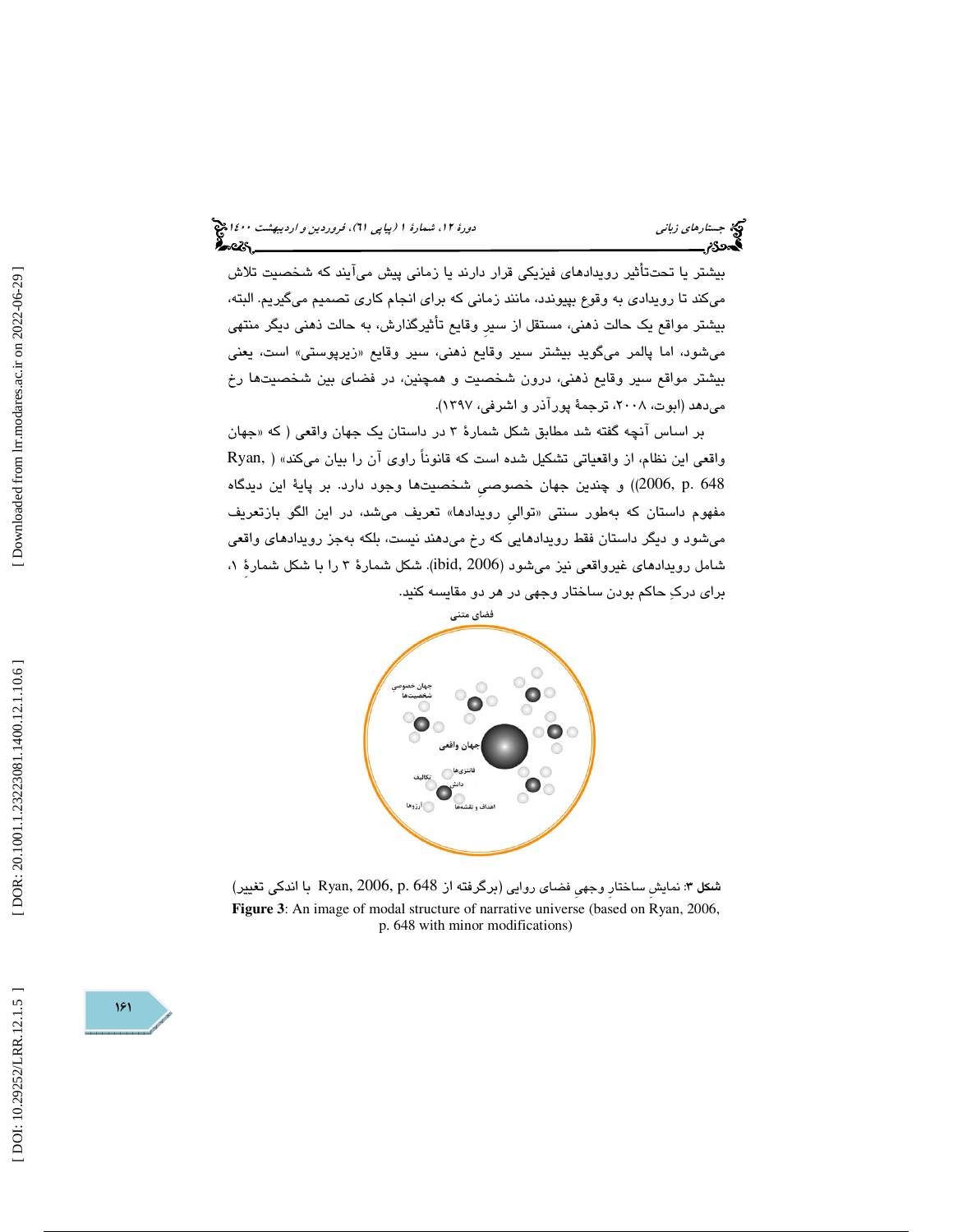بیشتر یا تحت‌تأثیر رویدادهای فیزیکی قرار دارند یا زمانی پیش می‌آیند که شخصیت تلاش می‌کند تا رویدادی به وقوع بپیوندد، مانند زمانی که برای انجام کاری تصمیم می‌گیریم. البته، بیشتر مواقع یک حالت ذهنی، مستقل از سیرِ وقایع تأثیرگذارش، به حالت ذهنی دیگر منتهی می‌شود، اما پالمر می‌گوید بیشتر سیر وقایع ذهنی، سیر وقایع «زیرپوستی» است، یعنی بیشتر مواقع سیر وقایع ذهنی، درون شخصیت و همچنین، در فضای بین شخصیت‌ها رخ می‌دهد (ابوت، ۲۰۰۸، ترجمهٔ پورآذر و اشرفی، ۱۳۹۷).

بر اساس آنچه گفته شد مطابق شکل شمارهٔ ۳ در داستان یک جهان واقعی ( که «جهان واقعی این نظام، از واقعیاتی تشکیل شده است که قانوناً راوی آن را بیان می‌کند» ( Ryan, 2006, p. 648)) و چندین جهان خصوصیِ شخصیت‌ها وجود دارد. بر پایهٔ این دیدگاه مفهوم داستان که به‌طور سنتی «توالیِ رویدادها» تعریف می‌شد، در این الگو بازتعریف می‌شود و دیگر داستان فقط رویدادهایی که رخ می‌دهند نیست، بلکه به‌جز رویدادهای واقعی شامل رویدادهای غیرواقعی نیز می‌شود (ibid, 2006). شکل شمارهٔ ۳ را با شکل شمارهٔ ۱، برای درکِ حاکم بودن ساختار وجهی در هر دو مقایسه کنید.

**شکل ۳**: نمایشِ ساختارِ وجهی فضای روایی (برگرفته از Ryan, 2006, p. 648 با اندکی تغییر)

**Figure 3**: An image of modal structure of narrative universe (based on Ryan, 2006, p. 648 with minor modifications)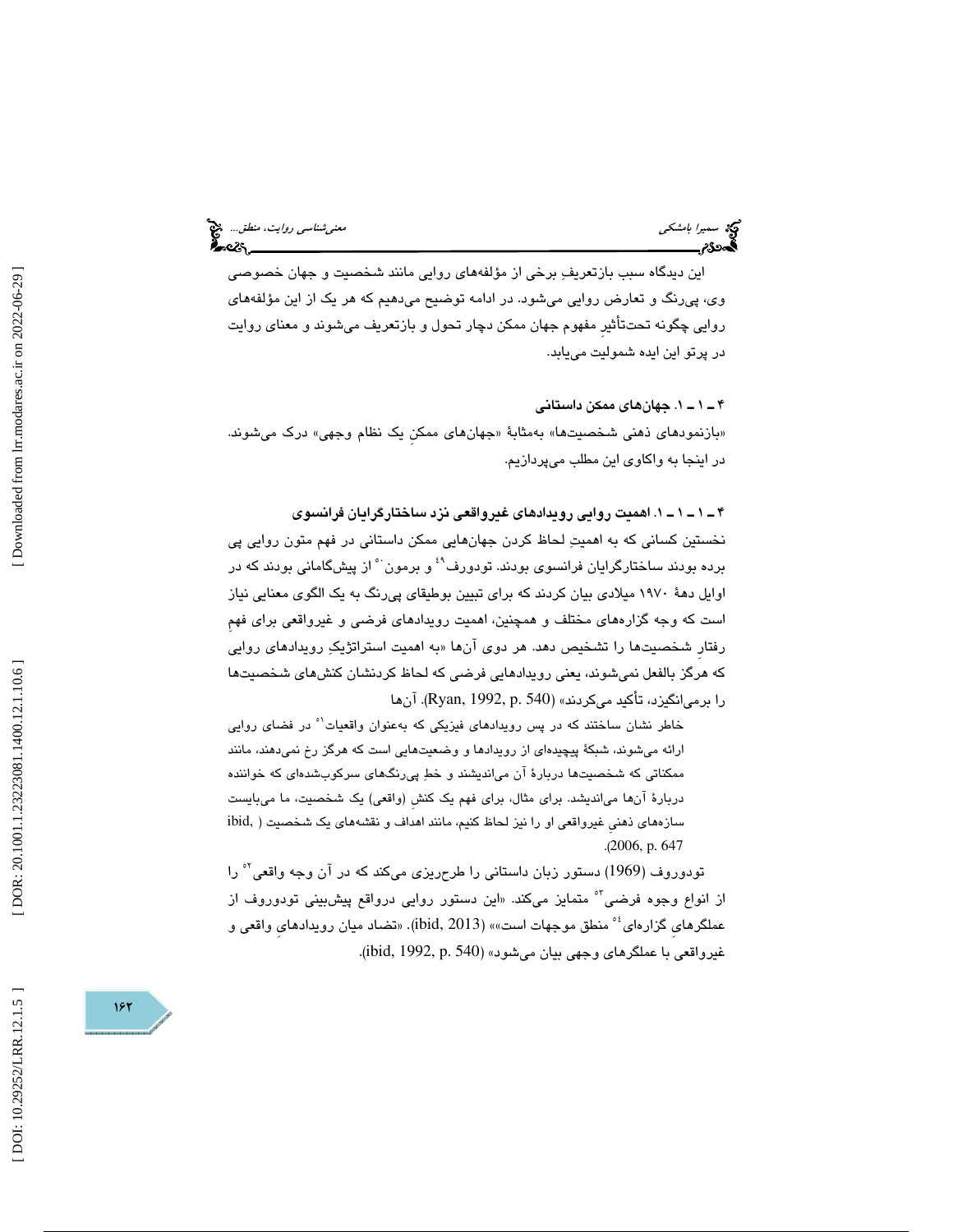این دیدگاه سببِ بازتعریفِ برخی از مؤلفه‌های روایی مانند شخصیت و جهان خصوصی وی، پی‌رنگ و تعارض روایی می‌شود. در ادامه توضیح می‌دهیم که هر یک از این مؤلفه‌های روایی چگونه تحت‌تأثیرِ مفهوم جهان ممکن دچار تحول و بازتعریف می‌شوند و معنای روایت در پرتو این ایده شمولیت می‌یابد.

### ۴ ـ ۱ ـ ۱. جهان‌های ممکن داستانی

«بازنمودهای ذهنی شخصیت‌ها» به‌مثابهٔ «جهان‌های ممکنِ یک نظام وجهی» درک می‌شوند. در اینجا به واکاوی این مطلب می‌پردازیم.

#### ۴ ـ ۱ ـ ۱ ـ ۱. اهمیت روایی رویدادهای غیرواقعی نزد ساختارگرایان فرانسوی

نخستین کسانی که به اهمیتِ لحاظ کردن جهان‌هایی ممکن داستانی در فهم متون روایی پی برده بودند ساختارگرایان فرانسوی بودند. تودورف[۴۹] و برمون[۵۰] از پیشگامانی بودند که در اوایل دهۀ ۱۹۷۰ میلادی بیان کردند که برای تبیین بوطیقای پی‌رنگ به یک الگوی معنایی نیاز است که وجه گزاره‌های مختلف و همچنین، اهمیت رویدادهای فرضی و غیرواقعی برای فهمِ رفتارِ شخصیت‌ها را تشخیص دهد. هر دوی آن‌ها «به اهمیت استراتژیکِ رویدادهای روایی که هرگز بالفعل نمی‌شوند، یعنی رویدادهایی فرضی که لحاظ کردنشان کنش‌های شخصیت‌ها را برمی‌انگیزد، تأکید می‌کردند» (Ryan, 1992, p. 540). آن‌ها

> خاطر نشان ساختند که در پس رویدادهای فیزیکی که به‌عنوان واقعیات[۵۱] در فضای روایی ارائه می‌شوند، شبکۀ پیچیده‌ای از رویدادها و وضعیت‌هایی است که هرگز رخ نمی‌دهند، مانند ممکناتی که شخصیت‌ها دربارهٔ آن می‌اندیشند و خطِ پی‌رنگ‌های سرکوب‌شده‌ای که خواننده دربارهٔ آن‌ها می‌اندیشد. برای مثال، برای فهم یک کنشِ (واقعی) یک شخصیت، ما می‌بایست سازه‌های ذهنیِ غیرواقعی او را نیز لحاظ کنیم، مانند اهداف و نقشه‌های یک شخصیت (ibid, 2006, p. 647).

تودوروف (1969) دستور زبان داستانی را طرح‌ریزی می‌کند که در آن وجه واقعی[۵۲] را از انواع وجوه فرضی[۵۳] متمایز می‌کند. «این دستور روایی درواقع پیش‌بینی تودوروف از عملگرهایِ گزاره‌ای[۵۴] منطق موجهات است»» (ibid, 2013). «تضاد میان رویدادهایِ واقعی و غیرواقعی با عملگرهای وجهی بیان می‌شود» (ibid, 1992, p. 540).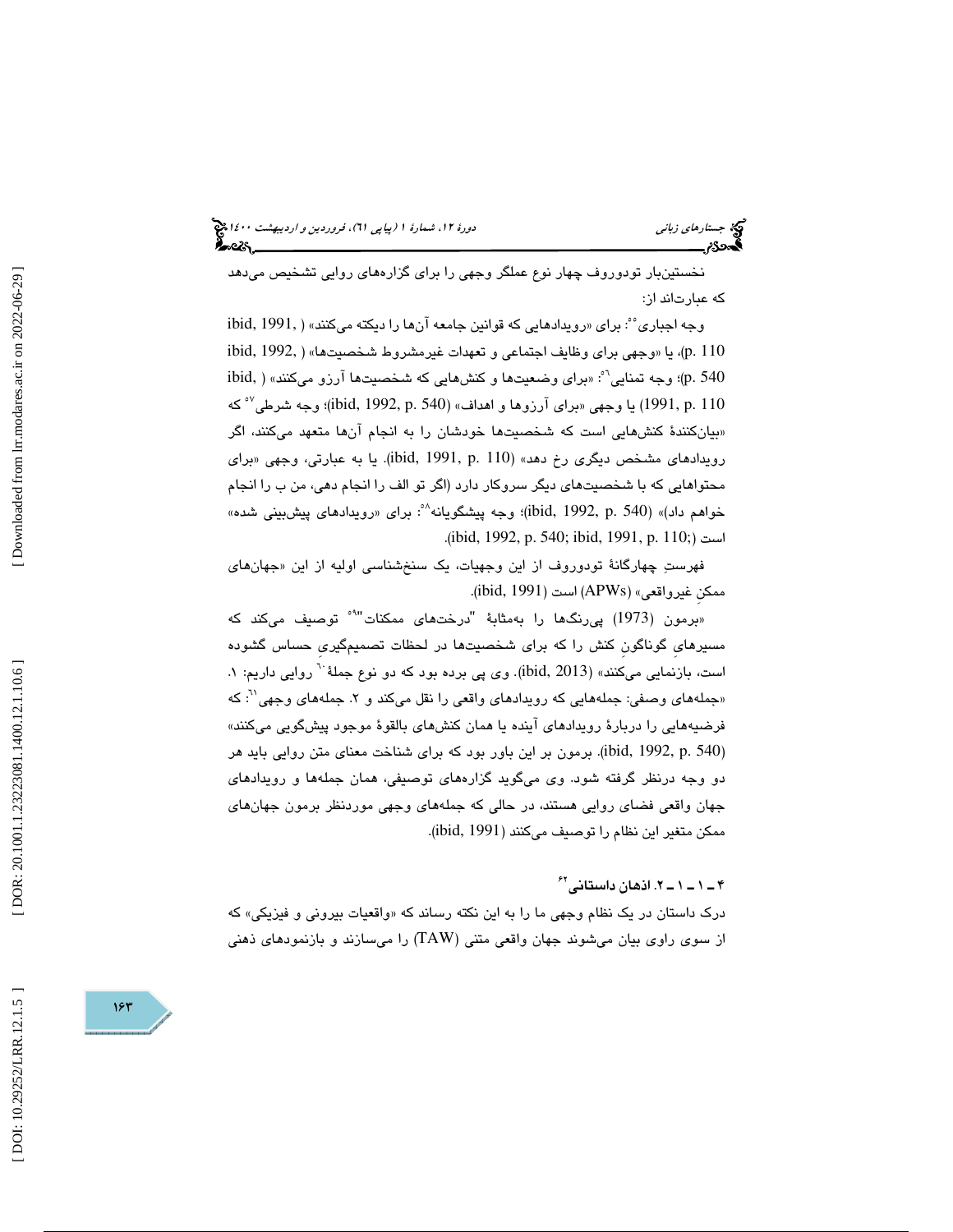نخستین‌بار تودوروف چهار نوع عملگر وجهی را برای گزاره‌های روایی تشخیص می‌دهد که عبارت‌اند از:

وجه اجباری[٥٥]: برای «رویدادهایی که قوانین جامعه آن‌ها را دیکته می‌کنند» (ibid, 1991, p. 110)، یا «وجهی برای وظایف اجتماعی و تعهدات غیرمشروط شخصیت‌ها» (ibid, 1992, p. 540)؛ وجه تمنایی[٥٦]: «برای وضعیت‌ها و کنش‌هایی که شخصیت‌ها آرزو می‌کنند» (ibid, 1991, p. 110) یا وجهی «برای آرزوها و اهداف» (ibid, 1992, p. 540)؛ وجه شرطی[٥٧] که «بیان‌کنندهٔ کنش‌هایی است که شخصیت‌ها خودشان را به انجام آن‌ها متعهد می‌کنند، اگر رویدادهای مشخص دیگری رخ دهد» (ibid, 1991, p. 110). یا به عبارتی، وجهی «برای محتواهایی که با شخصیت‌های دیگر سروکار دارد (اگر تو الف را انجام دهی، من ب را انجام خواهم داد)» (ibid, 1992, p. 540)؛ وجه پیشگویانه[٥٨]: برای «رویدادهای پیش‌بینی شده» است (ibid, 1992, p. 540; ibid, 1991, p. 110;).

فهرستِ چهارگانهٔ تودوروف از این وجهیات، یک سنخ‌شناسی اولیه از این «جهان‌های ممکنِ غیرواقعی» (APWs) است (ibid, 1991).

«برمون (1973) پی‌رنگ‌ها را به‌مثابهٔ "درخت‌های ممکنات"[٥٩] توصیف می‌کند که مسیرهایِ گوناگونِ کنش را که برای شخصیت‌ها در لحظات تصمیم‌گیریِ حساس گشوده است، بازنمایی می‌کنند» (ibid, 2013). وی پی برده بود که دو نوع جملهٔ[٦٠] روایی داریم: ۱. «جمله‌های وصفی: جمله‌هایی که رویدادهای واقعی را نقل می‌کند و ۲. جمله‌های وجهی[٦١]: که فرضیه‌هایی را دربارهٔ رویدادهای آینده یا همان کنش‌های بالقوهٔ موجود پیشگویی می‌کنند» (ibid, 1992, p. 540). برمون بر این باور بود که برای شناخت معنای متن روایی باید هر دو وجه درنظر گرفته شود. وی می‌گوید گزاره‌های توصیفی، همان جمله‌ها و رویدادهای جهان واقعی فضای روایی هستند، در حالی که جمله‌های وجهی موردنظر برمون جهان‌های ممکن متغیر این نظام را توصیف می‌کنند (ibid, 1991).

#### ۴ ـ ۱ ـ ۱ ـ ۲. اذهان داستانی[٦٢]

درک داستان در یک نظام وجهی ما را به این نکته رساند که «واقعیات بیرونی و فیزیکی» که از سوی راوی بیان می‌شوند جهان واقعی متنی (TAW) را می‌سازند و بازنمودهای ذهنی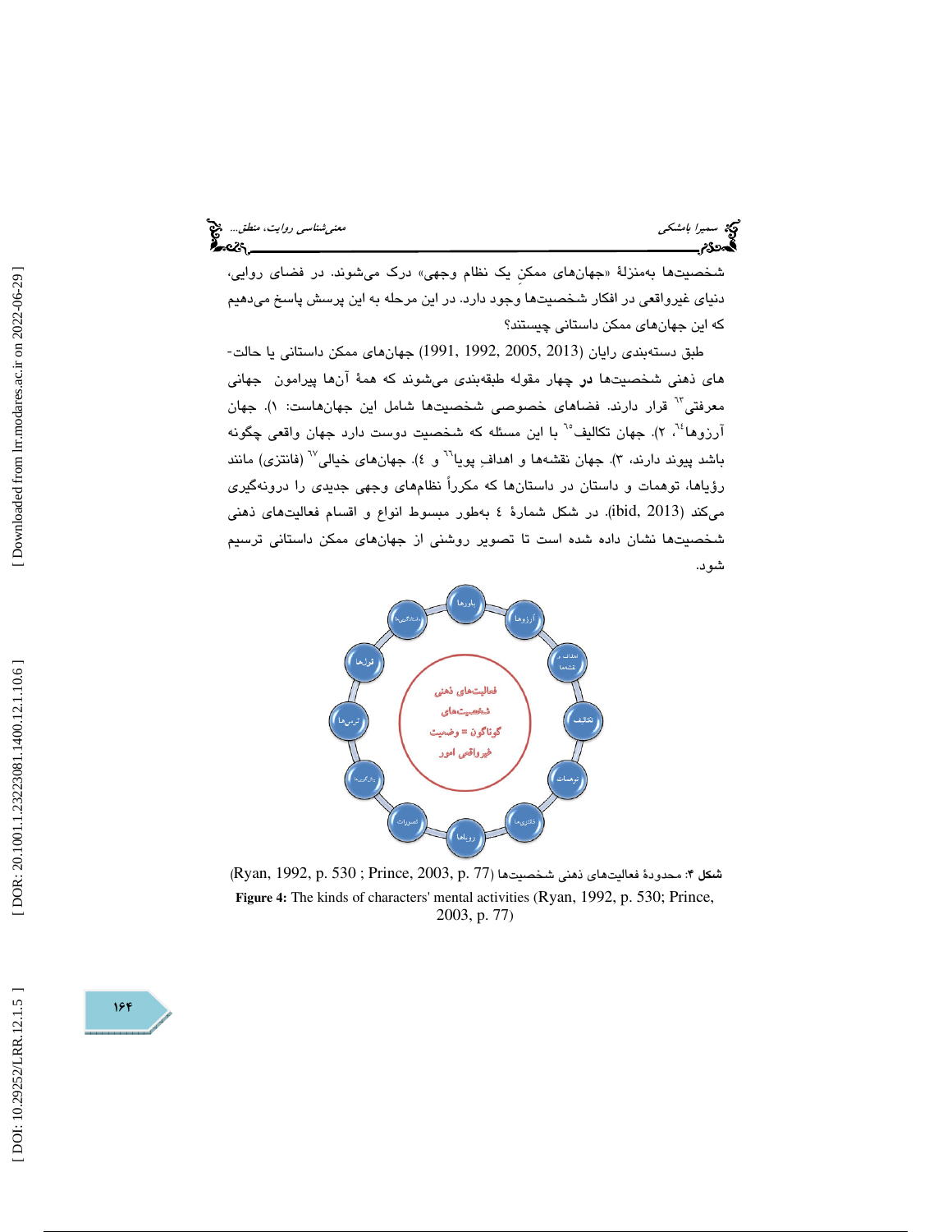شخصیت‌ها به‌منزلهٔ «جهان‌های ممکنِ یک نظام وجهی» درک می‌شوند. در فضای روایی، دنیای غیرواقعی در افکار شخصیت‌ها وجود دارد. در این مرحله به این پرسش پاسخ می‌دهیم که این جهان‌های ممکن داستانی چیستند؟

طبق دسته‌بندی رایان (1991, 1992, 2005, 2013) جهان‌های ممکن داستانی یا حالت‌های ذهنی شخصیت‌ها در چهار مقوله طبقه‌بندی می‌شوند که همهٔ آن‌ها پیرامون جهانی معرفتی[63] قرار دارند. فضاهای خصوصی شخصیت‌ها شامل این جهان‌هاست: ۱). جهان آرزوها[64]، ۲). جهان تکالیف[65] با این مسئله که شخصیت دوست دارد جهان واقعی چگونه باشد پیوند دارند، ۳). جهان نقشه‌ها و اهدافِ پویا[66] و ٤). جهان‌های خیالی[67] (فانتزی) مانند رؤیاها، توهمات و داستان در داستان‌ها که مکرراً نظام‌های وجهی جدیدی را درونه‌گیری می‌کند (ibid, 2013). در شکل شمارهٔ ٤ به‌طور مبسوط انواع و اقسام فعالیت‌های ذهنی شخصیت‌ها نشان داده شده است تا تصویر روشنی از جهان‌های ممکن داستانی ترسیم شود.

**شکل ۴**: محدودهٔ فعالیت‌های ذهنی شخصیت‌ها (Ryan, 1992, p. 530 ; Prince, 2003, p. 77)

**Figure 4:** The kinds of characters' mental activities (Ryan, 1992, p. 530; Prince, 2003, p. 77)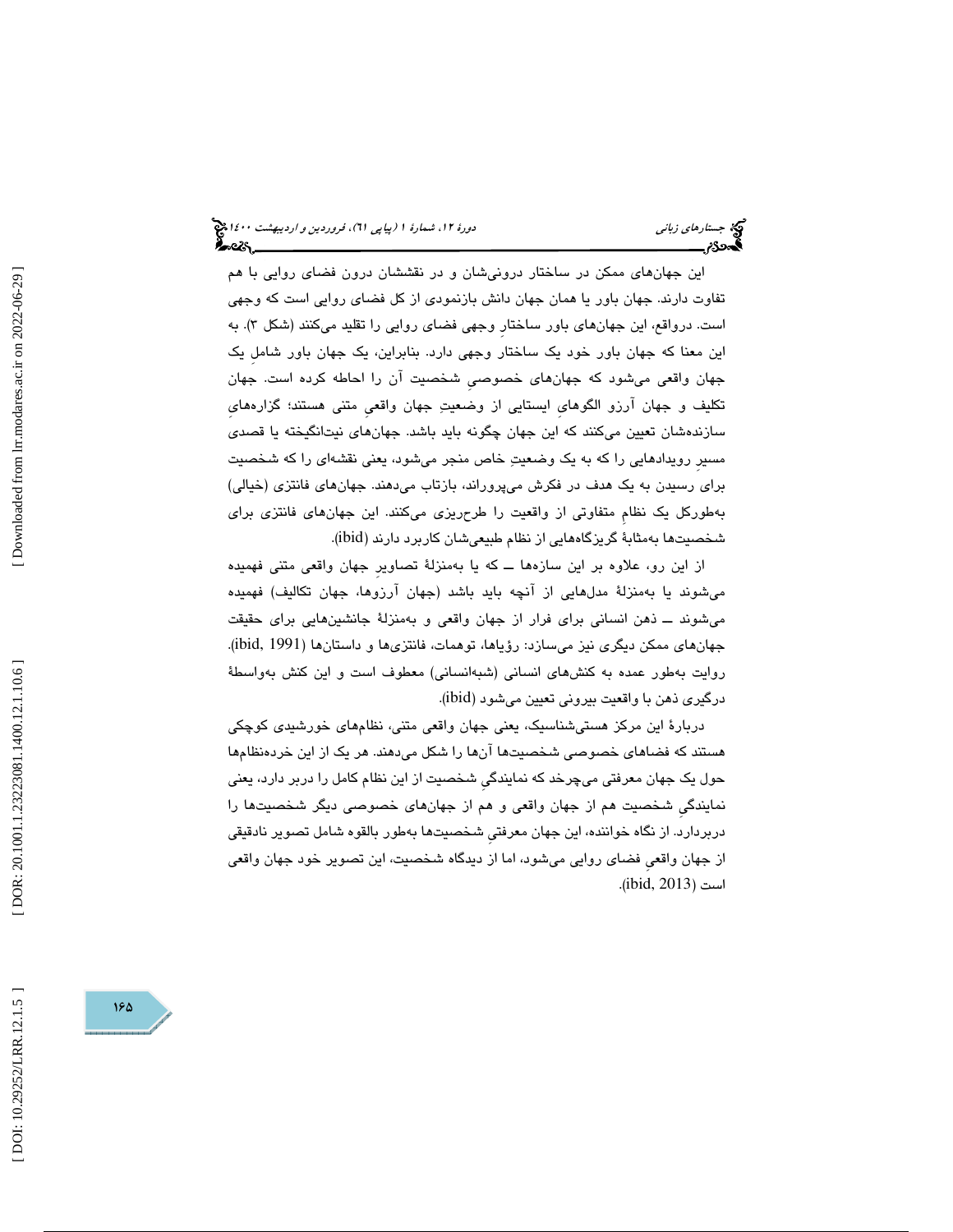این جهان‌های ممکن در ساختار درونی‌شان و در نقششان درون فضای روایی با هم تفاوت دارند. جهان باور یا همان جهان دانش بازنمودی از کل فضای روایی است که وجهی است. درواقع، این جهان‌های باور ساختارِ وجهی فضای روایی را تقلید می‌کنند (شکل ۳). به این معنا که جهان باور خود یک ساختار وجهی دارد. بنابراین، یک جهان باور شاملِ یک جهان واقعی می‌شود که جهان‌های خصوصیِ شخصیت آن را احاطه کرده است. جهان تکلیف و جهان آرزو الگوهایِ ایستایی از وضعیتِ جهان واقعیِ متنی هستند؛ گزاره‌هایِ سازنده‌شان تعیین می‌کنند که این جهان چگونه باید باشد. جهان‌های نیت‌انگیخته یا قصدی مسیرِ رویدادهایی را که به یک وضعیتِ خاص منجر می‌شود، یعنی نقشه‌ای را که شخصیت برای رسیدن به یک هدف در فکرش می‌پروراند، بازتاب می‌دهند. جهان‌های فانتزی (خیالی) به‌طورکل یک نظامِ متفاوتی از واقعیت را طرح‌ریزی می‌کنند. این جهان‌های فانتزی برای شخصیت‌ها به‌مثابهٔ گریزگاه‌هایی از نظام طبیعی‌شان کاربرد دارند (ibid).

از این رو، علاوه بر این سازه‌ها ــ که یا به‌منزلهٔ تصاویرِ جهان واقعی متنی فهمیده می‌شوند یا به‌منزلهٔ مدل‌هایی از آنچه باید باشد (جهان آرزوها، جهان تکالیف) فهمیده می‌شوند ــ ذهن انسانی برای فرار از جهان واقعی و به‌منزلهٔ جانشین‌هایی برای حقیقت جهان‌های ممکن دیگری نیز می‌سازد: رؤیاها، توهمات، فانتزی‌ها و داستان‌ها (ibid, 1991). روایت به‌طور عمده به کنش‌های انسانی (شبه‌انسانی) معطوف است و این کنش به‌واسطهٔ درگیری ذهن با واقعیت بیرونی تعیین می‌شود (ibid).

دربارهٔ این مرکز هستی‌شناسیک، یعنی جهان واقعی متنی، نظام‌های خورشیدی کوچکی هستند که فضاهای خصوصی شخصیت‌ها آن‌ها را شکل می‌دهند. هر یک از این خرده‌نظام‌ها حول یک جهان معرفتی می‌چرخد که نمایندگیِ شخصیت از این نظام کامل را دربر دارد، یعنی نمایندگیِ شخصیت هم از جهان واقعی و هم از جهان‌های خصوصی دیگر شخصیت‌ها را دربردارد. از نگاه خواننده، این جهان معرفتیِ شخصیت‌ها به‌طور بالقوه شامل تصویر نادقیقی از جهان واقعیِ فضای روایی می‌شود، اما از دیدگاه شخصیت، این تصویر خود جهان واقعی است (ibid, 2013).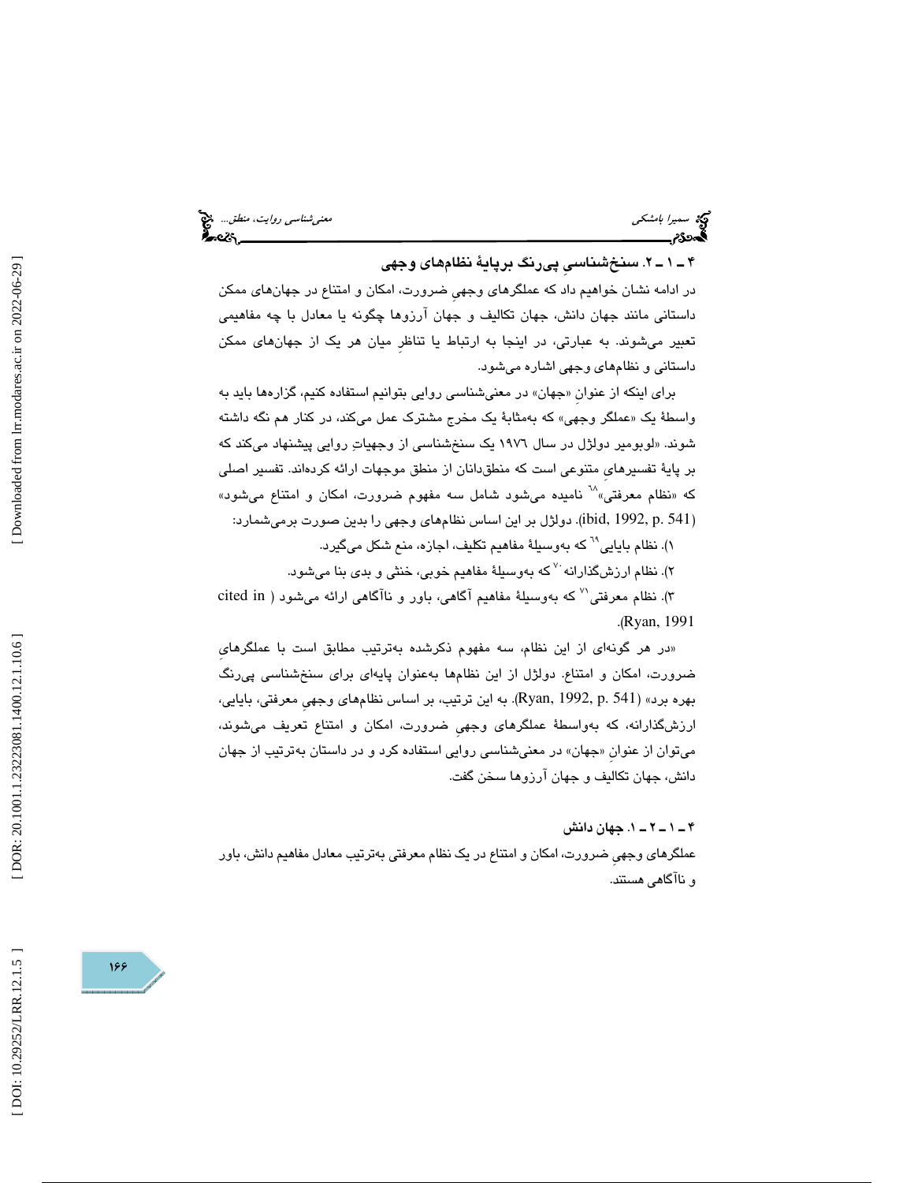### ۴ ـ ۱ ـ ۲. سنخ‌شناسیِ پی‌رنگ برپایهٔ نظام‌های وجهی

در ادامه نشان خواهیم داد که عملگرهای وجهیِ ضرورت، امکان و امتناع در جهان‌های ممکن داستانی مانند جهان دانش، جهان تکالیف و جهان آرزوها چگونه یا معادل با چه مفاهیمی تعبیر می‌شوند. به عبارتی، در اینجا به ارتباط یا تناظرِ میان هر یک از جهان‌های ممکن داستانی و نظام‌های وجهی اشاره می‌شود.

برای اینکه از عنوانِ «جهان» در معنی‌شناسی روایی بتوانیم استفاده کنیم، گزاره‌ها باید به واسطهٔ یک «عملگر وجهی» که به‌مثابهٔ یک مخرج مشترک عمل می‌کند، در کنار هم نگه داشته شوند. «لوبومیر دولژل در سال ۱۹۷۶ یک سنخ‌شناسی از وجهیاتِ روایی پیشنهاد می‌کند که بر پایهٔ تفسیرهایِ متنوعی است که منطق‌دانان از منطق موجهات ارائه کرده‌اند. تفسیر اصلی که «نظام معرفتی»[۶۸] نامیده می‌شود شامل سه مفهوم ضرورت، امکان و امتناع می‌شود» (ibid, 1992, p. 541). دولژل بر این اساس نظام‌های وجهی را بدین صورت برمی‌شمارد:

۱). نظام بایایی[۶۹] که به‌وسیلهٔ مفاهیم تکلیف، اجازه، منع شکل می‌گیرد.

۲). نظام ارزش‌گذارانه[۷۰] که به‌وسیلهٔ مفاهیم خوبی، خنثی و بدی بنا می‌شود.

۳). نظام معرفتی[۷۱] که به‌وسیلهٔ مفاهیم آگاهی، باور و ناآگاهی ارائه می‌شود (cited in Ryan, 1991).

«در هر گونه‌ای از این نظام، سه مفهوم ذکرشده به‌ترتیب مطابق است با عملگرهایِ ضرورت، امکان و امتناع. دولژل از این نظام‌ها به‌عنوان پایه‌ای برای سنخ‌شناسی پی‌رنگ بهره برد» (Ryan, 1992, p. 541). به این ترتیب، بر اساس نظام‌های وجهیِ معرفتی، بایایی، ارزش‌گذارانه، که به‌واسطهٔ عملگرهای وجهیِ ضرورت، امکان و امتناع تعریف می‌شوند، می‌توان از عنوانِ «جهان» در معنی‌شناسی روایی استفاده کرد و در داستان به‌ترتیب از جهان دانش، جهان تکالیف و جهان آرزوها سخن گفت.

#### ۴ ـ ۱ ـ ۲ ـ ۱. جهان دانش

عملگرهای وجهیِ ضرورت، امکان و امتناع در یک نظام معرفتی به‌ترتیب معادل مفاهیم دانش، باور و ناآگاهی هستند.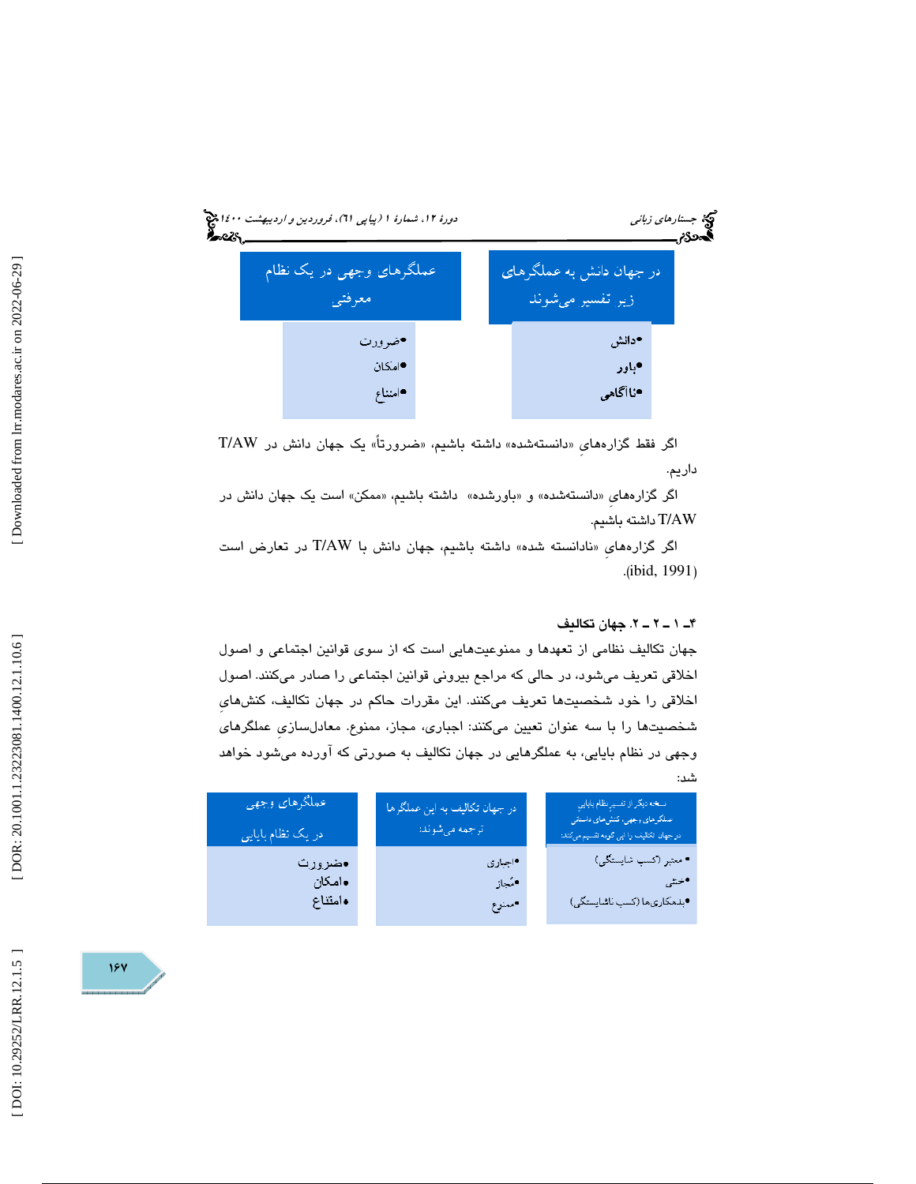| در جهان دانش به عملگرهای زیر تفسیر می‌شوند | عملگرهای وجهی در یک نظام معرفتی |
| --- | --- |
| •دانش | •ضرورت |
| •باور | •امکان |
| •ناآگاهی | •امتناع |

اگر فقط گزاره‌هایِ «دانسته‌شده» داشته باشیم، «ضرورتاً» یک جهان دانش در T/AW داریم.

اگر گزاره‌هایِ «دانسته‌شده» و «باورشده» داشته باشیم، «ممکن» است یک جهان دانش در T/AW داشته باشیم.

اگر گزاره‌هایِ «نادانسته شده» داشته باشیم، جهان دانش با T/AW در تعارض است (ibid, 1991).

### ۴ـ ۱ ـ ۲ ـ ۲. جهان تکالیف

جهان تکالیف نظامی از تعهدها و ممنوعیت‌هایی است که از سوی قوانین اجتماعی و اصول اخلاقی تعریف می‌شود، در حالی که مراجع بیرونی قوانین اجتماعی را صادر می‌کنند. اصول اخلاقی را خود شخصیت‌ها تعریف می‌کنند. این مقررات حاکم در جهان تکالیف، کنش‌هایِ شخصیت‌ها را با سه عنوان تعیین می‌کنند: اجباری، مجاز، ممنوع. معادل‌سازیِ عملگرهای وجهی در نظام بایایی، به عملگرهایی در جهان تکالیف به صورتی که آورده می‌شود خواهد شد:

| نسخه دیگر از تفسیر نظام بایایی عملگرهای وجهی، کنش‌های داستانی در جهان تکالیف را این گونه تقسیم می‌کند: | در جهان تکالیف به این عملگرها ترجمه می‌شوند: | عملگرهای وجهی در یک نظام بایایی |
| --- | --- | --- |
| • معتبر (کسب شایستگی) | •اجباری | •ضرورت |
| •خنثی | •مُجاز | •امکان |
| •بدکاری‌ها (کسب ناشایستگی) | •ممنوع | •امتناع |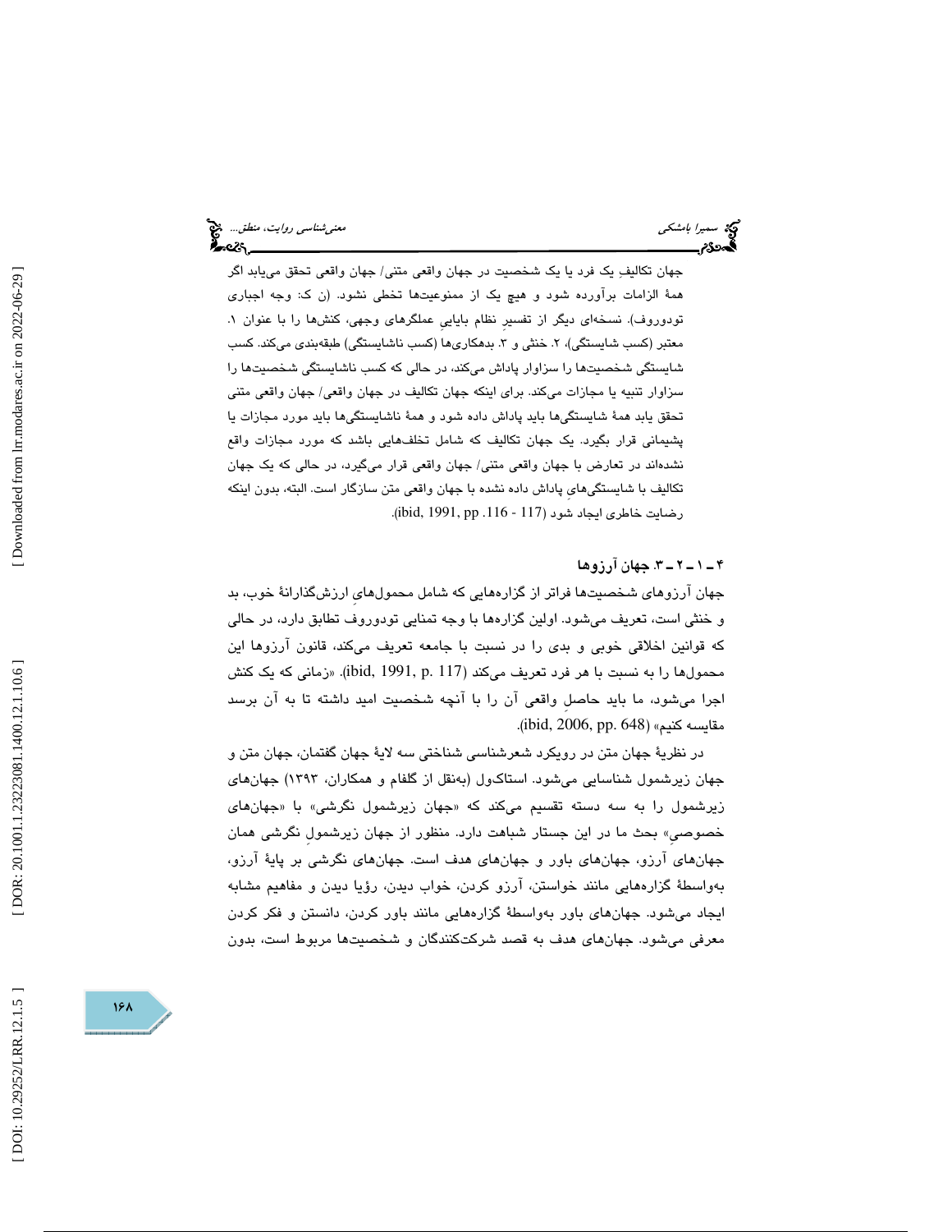جهان تکالیفِ یک فرد یا یک شخصیت در جهان واقعی متنی/ جهان واقعی تحقق می‌یابد اگر همهٔ الزامات برآورده شود و هیچ یک از ممنوعیت‌ها تخطی نشود. (ن ک: وجه اجباری تودوروف). نسخه‌ای دیگر از تفسیرِ نظام بایاییِ عملگرهای وجهی، کنش‌ها را با عنوان ۱. معتبر (کسب شایستگی)، ۲. خنثی و ۳. بدهکاری‌ها (کسب ناشایستگی) طبقه‌بندی می‌کند. کسب شایستگی شخصیت‌ها را سزاوار پاداش می‌کند، در حالی که کسب ناشایستگی شخصیت‌ها را سزاوار تنبیه یا مجازات می‌کند. برای اینکه جهان تکالیف در جهان واقعی/ جهان واقعی متنی تحقق یابد همهٔ شایستگی‌ها باید پاداش داده شود و همهٔ ناشایستگی‌ها باید مورد مجازات یا پشیمانی قرار بگیرد. یک جهان تکالیف که شامل تخلف‌هایی باشد که مورد مجازات واقع نشده‌اند در تعارض با جهان واقعی متنی/ جهان واقعی قرار می‌گیرد، در حالی که یک جهان تکالیف با شایستگی‌هایِ پاداش داده نشده با جهان واقعی متن سازگار است. البته، بدون اینکه رضایت خاطری ایجاد شود (ibid, 1991, pp .116 - 117).

### ۴ ـ ۱ ـ ۲ ـ ۳. جهان آرزوها

جهان آرزوهای شخصیت‌ها فراتر از گزاره‌هایی که شامل محمول‌هایِ ارزش‌گذارانهٔ خوب، بد و خنثی است، تعریف می‌شود. اولین گزاره‌ها با وجه تمنایی تودوروف تطابق دارد، در حالی که قوانین اخلاقی خوبی و بدی را در نسبت با جامعه تعریف می‌کند، قانون آرزوها این محمول‌ها را به نسبت با هر فرد تعریف می‌کند (ibid, 1991, p. 117). «زمانی که یک کنش اجرا می‌شود، ما باید حاصلِ واقعی آن را با آنچه شخصیت امید داشته تا به آن برسد مقایسه کنیم» (ibid, 2006, pp. 648).

در نظریهٔ جهان متن در رویکرد شعرشناسی شناختی سه لایهٔ جهان گفتمان، جهان متن و جهان زیرشمول شناسایی می‌شود. استاکول (به‌نقل از گلفام و همکاران، ۱۳۹۳) جهان‌های زیرشمول را به سه دسته تقسیم می‌کند که «جهان زیرشمول نگرشی» با «جهان‌های خصوصیِ» بحث ما در این جستار شباهت دارد. منظور از جهان زیرشمولِ نگرشی همان جهان‌های آرزو، جهان‌های باور و جهان‌های هدف است. جهان‌های نگرشی بر پایهٔ آرزو، به‌واسطهٔ گزاره‌هایی مانند خواستن، آرزو کردن، خواب دیدن، رؤیا دیدن و مفاهیم مشابه ایجاد می‌شود. جهان‌های باور به‌واسطهٔ گزاره‌هایی مانند باور کردن، دانستن و فکر کردن معرفی می‌شود. جهان‌های هدف به قصد شرکت‌کنندگان و شخصیت‌ها مربوط است، بدون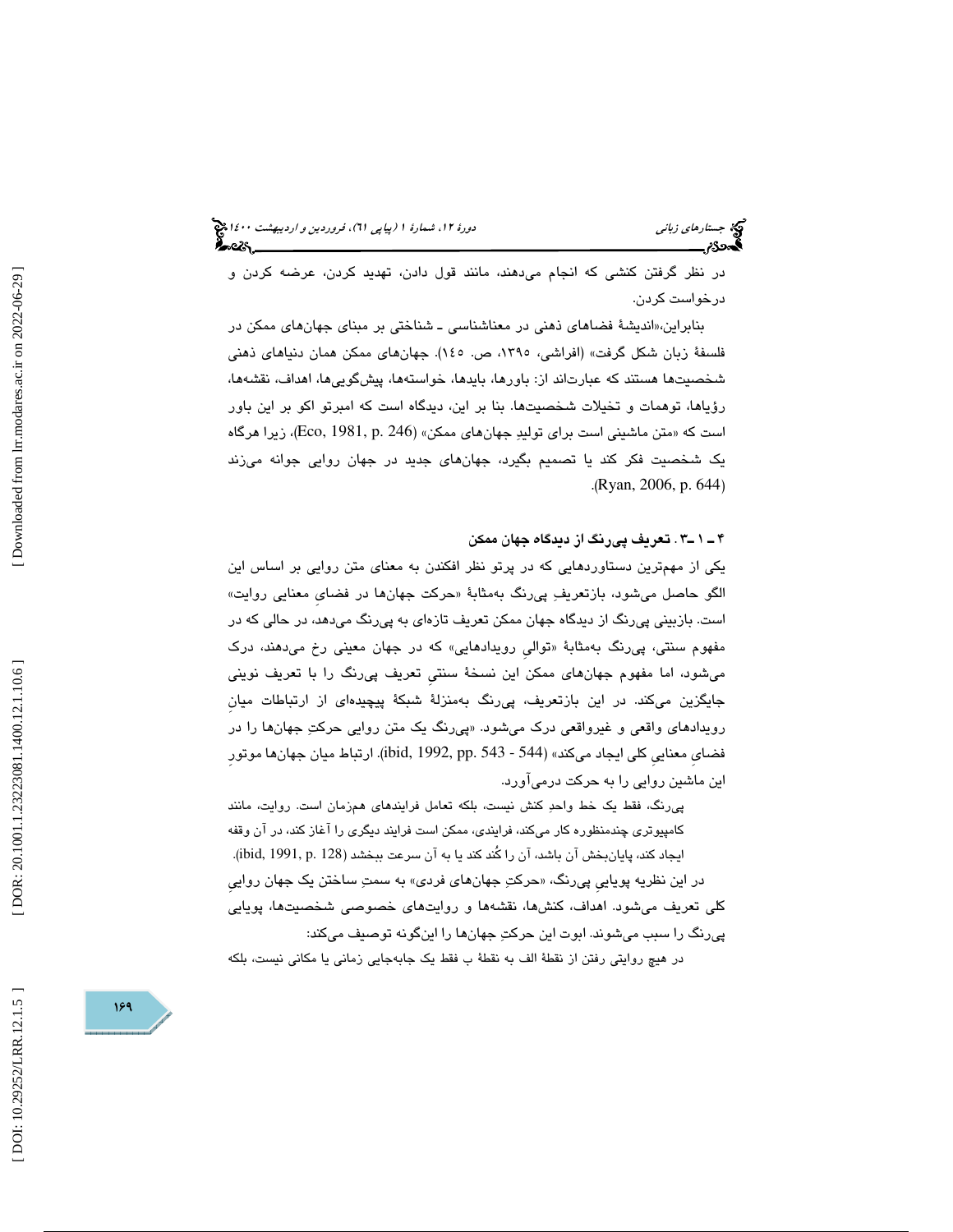در نظر گرفتن کنشی که انجام می‌دهند، مانند قول دادن، تهدید کردن، عرضه کردن و درخواست کردن.

بنابراین،«اندیشهٔ فضاهای ذهنی در معناشناسی ـ شناختی بر مبنای جهان‌های ممکن در فلسفهٔ زبان شکل گرفت» (افراشی، ۱۳۹۵، ص. ۱۴۵). جهان‌های ممکن همان دنیاهای ذهنی شخصیت‌ها هستند که عبارت‌اند از: باورها، بایدها، خواسته‌ها، پیش‌گویی‌ها، اهداف، نقشه‌ها، رؤیاها، توهمات و تخیلات شخصیت‌ها. بنا بر این، دیدگاه است که امبرتو اکو بر این باور است که «متن ماشینی است برای تولیدِ جهان‌های ممکن» (Eco, 1981, p. 246)، زیرا هرگاه یک شخصیت فکر کند یا تصمیم بگیرد، جهان‌های جدید در جهان روایی جوانه می‌زند (Ryan, 2006, p. 644).

### ۴ ـ ۱ ـ۳ . تعریف پی‌رنگ از دیدگاه جهان ممکن

یکی از مهم‌ترین دستاوردهایی که در پرتو نظر افکندن به معنای متن روایی بر اساس این الگو حاصل می‌شود، بازتعریفِ پی‌رنگ به‌مثابهٔ «حرکت جهان‌ها در فضایِ معنایی روایت» است. بازبینی پی‌رنگ از دیدگاه جهان ممکن تعریف تازه‌ای به پی‌رنگ می‌دهد، در حالی که در مفهوم سنتی، پی‌رنگ به‌مثابهٔ «توالیِ رویدادهایی» که در جهان معینی رخ می‌دهند، درک می‌شود، اما مفهوم جهان‌های ممکن این نسخهٔ سنتیِ تعریف پی‌رنگ را با تعریف نوینی جایگزین می‌کند. در این بازتعریف، پی‌رنگ به‌منزلهٔ شبکهٔ پیچیده‌ای از ارتباطات میانِ رویدادهای واقعی و غیرواقعی درک می‌شود. «پی‌رنگ یک متن روایی حرکتِ جهان‌ها را در فضایِ معناییِ کلی ایجاد می‌کند» (ibid, 1992, pp. 543 - 544). ارتباط میان جهان‌ها موتورِ این ماشین روایی را به حرکت درمی‌آورد.

> پی‌رنگ، فقط یک خط واحدِ کنش نیست، بلکه تعامل فرایندهای هم‌زمان است. روایت، مانند کامپیوتری چندمنظوره کار می‌کند، فرایندی، ممکن است فرایند دیگری را آغاز کند، در آن وقفه ایجاد کند، پایان‌بخش آن باشد، آن را کُند کند یا به آن سرعت ببخشد (ibid, 1991, p. 128).

در این نظریه پوییایِ پی‌رنگ، «حرکتِ جهان‌های فردی» به سمتِ ساختن یک جهان روایيِ کلی تعریف می‌شود. اهداف، کنش‌ها، نقشه‌ها و روایت‌های خصوصی شخصیت‌ها، پویایی پی‌رنگ را سبب می‌شوند. ابوت این حرکتِ جهان‌ها را این‌گونه توصیف می‌کند:

> در هیچ روایتی رفتن از نقطهٔ الف به نقطهٔ ب فقط یک جابه‌جایی زمانی یا مکانی نیست، بلکه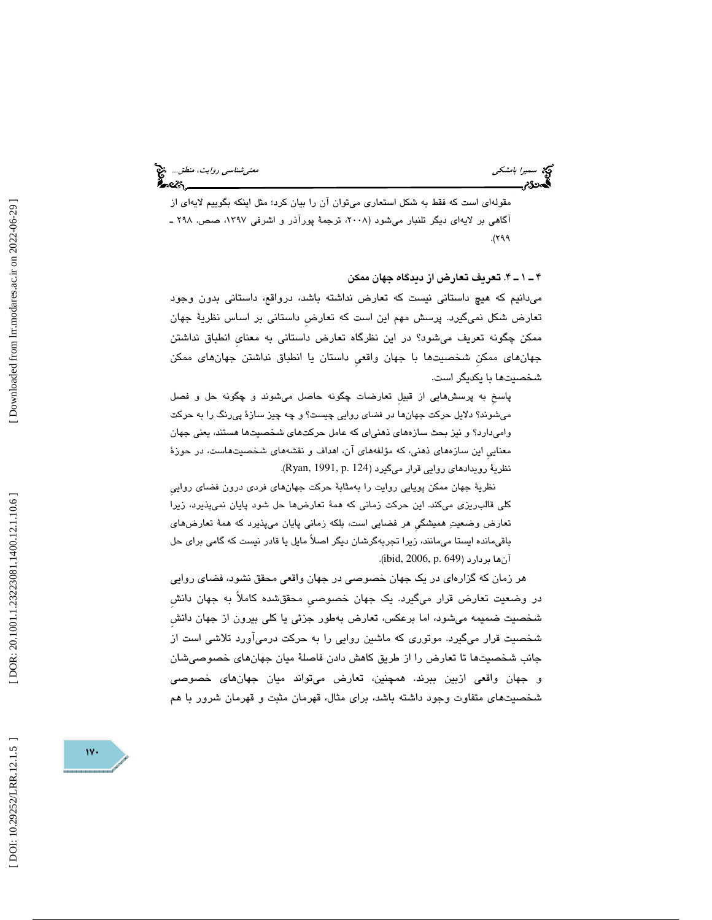مقوله‌ای است که فقط به شکل استعاری می‌توان آن را بیان کرد؛ مثل اینکه بگوییم لایه‌ای از آگاهی بر لایه‌ای دیگر تلنبار می‌شود (۲۰۰۸، ترجمهٔ پورآذر و اشرفی ۱۳۹۷، صص. ۲۹۸ ـ ۲۹۹).

### ۴ ـ ۱ ـ ۴. تعریف تعارض از دیدگاه جهان ممکن

می‌دانیم که هیچ داستانی نیست که تعارض نداشته باشد، درواقع، داستانی بدون وجود تعارض شکل نمی‌گیرد. پرسش مهم این است که تعارضِ داستانی بر اساس نظریهٔ جهان ممکن چگونه تعریف می‌شود؟ در این نظرگاه تعارض داستانی به معنایِ انطباق نداشتن جهان‌های ممکنِ شخصیت‌ها با جهان واقعیِ داستان یا انطباق نداشتن جهان‌های ممکن شخصیت‌ها با یکدیگر است.

پاسخ به پرسش‌هایی از قبیلِ تعارضات چگونه حاصل می‌شوند و چگونه حل و فصل می‌شوند؟ دلایل حرکت جهان‌ها در فضای روایی چیست؟ و چه چیز سازهٔ پی‌رنگ را به حرکت وامی‌دارد؟ و نیز بحث سازه‌های ذهنی‌ای که عامل حرکت‌های شخصیت‌ها هستند، یعنی جهان معناییِ این سازه‌های ذهنی، که مؤلفه‌های آن، اهداف و نقشه‌های شخصیت‌هاست، در حوزهٔ نظریهٔ رویدادهای روایی قرار می‌گیرد (Ryan, 1991, p. 124).

نظریهٔ جهان ممکن پویایی روایت را به‌مثابهٔ حرکت جهان‌های فردی درون فضای روایی کلی قالب‌ریزی می‌کند. این حرکت زمانی که همهٔ تعارض‌ها حل شود پایان نمی‌پذیرد، زیرا تعارض وضعیتِ همیشگیِ هر فضایی است، بلکه زمانی پایان می‌پذیرد که همهٔ تعارض‌های باقی‌مانده ایستا می‌مانند، زیرا تجربه‌گرشان دیگر اصلاً مایل یا قادر نیست که گامی برای حل آن‌ها بردارد (ibid, 2006, p. 649).

هر زمان که گزاره‌ای در یک جهان خصوصی در جهان واقعی محقق نشود، فضای روایی در وضعیت تعارض قرار می‌گیرد. یک جهان خصوصیِ محقق‌شده کاملاً به جهان دانشِ شخصیت ضمیمه می‌شود، اما برعکس، تعارض به‌طور جزئی یا کلی بیرون از جهان دانشِ شخصیت قرار می‌گیرد. موتوری که ماشین روایی را به حرکت درمی‌آورد تلاشی است از جانب شخصیت‌ها تا تعارض را از طریق کاهش دادن فاصلهٔ میان جهان‌های خصوصی‌شان و جهان واقعی ازبین ببرند. همچنین، تعارض می‌تواند میان جهان‌های خصوصی شخصیت‌های متفاوت وجود داشته باشد، برای مثال، قهرمان مثبت و قهرمان شرور با هم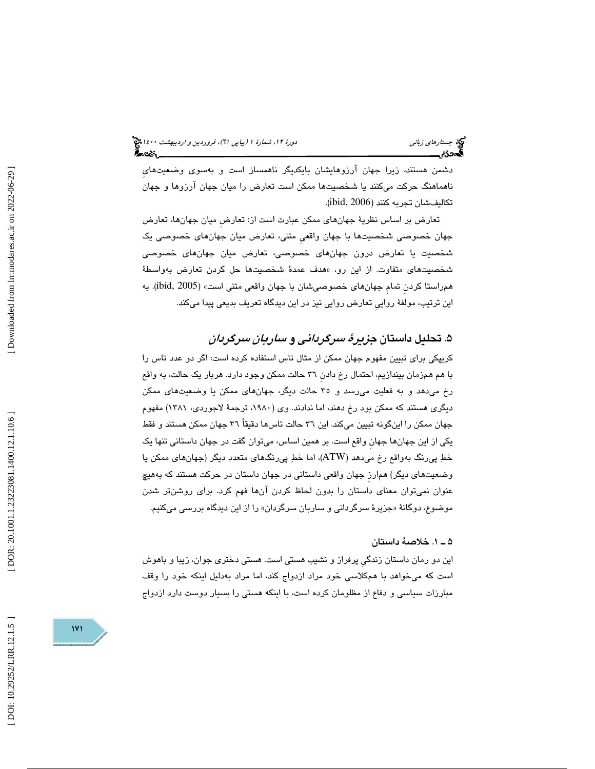دشمن هستند، زیرا جهان آرزوهایشان بایکدیگر ناهمساز است و به‌سوی وضعیت‌های ناهماهنگ حرکت می‌کنند یا شخصیت‌ها ممکن است تعارض را میان جهان آرزوها و جهان تکالیف‌شان تجربه کنند (ibid, 2006).

تعارض بر اساس نظریهٔ جهان‌های ممکن عبارت است از: تعارضِ میان جهان‌ها، تعارض جهان خصوصی شخصیت‌ها با جهان واقعیِ متنی، تعارض میان جهان‌های خصوصی یک شخصیت یا تعارض درون جهان‌های خصوصی، تعارض میان جهان‌های خصوصی شخصیت‌های متفاوت. از این رو، «هدف عمدهٔ شخصیت‌ها حل کردن تعارض به‌واسطهٔ هم‌راستا کردنِ تمامِ جهان‌های خصوصی‌شان با جهان واقعی متنی است» (ibid, 2005). به این ترتیب، مولفهٔ روایی‌ِ تعارض روایی نیز در این دیدگاه تعریف بدیعی پیدا می‌کند.

## ۵. تحلیل داستان *جزیرهٔ سرگردانی* و *ساربان سرگردان*

کریپکی برای تبیین مفهوم جهان ممکن از مثال تاس استفاده کرده است: اگر دو عدد تاس را با هم هم‌زمان بیندازیم، احتمال رخ دادنِ ۳۶ حالت ممکن وجود دارد. هربار یک حالت، به واقع رخ می‌دهد و به فعلیت می‌رسد و ۳۵ حالت دیگر، جهان‌های ممکن یا وضعیت‌های ممکن دیگری هستند که ممکن بود رخ دهند، اما ندادند. وی (۱۹۸۰، ترجمهٔ لاجوردی، ۱۳۸۱) مفهوم جهان ممکن را این‌گونه تبیین می‌کند. این ۳۶ حالت تاس‌ها دقیقاً ۳۶ جهان ممکن هستند و فقط یکی از این جهان‌ها جهانِ واقع است. بر همین اساس، می‌توان گفت در جهان داستانی تنها یک خطِ پی‌رنگ به‌واقع رخ می‌دهد (ATW)، اما خطِ پی‌رنگ‌های متعدد دیگر (جهان‌های ممکن یا وضعیت‌های دیگر) هم‌ارزِ جهان واقعی داستانی در جهان داستان در حرکت هستند که به‌هیچ عنوان نمی‌توان معنای داستان را بدون لحاظ کردن آن‌ها فهم کرد. برای روشن‌تر شدن موضوع، دوگانهٔ «جزیرهٔ سرگردانی و ساربان سرگردان» را از این دیدگاه بررسی می‌کنیم.

### ۵ ـ ۱. خلاصهٔ داستان

این دو رمان داستان زندگیِ پرفراز و نشیب هستی است. هستی دختری جوان، زیبا و باهوش است که می‌خواهد با هم‌کلاسی خود مراد ازدواج کند، اما مراد به‌دلیل اینکه خود را وقف مبارزات سیاسی و دفاع از مظلومان کرده است، با اینکه هستی را بسیار دوست دارد ازدواج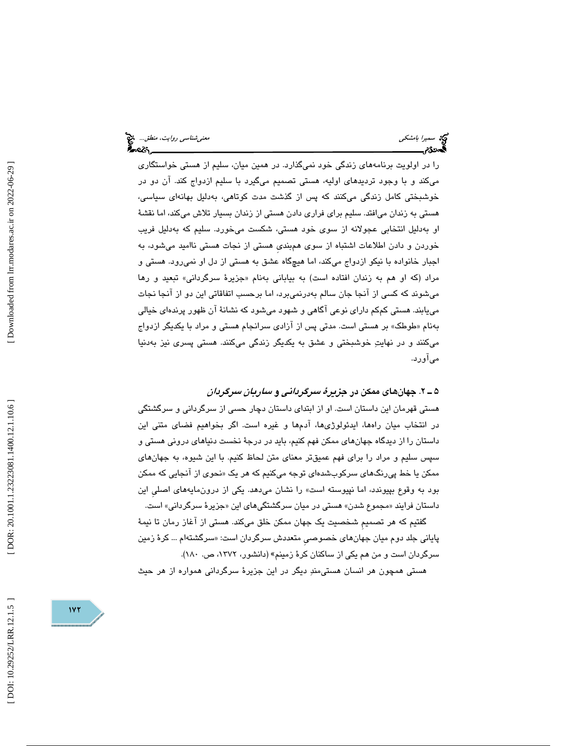را در اولویت برنامه‌های زندگی خود نمی‌گذارد. در همین میان، سلیم از هستی خواستگاری می‌کند و با وجود تردیدهای اولیه، هستی تصمیم می‌گیرد با سلیم ازدواج کند. آن دو در خوشبختی کامل زندگی می‌کنند که پس از گذشت مدت کوتاهی، به‌دلیل بهانه‌ای سیاسی، هستی به زندان می‌افتد. سلیم برای فراری دادن هستی از زندان بسیار تلاش می‌کند، اما نقشهٔ او به‌دلیل انتخابی عجولانه از سوی خود هستی، شکست می‌خورد. سلیم که به‌دلیل فریب خوردن و دادن اطلاعات اشتباه از سوی هم‌بندیِ هستی از نجات هستی ناامید می‌شود، به اجبار خانواده با نیکو ازدواج می‌کند، اما هیچ‌گاه عشق به هستی از دل او نمی‌رود. هستی و مراد (که او هم به زندان افتاده است) به بیابانی به‌نام «جزیرهٔ سرگردانی» تبعید و رها می‌شوند که کسی از آنجا جان سالم به‌درنمی‌برد، اما برحسب اتفاقاتی این دو از آنجا نجات می‌یابند. هستی کم‌کم دارای نوعی آگاهی و شهود می‌شود که نشانهٔ آن ظهور پرنده‌ای خیالی به‌نام «طوطک» بر هستی است. مدتی پس از آزادی سرانجام هستی و مراد با یکدیگر ازدواج می‌کنند و در نهایتِ خوشبختی و عشق به یکدیگر زندگی می‌کنند. هستی پسری نیز به‌دنیا می‌آورد.

### ۵ ـ ۲. جهان‌های ممکن در *جزیرهٔ سرگردانی* و *ساربان سرگردان*

هستی قهرمان این داستان است. او از ابتدای داستان دچار حسی از سرگردانی و سرگشتگی در انتخاب میان راه‌ها، ایدئولوژی‌ها، آدم‌ها و غیره است. اگر بخواهیم فضای متنی این داستان را از دیدگاه جهان‌های ممکن فهم کنیم، باید در درجهٔ نخست دنیاهای درونی هستی و سپس سلیم و مراد را برای فهم عمیق‌تر معنای متن لحاظ کنیم. با این شیوه، به جهان‌های ممکن یا خط پی‌رنگ‌های سرکوب‌شده‌ای توجه می‌کنیم که هر یک «نحوی از آنجایی که ممکن بود به وقوع بپیوندد، اما نپیوسته است» را نشان می‌دهد. یکی از درون‌مایه‌های اصلیِ این داستان فرایند «مجموع شدن» هستی در میان سرگشتگی‌های این «جزیرهٔ سرگردانی» است.

گفتیم که هر تصمیمِ شخصیت یک جهان ممکن خلق می‌کند. هستی از آغاز رمان تا نیمهٔ پایانی جلد دوم میان جهان‌های خصوصیِ متعددش سرگردان است: «سرگشته‌ام ... کرهٔ زمین سرگردان است و من هم یکی از ساکنان کرهٔ زمینم» (دانشور، ۱۳۷۲، ص. ۱۸۰).

هستی همچون هر انسان هستی‌مندِ دیگر در این جزیرهٔ سرگردانی همواره از هر حیث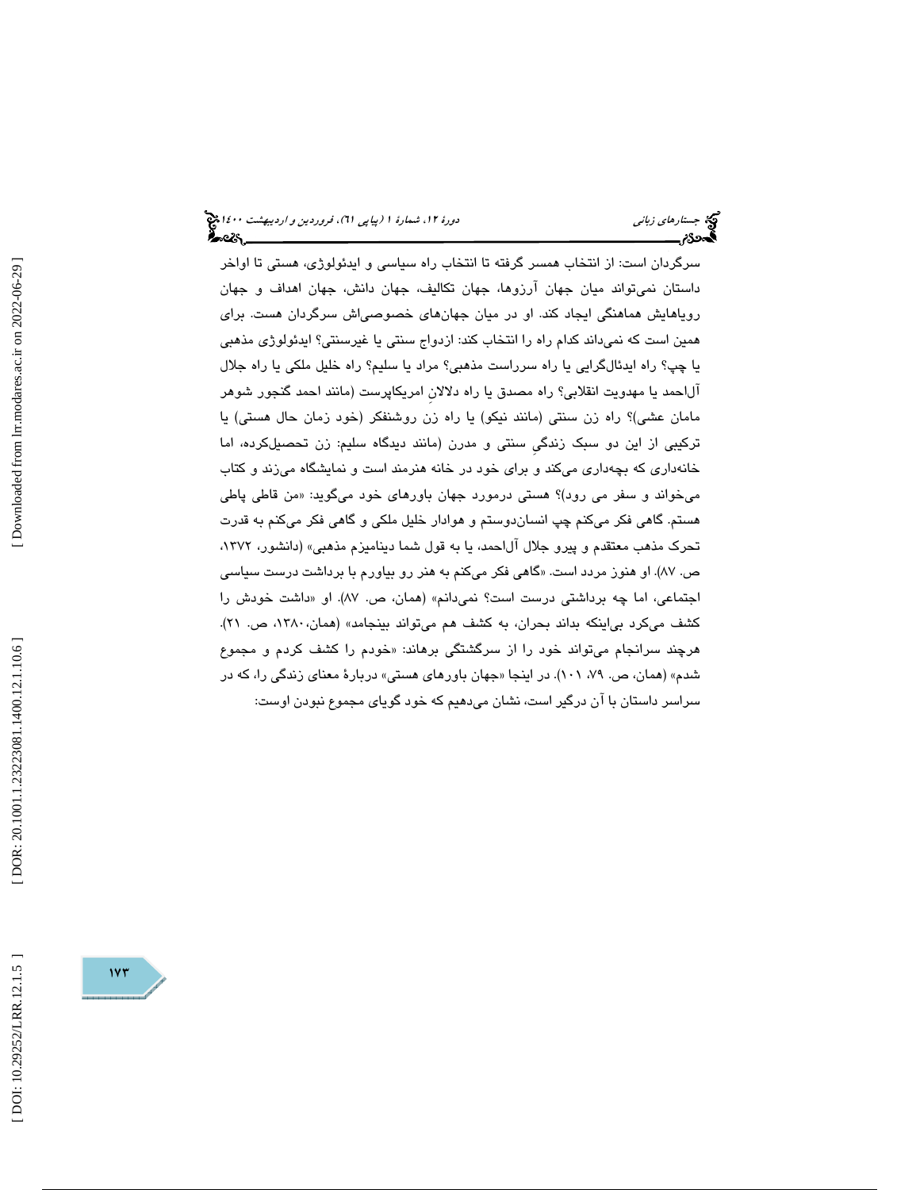سرگردان است: از انتخاب همسر گرفته تا انتخاب راه سیاسی و ایدئولوژی، هستی تا اواخر داستان نمی‌تواند میان جهان آرزوها، جهان تکالیف، جهان دانش، جهان اهداف و جهان رویاهایش هماهنگی ایجاد کند. او در میان جهان‌های خصوصی‌اش سرگردان هست. برای همین است که نمی‌داند کدام راه را انتخاب کند: ازدواج سنتی یا غیرسنتی؟ ایدئولوژی مذهبی یا چپ؟ راه ایدئال‌گرایی یا راه سرراست مذهبی؟ مراد یا سلیم؟ راه خلیل ملکی یا راه جلال آل‌احمد یا مهدویت انقلابی؟ راه مصدق یا راه دلالانِ امریکاپرست (مانند احمد گنجور شوهر مامان عشی)؟ راه زن سنتی (مانند نیکو) یا راه زن روشنفکر (خود زمان حال هستی) یا ترکیبی از این دو سبک زندگیِ سنتی و مدرن (مانند دیدگاه سلیم: زن تحصیل‌کرده، اما خانه‌داری که بچه‌داری می‌کند و برای خود در خانه هنرمند است و نمایشگاه می‌زند و کتاب می‌خواند و سفر می رود)؟ هستی درمورد جهان باورهای خود می‌گوید: «من قاطی پاطی هستم. گاهی فکر می‌کنم چپ انسان‌دوستم و هوادار خلیل ملکی و گاهی فکر می‌کنم به قدرت تحرک مذهب معتقدم و پیرو جلال آل‌احمد، یا به قول شما دینامیزم مذهبی» (دانشور، ۱۳۷۲، ص. ۸۷). او هنوز مردد است. «گاهی فکر می‌کنم به هنر رو بیاورم با برداشت درست سیاسی اجتماعی، اما چه برداشتی درست است؟ نمی‌دانم» (همان، ص. ۸۷). او «داشت خودش را کشف می‌کرد بی‌اینکه بداند بحران، به کشف هم می‌تواند بینجامد» (همان، ۱۳۸۰، ص. ۲۱). هرچند سرانجام می‌تواند خود را از سرگشتگی برهاند: «خودم را کشف کردم و مجموع شدم» (همان، ص. ۷۹، ۱۰۱). در اینجا «جهان باورهای هستی» دربارهٔ معنای زندگی را، که در سراسر داستان با آن درگیر است، نشان می‌دهیم که خود گویای مجموع نبودن اوست: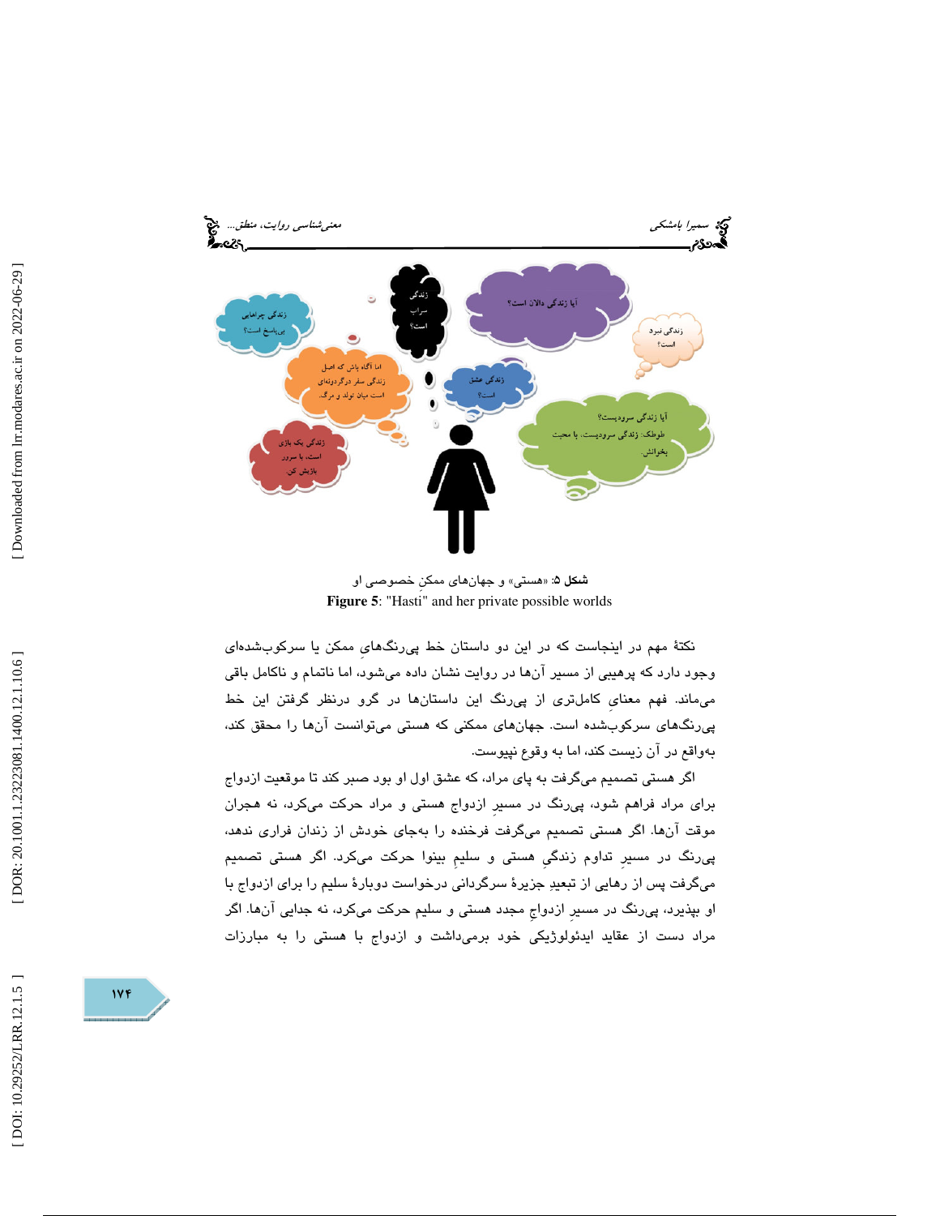**شکل ۵**: «هستی» و جهان‌های ممکنِ خصوصی او

**Figure 5**: "Hasti" and her private possible worlds

نکتهٔ مهم در اینجاست که در این دو داستان خط پی‌رنگ‌های ممکن یا سرکوب‌شده‌ای وجود دارد که پرهیبی از مسیر آن‌ها در روایت نشان داده می‌شود، اما ناتمام و ناکامل باقی می‌ماند. فهم معنایِ کامل‌تری از پی‌رنگ این داستان‌ها در گرو درنظر گرفتن این خط پی‌رنگ‌های سرکوب‌شده است. جهان‌های ممکنی که هستی می‌توانست آن‌ها را محقق کند، به‌واقع در آن زیست کند، اما به وقوع نپیوست.

اگر هستی تصمیم می‌گرفت به پای مراد، که عشق اول او بود صبر کند تا موقعیت ازدواج برای مراد فراهم شود، پی‌رنگ در مسیرِ ازدواج هستی و مراد حرکت می‌کرد، نه هجران موقت آن‌ها. اگر هستی تصمیم می‌گرفت فرخنده را به‌جای خودش از زندان فراری ندهد، پی‌رنگ در مسیرِ تداوم زندگیِ هستی و سلیمِ بینوا حرکت می‌کرد. اگر هستی تصمیم می‌گرفت پس از رهایی از تبعیدِ جزیرهٔ سرگردانی درخواست دوبارهٔ سلیم را برای ازدواج با او بپذیرد، پی‌رنگ در مسیرِ ازدواجِ مجدد هستی و سلیم حرکت می‌کرد، نه جدایی آن‌ها. اگر مراد دست از عقاید ایدئولوژیکی خود برمی‌داشت و ازدواج با هستی را به مبارزات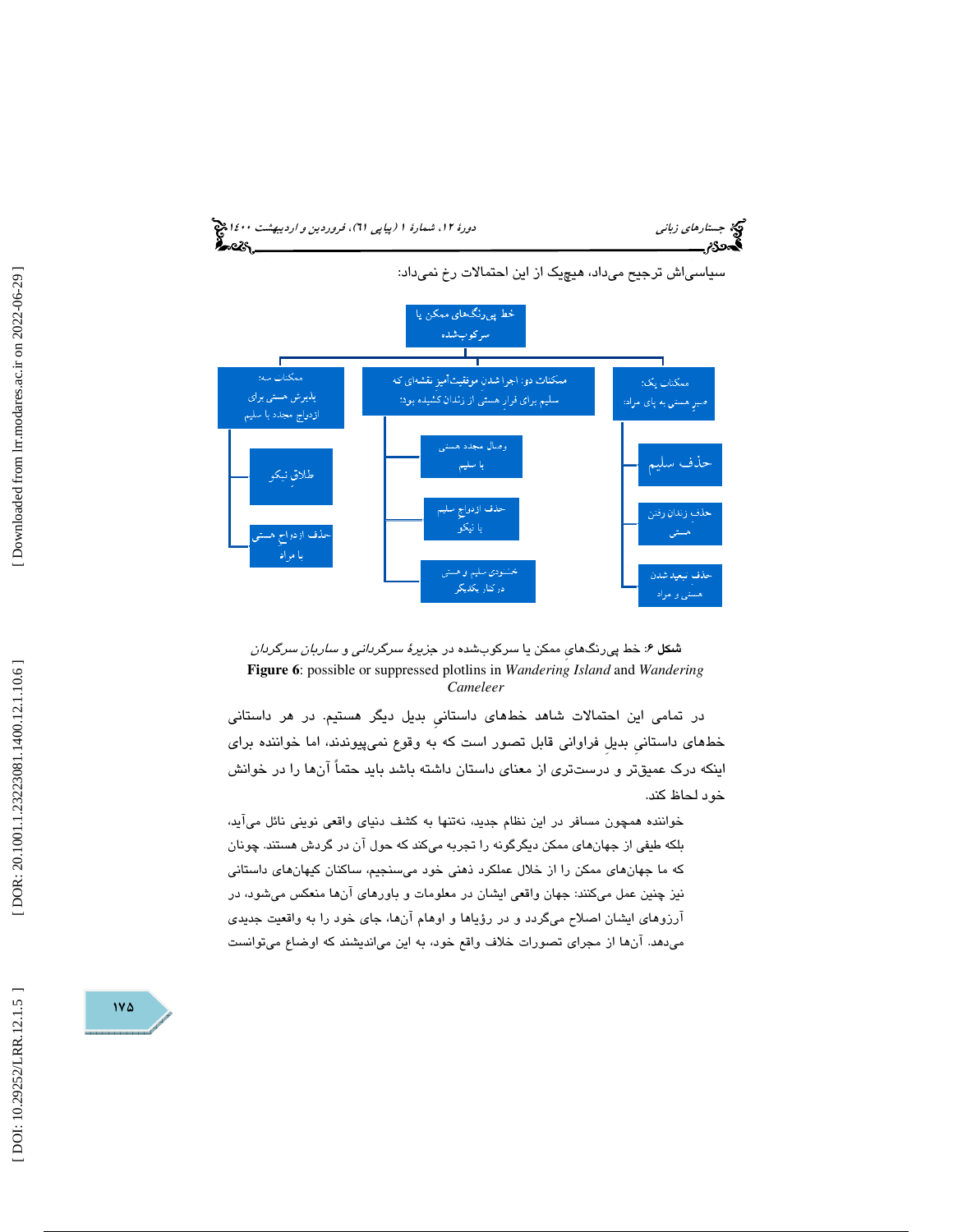سیاسی‌اش ترجیح می‌داد، هیچ‌یک از این احتمالات رخ نمی‌داد:

**خط پی‌رنگ‌های ممکن یا سرکوب‌شده**

- ممکنات یک: مسیرِ هستی به پای مراد:
  - حذف سلیم
  - حذفِ زندان رفتن هستی
  - حذف تبعید شدن هستی و مراد
- ممکنات دو: اجرا شدنِ موفقیت‌آمیز نقشه‌ای که سلیم برای فرارِ هستی از زندان کشیده بود:
  - وصال مجدد هستی با سلیم
  - حذف ازدواج سلیم با نیکو
  - خشنودی سلیم و هستی در کنار یکدیگر
- ممکنات سه: پذیرش هستی برای ازدواج مجدد با سلیم
  - طلاقِ نیکو
  - حذف ازدواجِ هستی با مراد

**شکل ۶:** خط پی‌رنگ‌هایِ ممکن یا سرکوب‌شده در *جزیرهٔ سرگردانی* و *ساربان سرگردان*

**Figure 6**: possible or suppressed plotlins in *Wandering Island* and *Wandering Cameleer*

در تمامی این احتمالات شاهد خطهای داستانیِ بدیل دیگر هستیم. در هر داستانی خطهای داستانیِ بدیلِ فراوانی قابل تصور است که به وقوع نمی‌پیوندند، اما خواننده برای اینکه درک عمیق‌تر و درست‌تری از معنای داستان داشته باشد باید حتماً آن‌ها را در خوانش خود لحاظ کند.

خواننده همچون مسافر در این نظام جدید، نه‌تنها به کشف دنیای واقعی نوینی نائل می‌آید، بلکه طیفی از جهان‌های ممکن دیگرگونه را تجربه می‌کند که حول آن در گردش هستند. چونان که ما جهان‌های ممکن را از خلال عملکرد ذهنی خود می‌سنجیم، ساکنان کیهان‌های داستانی نیز چنین عمل می‌کنند: جهان واقعی ایشان در معلومات و باورهای آن‌ها منعکس می‌شود، در آرزوهای ایشان اصلاح می‌گردد و در رؤیاها و اوهام آن‌ها، جای خود را به واقعیت جدیدی می‌دهد. آن‌ها از مجرای تصورات خلاف واقع خود، به این می‌اندیشند که اوضاع می‌توانست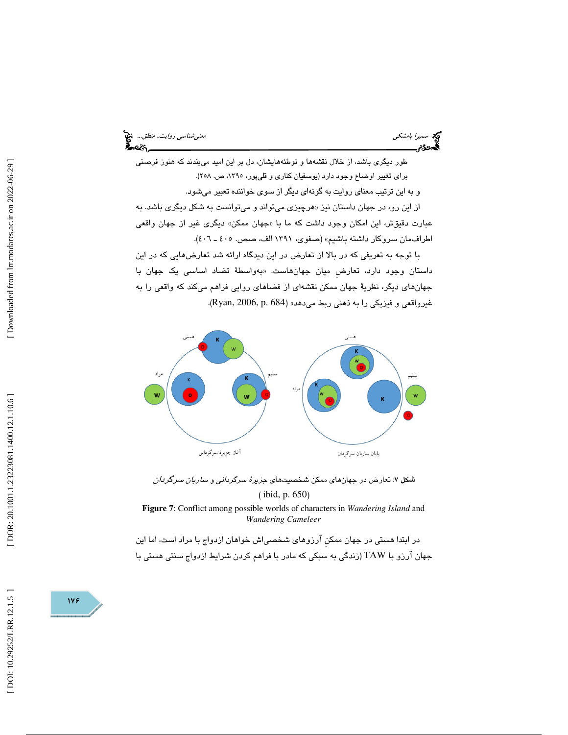طور دیگری باشد، از خلال نقشه‌ها و توطئه‌هایشان، دل بر این امید می‌بندند که هنوز فرصتی برای تغییر اوضاع وجود دارد (یوسفیان کناری و قلی‌پور، ۱۳۹۵، ص. ۲۵۸).

و به این ترتیب معنای روایت به گونه‌ای دیگر از سوی خواننده تعبیر می‌شود.

از این رو، در جهان داستان نیز «هرچیزی می‌تواند و می‌توانست به شکل دیگری باشد. به عبارت دقیق‌تر، این امکان وجود داشت که ما با «جهان ممکن» دیگری غیر از جهان واقعی اطراف‌مان سروکار داشته باشیم» (صفوی، ۱۳۹۱ الف، صص. ٤٠٥ ـ ٤٠٦).

با توجه به تعریفی که در بالا از تعارض در این دیدگاه ارائه شد تعارض‌هایی که در این داستان وجود دارد، تعارضِ میان جهان‌هاست. «به‌واسطهٔ تضاد اساسی یک جهان با جهان‌های دیگر، نظریهٔ جهان ممکن نقشه‌ای از فضاهای روایی فراهم می‌کند که واقعی را به غیرواقعی و فیزیکی را به ذهنی ربط می‌دهد» (Ryan, 2006, p. 684).

**شکل ۷**: تعارض در جهان‌های ممکن شخصیت‌های *جزیرهٔ سرگردانی* و *ساربان سرگردان*

( ibid, p. 650)

**Figure 7**: Conflict among possible worlds of characters in *Wandering Island* and *Wandering Cameleer*

در ابتدا هستی در جهان ممکنِ آرزوهای شخصی‌اش خواهان ازدواج با مراد است، اما این جهان آرزو با TAW (زندگی به سبکی که مادر با فراهم کردن شرایط ازدواج سنتی هستی با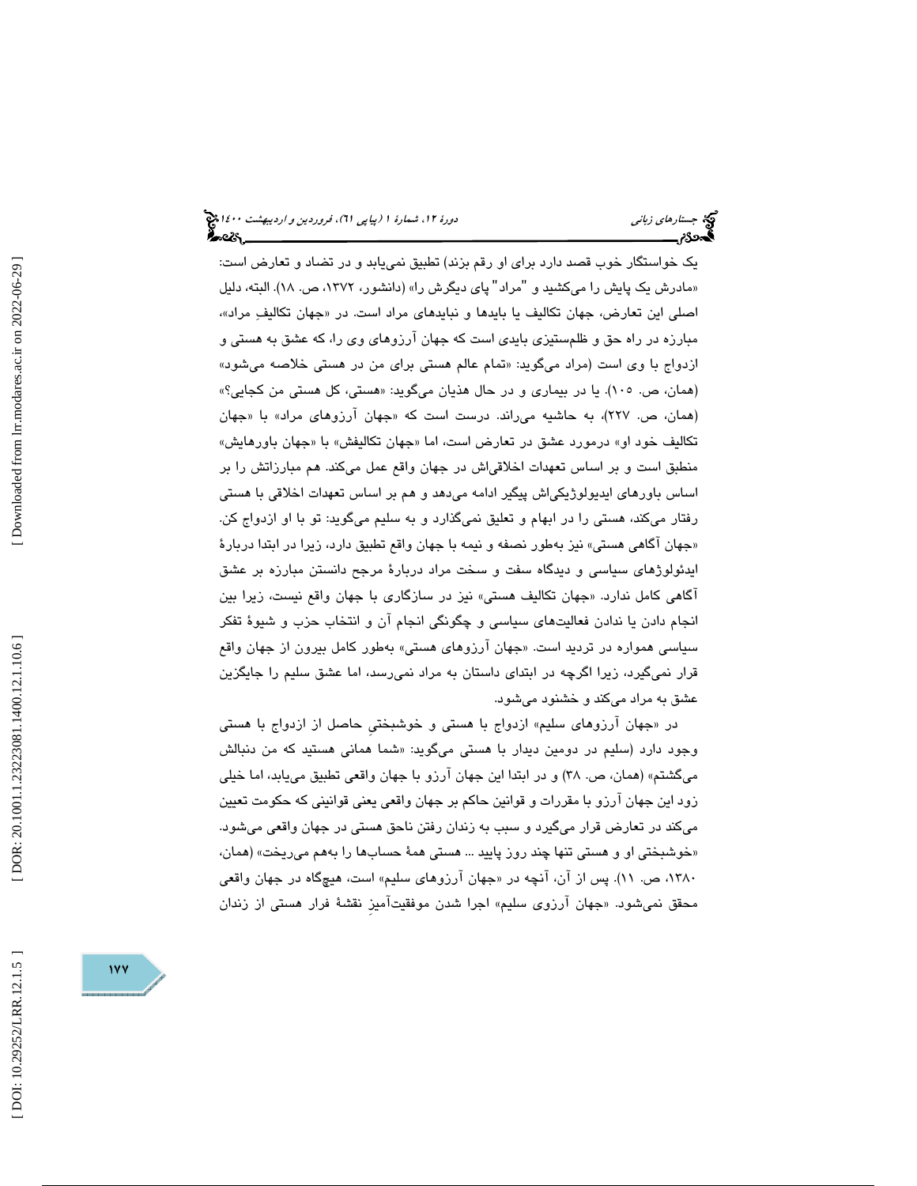یک خواستگار خوب قصد دارد برای او رقم بزند) تطبیق نمی‌یابد و در تضاد و تعارض است: «مادرش یک پایش را می‌کشید و "مراد" پای دیگرش را» (دانشور، ۱۳۷۲، ص. ۱۸). البته، دلیل اصلی این تعارض، جهان تکالیف یا بایدها و نبایدهای مراد است. در «جهان تکالیفِ مراد»، مبارزه در راه حق و ظلم‌ستیزی بایدی است که جهان آرزوهای وی را، که عشق به هستی و ازدواج با وی است (مراد می‌گوید: «تمام عالم هستی برای من در هستی خلاصه می‌شود» (همان، ص. ۱۰۵). یا در بیماری و در حال هذیان می‌گوید: «هستی، کل هستی من کجایی؟» (همان، ص. ۲۲۷)، به حاشیه می‌راند. درست است که «جهان آرزوهای مراد» با «جهان تکالیف خود او» درمورد عشق در تعارض است، اما «جهان تکالیفش» با «جهان باورهایش» منطبق است و بر اساس تعهدات اخلاقی‌اش در جهان واقع عمل می‌کند. هم مبارزاتش را بر اساس باورهای ایدیولوژیکی‌اش پیگیر ادامه می‌دهد و هم بر اساس تعهدات اخلاقی با هستی رفتار می‌کند، هستی را در ابهام و تعلیق نمی‌گذارد و به سلیم می‌گوید: تو با او ازدواج کن. «جهان آگاهی هستی» نیز به‌طور نصفه و نیمه با جهان واقع تطبیق دارد، زیرا در ابتدا دربارهٔ ایدئولوژهای سیاسی و دیدگاه سفت و سخت مراد دربارهٔ مرجع دانستن مبارزه بر عشق آگاهی کامل ندارد. «جهان تکالیف هستی» نیز در سازگاری با جهان واقع نیست، زیرا بین انجام دادن یا ندادن فعالیت‌های سیاسی و چگونگی انجام آن و انتخاب حزب و شیوهٔ تفکر سیاسی همواره در تردید است. «جهان آرزوهای هستی» به‌طور کامل بیرون از جهان واقع قرار نمی‌گیرد، زیرا اگرچه در ابتدای داستان به مراد نمی‌رسد، اما عشق سلیم را جایگزین عشق به مراد می‌کند و خشنود می‌شود.

در «جهان آرزوهای سلیم» ازدواج با هستی و خوشبختیِ حاصل از ازدواج با هستی وجود دارد (سلیم در دومین دیدار با هستی می‌گوید: «شما همانی هستید که من دنبالش می‌گشتم» (همان، ص. ۳۸) و در ابتدا این جهان آرزو با جهان واقعی تطبیق می‌یابد، اما خیلی زود این جهان آرزو با مقررات و قوانین حاکم بر جهان واقعی یعنی قوانینی که حکومت تعیین می‌کند در تعارض قرار می‌گیرد و سبب به زندان رفتن ناحق هستی در جهان واقعی می‌شود. «خوشبختی او و هستی تنها چند روز پایید ... هستی همهٔ حساب‌ها را به‌هم می‌ریخت» (همان، ۱۳۸۰، ص. ۱۱). پس از آن، آنچه در «جهان آرزوهای سلیم» است، هیچگاه در جهان واقعی محقق نمی‌شود. «جهان آرزوی سلیم» اجرا شدن موفقیت‌آمیزِ نقشهٔ فرار هستی از زندان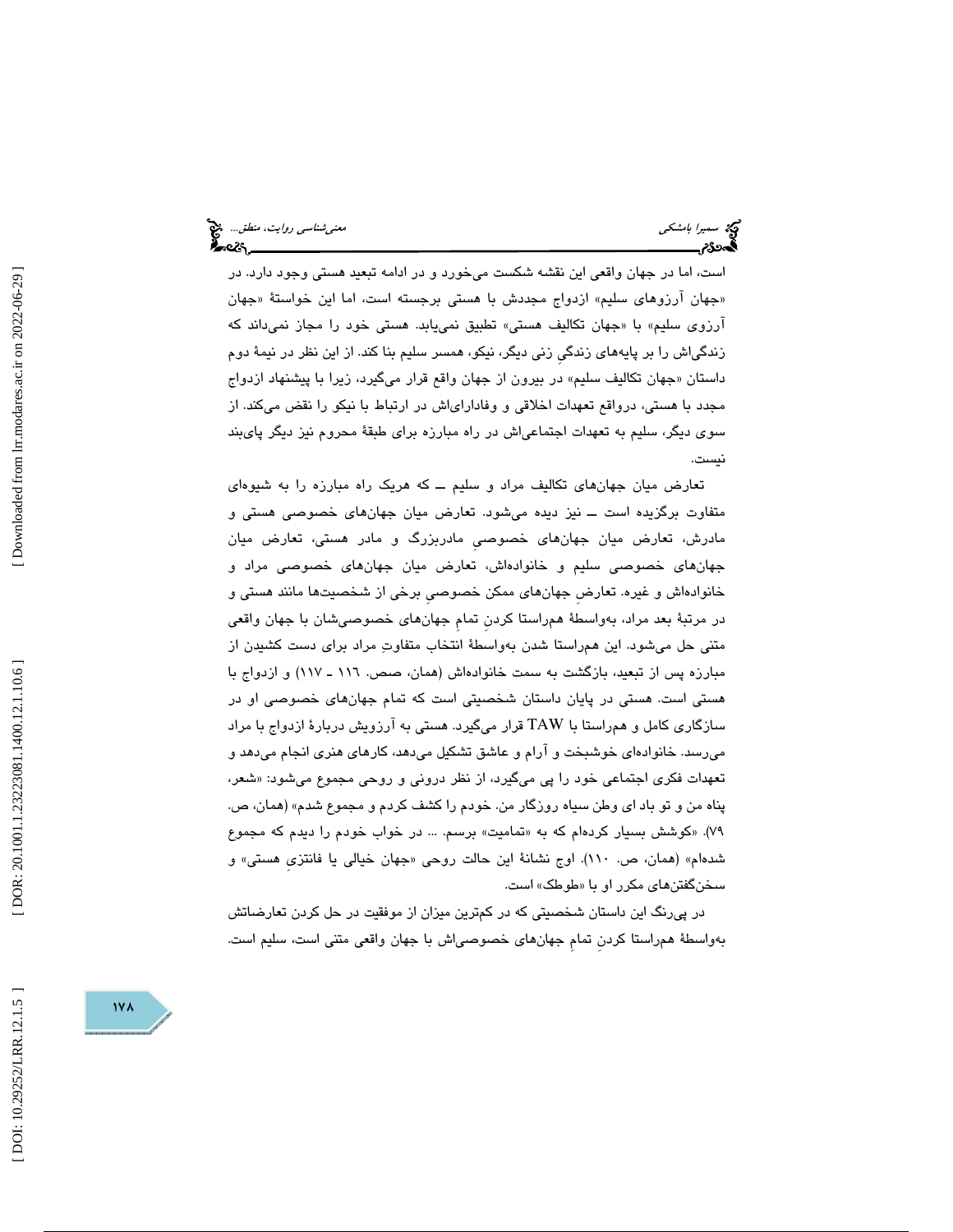است، اما در جهان واقعی این نقشه شکست می‌خورد و در ادامه تبعید هستی وجود دارد. در «جهان آرزوهای سلیم» ازدواج مجددش با هستی برجسته است، اما این خواستهٔ «جهان آرزوی سلیم» با «جهان تکالیف هستی» تطبیق نمی‌یابد. هستی خود را مجاز نمی‌داند که زندگی‌اش را بر پایه‌های زندگیِ زنی دیگر، نیکو، همسر سلیم بنا کند. از این نظر در نیمهٔ دوم داستان «جهان تکالیف سلیم» در بیرون از جهان واقع قرار می‌گیرد، زیرا با پیشنهاد ازدواج مجدد با هستی، درواقع تعهدات اخلاقی و وفاداری‌اش در ارتباط با نیکو را نقض می‌کند. از سوی دیگر، سلیم به تعهدات اجتماعی‌اش در راه مبارزه برای طبقهٔ محروم نیز دیگر پای‌بند نیست.

تعارض میان جهان‌های تکالیف مراد و سلیم ــ که هریک راه مبارزه را به شیوه‌ای متفاوت برگزیده است ــ نیز دیده می‌شود. تعارض میان جهان‌های خصوصی هستی و مادرش، تعارض میان جهان‌های خصوصیِ مادربزرگ و مادر هستی، تعارض میان جهان‌های خصوصی سلیم و خانواده‌اش، تعارض میان جهان‌های خصوصی مراد و خانواده‌اش و غیره. تعارضِ جهان‌های ممکن خصوصیِ برخی از شخصیت‌ها مانند هستی و در مرتبهٔ بعد مراد، به‌واسطهٔ هم‌راستا کردنِ تمامِ جهان‌های خصوصی‌شان با جهانِ واقعی متنی حل می‌شود. این هم‌راستا شدن به‌واسطهٔ انتخاب متفاوتِ مراد برای دست کشیدن از مبارزه پس از تبعید، بازگشت به سمت خانواده‌اش (همان، صص. ۱۱۶ ـ ۱۱۷) و ازدواج با هستی است. هستی در پایان داستان شخصیتی است که تمام جهان‌های خصوصی او در سازگاری کامل و هم‌راستا با TAW قرار می‌گیرد. هستی به آرزویش دربارهٔ ازدواج با مراد می‌رسد. خانواده‌ای خوشبخت و آرام و عاشق تشکیل می‌دهد، کارهای هنری انجام می‌دهد و تعهدات فکری اجتماعی خود را پی می‌گیرد، از نظر درونی و روحی مجموع می‌شود: «شعر، پناه من و تو باد ای وطن سیاه روزگار من. خودم را کشف کردم و مجموع شدم» (همان، ص. ۷۹). «کوشش بسیار کرده‌ام که به «تمامیت» برسم. ... در خواب خودم را دیدم که مجموع شده‌ام» (همان، ص. ۱۱۰). اوج نشانهٔ این حالت روحی «جهان خیالی یا فانتزیِ هستی» و سخن‌گفتن‌های مکرر او با «طوطک» است.

در پی‌رنگ این داستان شخصیتی که در کم‌ترین میزان از موفقیت در حل کردن تعارضاتش به‌واسطهٔ هم‌راستا کردنِ تمامِ جهان‌های خصوصی‌اش با جهان واقعی متنی است، سلیم است.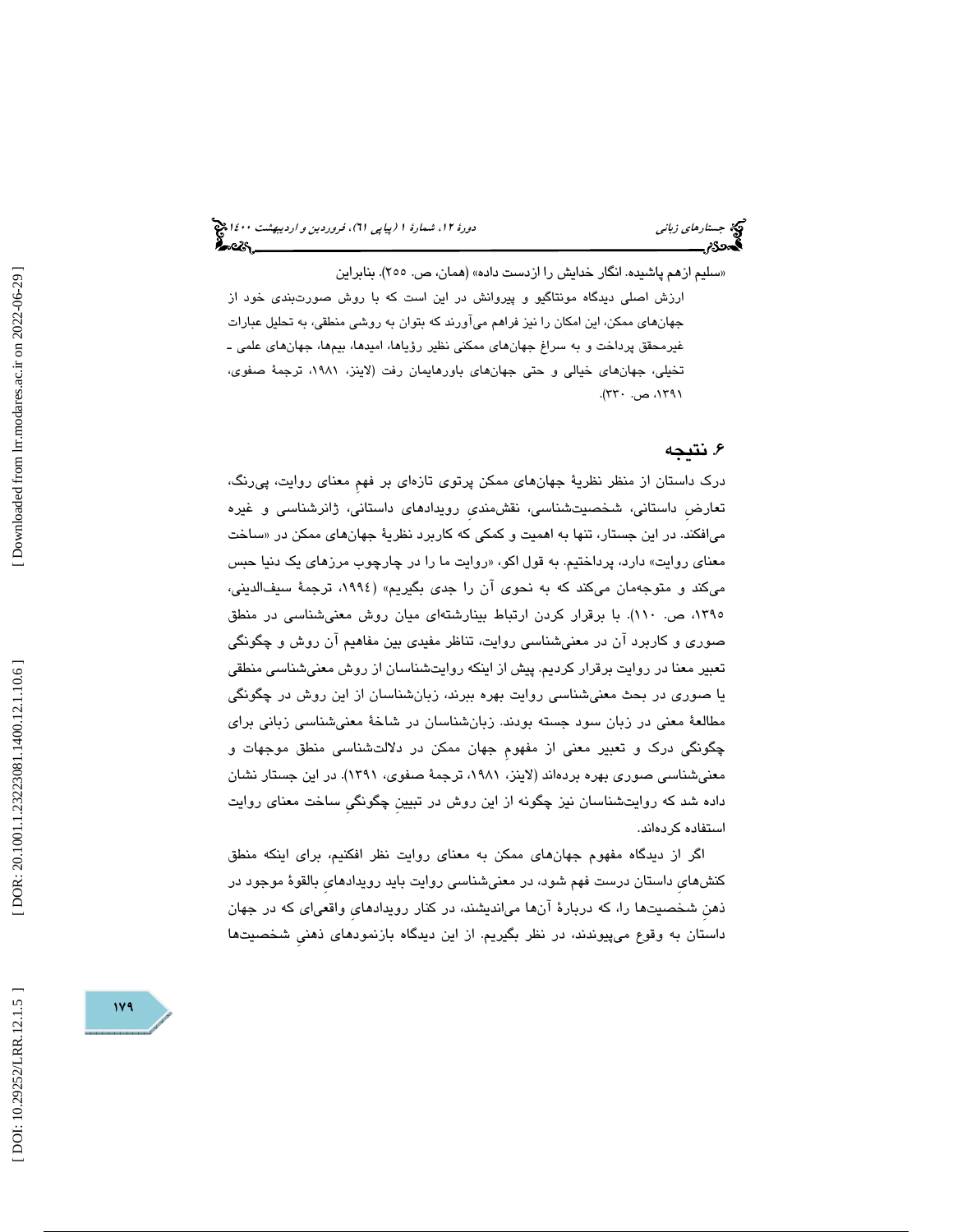«سلیم ازهم پاشیده. انگار خدایش را ازدست داده» (همان، ص. ۲۵۵). بنابراین

> ارزش اصلی دیدگاه مونتاگیو و پیروانش در این است که با روش صورت‌بندی خود از جهان‌های ممکن، این امکان را نیز فراهم می‌آورند که بتوان به روشی منطقی، به تحلیل عبارات غیرمحقق پرداخت و به سراغ جهان‌های ممکنی نظیر رؤیاها، امیدها، بیم‌ها، جهان‌های علمی ـ تخیلی، جهان‌های خیالی و حتی جهان‌های باورهایمان رفت (لاینز، ۱۹۸۱، ترجمهٔ صفوی، ۱۳۹۱، ص. ۳۳۰).

## ۶. نتیجه

درک داستان از منظر نظریهٔ جهان‌های ممکن پرتوی تازه‌ای بر فهم معنای روایت، پی‌رنگ، تعارضِ داستانی، شخصیت‌شناسی، نقش‌مندیِ رویدادهای داستانی، ژانرشناسی و غیره می‌افکند. در این جستار، تنها به اهمیت و کمکی که کاربرد نظریهٔ جهان‌های ممکن در «ساخت معنای روایت» دارد، پرداختیم. به قول اکو، «روایت ما را در چارچوب مرزهای یک دنیا حبس می‌کند و متوجه‌مان می‌کند که به نحوی آن را جدی بگیریم» (۱۹۹۴، ترجمهٔ سیف‌الدینی، ۱۳۹۵، ص. ۱۱۰). با برقرار کردن ارتباط بینارشته‌ای میان روش معنی‌شناسی در منطق صوری و کاربرد آن در معنی‌شناسی روایت، تناظر مفیدی بین مفاهیم آن روش و چگونگی تعبیر معنا در روایت برقرار کردیم. پیش از اینکه روایت‌شناسان از روش معنی‌شناسی منطقی یا صوری در بحث معنی‌شناسی روایت بهره ببرند، زبان‌شناسان از این روش در چگونگی مطالعهٔ معنی در زبان سود جسته بودند. زبان‌شناسان در شاخهٔ معنی‌شناسی زبانی برای چگونگی درک و تعبیر معنی از مفهومِ جهان ممکن در دلالت‌شناسی منطق موجهات و معنی‌شناسی صوری بهره برده‌اند (لاینز، ۱۹۸۱، ترجمهٔ صفوی، ۱۳۹۱). در این جستار نشان داده شد که روایت‌شناسان نیز چگونه از این روش در تبیینِ چگونگیِ ساخت معنای روایت استفاده کرده‌اند.

اگر از دیدگاه مفهوم جهان‌های ممکن به معنای روایت نظر افکنیم، برای اینکه منطق کنش‌هایِ داستان درست فهم شود، در معنی‌شناسی روایت باید رویدادهایِ بالقوهٔ موجود در ذهنِ شخصیت‌ها را، که دربارهٔ آن‌ها می‌اندیشند، در کنار رویدادهایِ واقعی‌ای که در جهان داستان به وقوع می‌پیوندند، در نظر بگیریم. از این دیدگاه بازنمودهای ذهنیِ شخصیت‌ها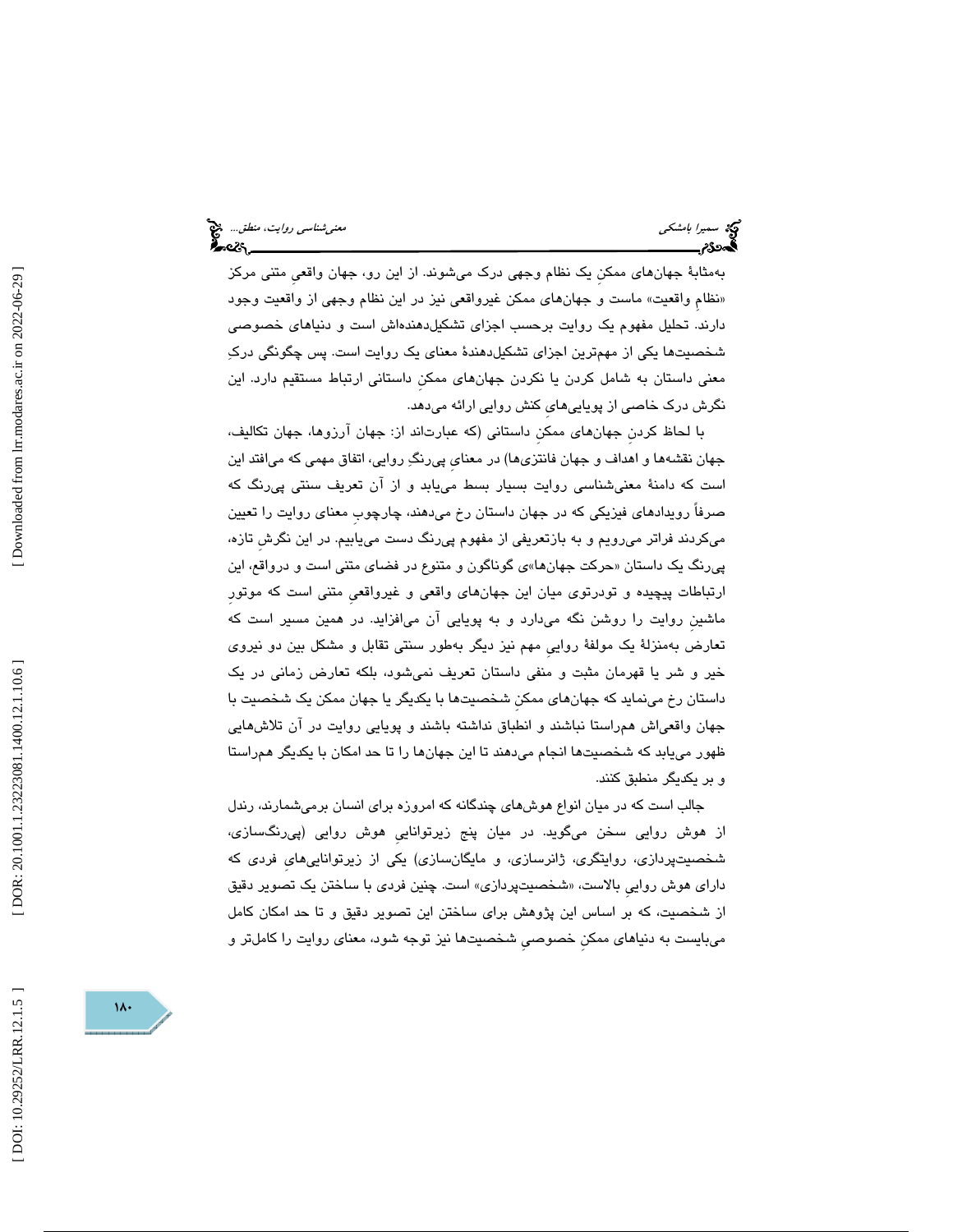به‌مثابهٔ جهان‌های ممکنِ یک نظام وجهی درک می‌شوند. از این رو، جهان واقعیِ متنی مرکز «نظامِ واقعیت» ماست و جهان‌های ممکن غیرواقعی نیز در این نظام وجهی از واقعیت وجود دارند. تحلیل مفهوم یک روایت برحسب اجزای تشکیل‌دهنده‌اش است و دنیاهای خصوصی شخصیت‌ها یکی از مهم‌ترین اجزای تشکیل‌دهندهٔ معنای یک روایت است. پس چگونگی درکِ معنی داستان به شامل کردن یا نکردن جهان‌های ممکنِ داستانی ارتباط مستقیم دارد. این نگرش درک خاصی از پویایی‌هایِ کنش روایی ارائه می‌دهد.

با لحاظ کردنِ جهان‌های ممکنِ داستانی (که عبارت‌اند از: جهان آرزوها، جهان تکالیف، جهان نقشه‌ها و اهداف و جهان فانتزی‌ها) در معنایِ پی‌رنگِ روایی، اتفاق مهمی که می‌افتد این است که دامنهٔ معنی‌شناسی روایت بسیار بسط می‌یابد و از آن تعریف سنتی پی‌رنگ که صرفاً رویدادهای فیزیکی که در جهان داستان رخ می‌دهند، چارچوبِ معنای روایت را تعیین می‌کردند فراتر می‌رویم و به بازتعریفی از مفهوم پی‌رنگ دست می‌یابیم. در این نگرشِ تازه، پی‌رنگ یک داستان «حرکت جهان‌ها»ی گوناگون و متنوع در فضای متنی است و درواقع، این ارتباطات پیچیده و تودرتوی میان این جهان‌های واقعی و غیرواقعیِ متنی است که موتورِ ماشینِ روایت را روشن نگه می‌دارد و به پویایی آن می‌افزاید. در همین مسیر است که تعارض به‌منزلهٔ یک مولفهٔ روایی مهم نیز دیگر به‌طور سنتی تقابل و مشکل بین دو نیروی خیر و شر یا قهرمان مثبت و منفی داستان تعریف نمی‌شود، بلکه تعارض زمانی در یک داستان رخ می‌نماید که جهان‌های ممکنِ شخصیت‌ها با یکدیگر یا جهان ممکن یک شخصیت با جهان واقعی‌اش هم‌راستا نباشند و انطباق نداشته باشند و پویایی روایت در آن تلاش‌هایی ظهور می‌یابد که شخصیت‌ها انجام می‌دهند تا این جهان‌ها را تا حد امکان با یکدیگر هم‌راستا و بر یکدیگر منطبق کنند.

جالب است که در میان انواع هوش‌های چندگانه که امروزه برای انسان برمی‌شمارند، رندل از هوش روایی سخن می‌گوید. در میان پنج زیرتواناییِ هوش روایی (پی‌رنگ‌سازی، شخصیت‌پردازی، روایتگری، ژانرسازی، و مایگان‌سازی) یکی از زیرتوانایی‌هایِ فردی که دارای هوش رواییِ بالاست، «شخصیت‌پردازی» است. چنین فردی با ساختن یک تصویر دقیق از شخصیت، که بر اساس این پژوهش برای ساختن این تصویر دقیق و تا حد امکان کامل می‌بایست به دنیاهای ممکنِ خصوصیِ شخصیت‌ها نیز توجه شود، معنای روایت را کامل‌تر و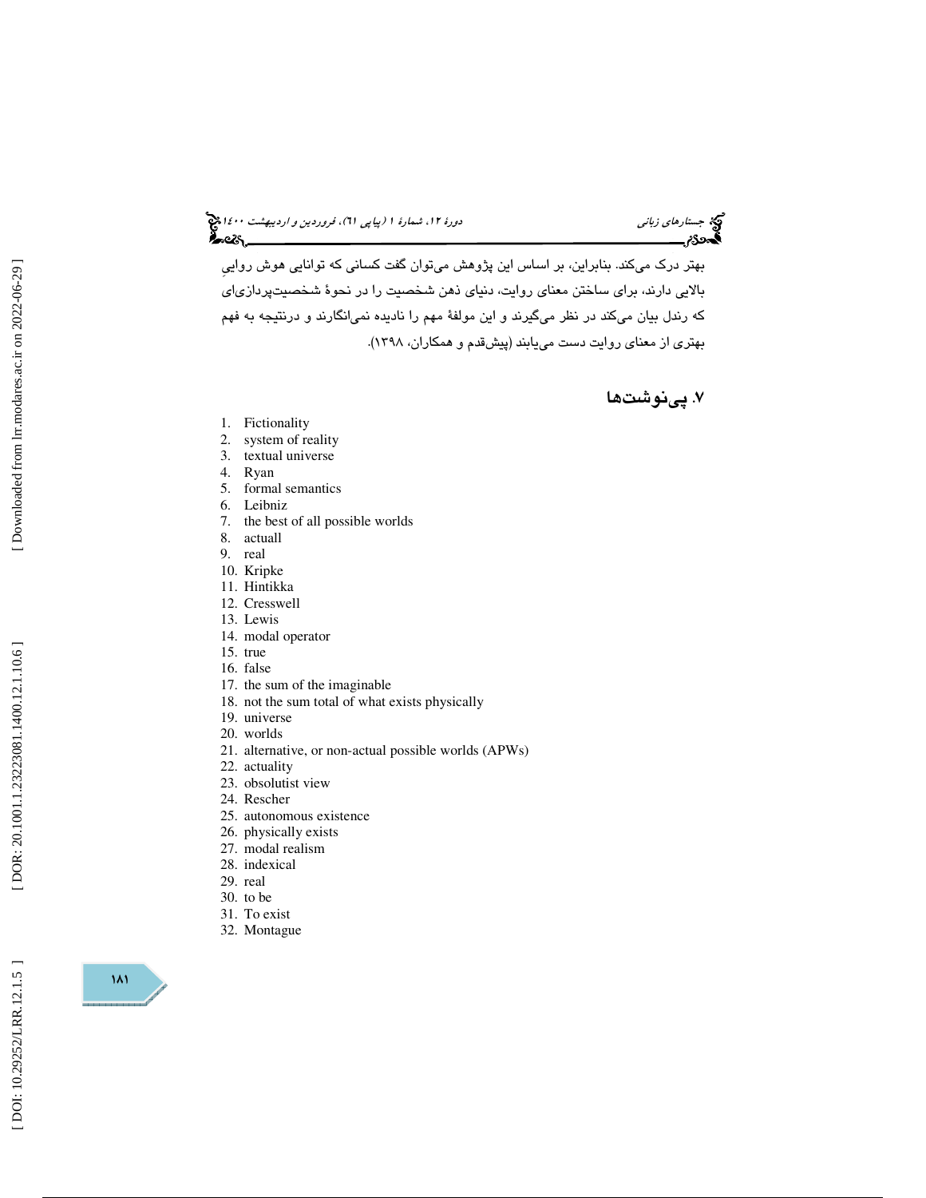بهتر درک می‌کند. بنابراین، بر اساس این پژوهش می‌توان گفت کسانی که توانایی هوش روایی بالایی دارند، برای ساختن معنای روایت، دنیای ذهن شخصیت را در نحوهٔ شخصیت‌پردازی‌ای که رندل بیان می‌کند در نظر می‌گیرند و این مولفهٔ مهم را نادیده نمی‌انگارند و درنتیجه به فهم بهتری از معنای روایت دست می‌یابند (پیش‌قدم و همکاران، ۱۳۹۸).

## ۷. پی‌نوشت‌ها

1. Fictionality
2. system of reality
3. textual universe
4. Ryan
5. formal semantics
6. Leibniz
7. the best of all possible worlds
8. actuall
9. real
10. Kripke
11. Hintikka
12. Cresswell
13. Lewis
14. modal operator
15. true
16. false
17. the sum of the imaginable
18. not the sum total of what exists physically
19. universe
20. worlds
21. alternative, or non-actual possible worlds (APWs)
22. actuality
23. obsolutist view
24. Rescher
25. autonomous existence
26. physically exists
27. modal realism
28. indexical
29. real
30. to be
31. To exist
32. Montague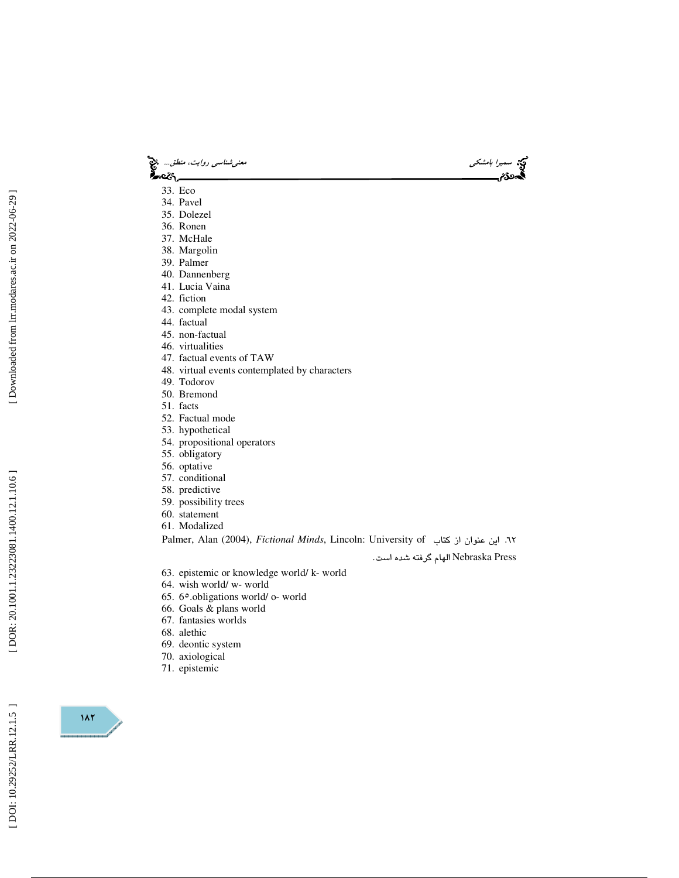33. Eco
34. Pavel
35. Dolezel
36. Ronen
37. McHale
38. Margolin
39. Palmer
40. Dannenberg
41. Lucia Vaina
42. fiction
43. complete modal system
44. factual
45. non-factual
46. virtualities
47. factual events of TAW
48. virtual events contemplated by characters
49. Todorov
50. Bremond
51. facts
52. Factual mode
53. hypothetical
54. propositional operators
55. obligatory
56. optative
57. conditional
58. predictive
59. possibility trees
60. statement
61. Modalized

۶۲. این عنوان از کتاب Palmer, Alan (2004), *Fictional Minds*, Lincoln: University of Nebraska Press الهام گرفته شده است.

63. epistemic or knowledge world/ k- world
64. wish world/ w- world
65. 6۵.obligations world/ o- world
66. Goals & plans world
67. fantasies worlds
68. alethic
69. deontic system
70. axiological
71. epistemic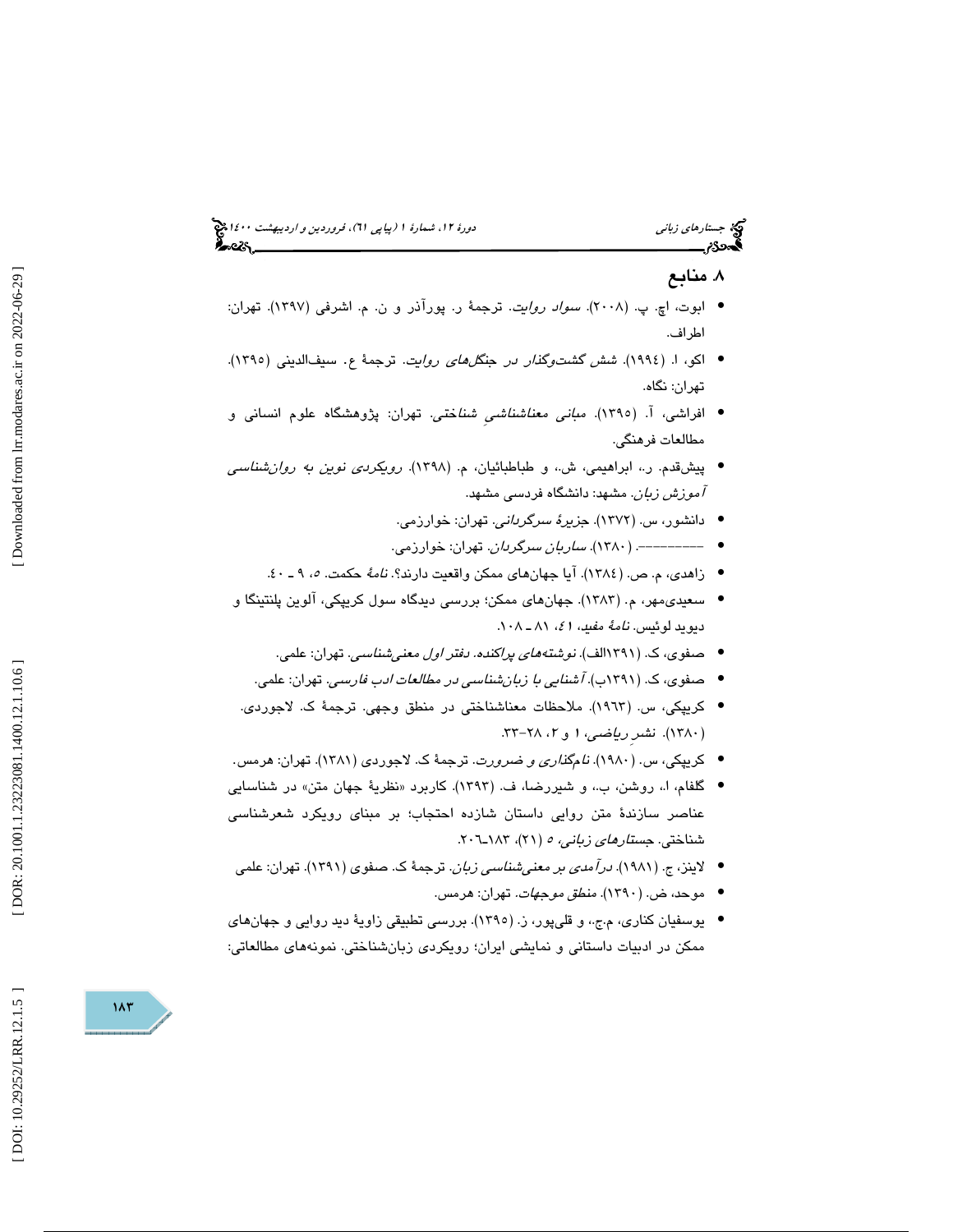## ۸. منابع

- ابوت، اچ. پ. (۲۰۰۸). *سواد روایت*. ترجمهٔ ر. پورآذر و ن. م. اشرفی (۱۳۹۷). تهران: اطراف.
- اکو، ا. (۱۹۹٤). *شش گشت‌وگذار در جنگل‌های روایت*. ترجمهٔ ع. سیف‌الدینی (۱۳۹۵). تهران: نگاه.
- افراشی، آ. (۱۳۹۵). *مبانی معناشناسیِ شناختی*. تهران: پژوهشگاه علوم انسانی و مطالعات فرهنگی.
- پیش‌قدم. ر.، ابراهیمی، ش.، و طباطبائیان، م. (۱۳۹۸). *رویکردی نوین به روان‌شناسی آموزش زبان*. مشهد: دانشگاه فردسی مشهد.
- دانشور، س. (۱۳۷۲). *جزیرهٔ سرگردانی*. تهران: خوارزمی.
- ---------. (۱۳۸۰). *ساربان سرگردان*. تهران: خوارزمی.
- زاهدی، م. ص. (۱۳۸٤). آیا جهان‌های ممکن واقعیت دارند؟. *نامهٔ حکمت. ٥*، ۹ ـ ٤۰.
- سعیدی‌مهر، م. (۱۳۸۳). جهان‌های ممکن؛ بررسی دیدگاه سول کریپکی، آلوین پلنتینگا و دیوید لوئیس. *نامهٔ مفید*، ٤، ۸۱ ـ ۱۰۸.
- صفوی، ک. (۱۳۹۱الف). *نوشته‌های پراکنده. دفتر اول معنی‌شناسی*. تهران: علمی.
- صفوی، ک. (۱۳۹۱ب). *آشنایی با زبان‌شناسی در مطالعات ادب فارسی*. تهران: علمی.
- کریپکی، س. (۱۹٦۳). ملاحظات معناشناختی در منطق وجهی. ترجمهٔ ک. لاجوردی. (۱۳۸۰). *نشرِ ریاضی*، ۱ و ۲، ۲۸-۳۳.
- کریپکی، س. (۱۹۸۰). *نام‌گذاری و ضرورت*. ترجمهٔ ک. لاجوردی (۱۳۸۱). تهران: هرمس.
- گلفام، ا.، روشن، ب.، و شیررضا، ف. (۱۳۹۳). کاربرد «نظریهٔ جهان متن» در شناسایی عناصر سازندهٔ متن روایی داستان شازده احتجاب؛ بر مبنای رویکرد شعرشناسی شناختی. *جستارهای زبانی*، ٥ (۲۱)، ۱۸۳ـ۲۰٦.
- لاینز، ج. (۱۹۸۱). *درآمدی بر معنی‌شناسی زبان*. ترجمهٔ ک. صفوی (۱۳۹۱). تهران: علمی
- موحد، ض. (۱۳۹۰). *منطق موجهات*. تهران: هرمس.
- یوسفیان کناری، م.ج.، و قلی‌پور، ز. (۱۳۹۵). بررسی تطبیقی زاویهٔ دید روایی و جهان‌های ممکن در ادبیات داستانی و نمایشی ایران؛ رویکردی زبان‌شناختی. نمونه‌های مطالعاتی: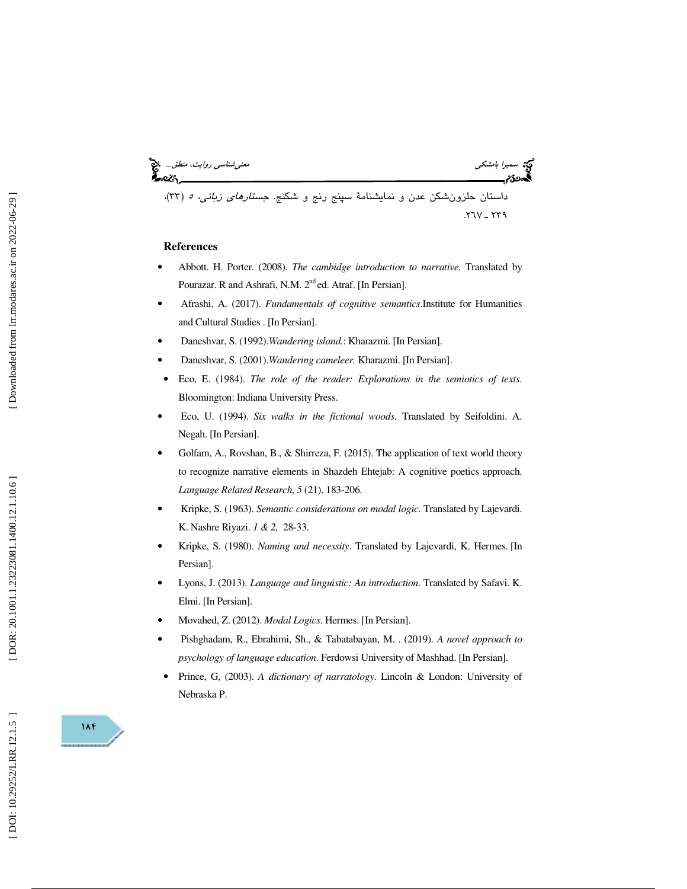داستان حلزون‌شکن عدن و نمایشنامهٔ سپنج رنج و شکنج. *جستارهای زبانی*، ۵ (۳۳)، ۲۳۹ ـ ۲۶۷.

## References

- Abbott. H. Porter. (2008). *The cambidge introduction to narrative.* Translated by Pourazar. R and Ashrafi, N.M. 2nd ed. Atraf. [In Persian].
- Afrashi, A. (2017). *Fundamentals of cognitive semantics*.Institute for Humanities and Cultural Studies . [In Persian].
- Daneshvar, S. (1992).*Wandering island.*: Kharazmi. [In Persian].
- Daneshvar, S. (2001).*Wandering cameleer.* Kharazmi. [In Persian].
- Eco, E. (1984). *The role of the reader: Explorations in the semiotics of texts*. Bloomington: Indiana University Press.
- Eco, U. (1994). *Six walks in the fictional woods.* Translated by Seifoldini. A. Negah. [In Persian].
- Golfam, A., Rovshan, B., & Shirreza, F. (2015). The application of text world theory to recognize narrative elements in Shazdeh Ehtejab: A cognitive poetics approach. *Language Related Research*, *5* (21), 183-206.
- Kripke, S. (1963). *Semantic considerations on modal logic*. Translated by Lajevardi. K. Nashre Riyazi. *1 & 2,* 28-33.
- Kripke, S. (1980). *Naming and necessity*. Translated by Lajevardi, K. Hermes. [In Persian].
- Lyons, J. (2013). *Language and linguistic: An introduction*. Translated by Safavi. K. Elmi. [In Persian].
- Movahed, Z. (2012). *Modal Logics*. Hermes. [In Persian].
- Pishghadam, R., Ebrahimi, Sh., & Tabatabayan, M. . (2019). *A novel approach to psychology of language education*. Ferdowsi University of Mashhad. [In Persian].
- Prince, G, (2003). *A dictionary of narratology.* Lincoln & London: University of Nebraska P.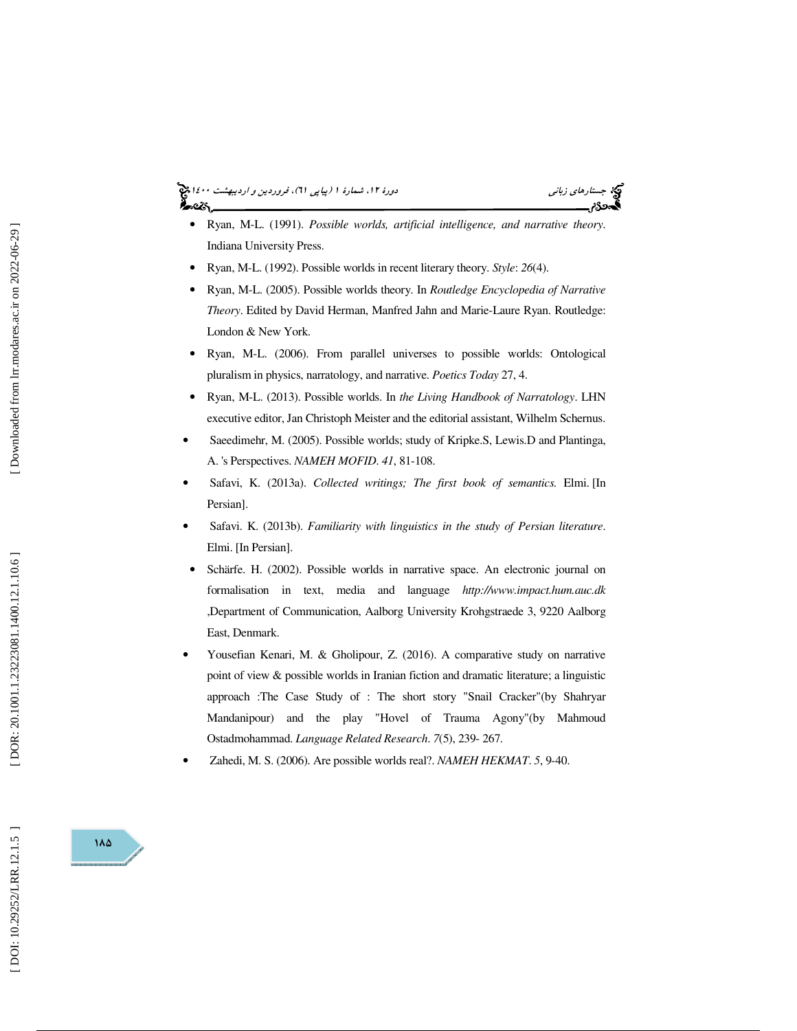- Ryan, M-L. (1991). *Possible worlds, artificial intelligence, and narrative theory*. Indiana University Press.
- Ryan, M-L. (1992). Possible worlds in recent literary theory. *Style*: *26*(4).
- Ryan, M-L. (2005). Possible worlds theory. In *Routledge Encyclopedia of Narrative Theory*. Edited by David Herman, Manfred Jahn and Marie-Laure Ryan. Routledge: London & New York.
- Ryan, M-L. (2006). From parallel universes to possible worlds: Ontological pluralism in physics, narratology, and narrative. *Poetics Today* 27, 4.
- Ryan, M-L. (2013). Possible worlds. In *the Living Handbook of Narratology*. LHN executive editor, Jan Christoph Meister and the editorial assistant, Wilhelm Schernus.
- Saeedimehr, M. (2005). Possible worlds; study of Kripke.S, Lewis.D and Plantinga, A. 's Perspectives. *NAMEH MOFID*. *41*, 81-108.
- Safavi, K. (2013a). *Collected writings; The first book of semantics.* Elmi. [In Persian].
- Safavi. K. (2013b). *Familiarity with linguistics in the study of Persian literature*. Elmi. [In Persian].
- Schärfe. H. (2002). Possible worlds in narrative space. An electronic journal on formalisation in text, media and language *http://www.impact.hum.auc.dk* ,Department of Communication, Aalborg University Krohgstraede 3, 9220 Aalborg East, Denmark.
- Yousefian Kenari, M. & Gholipour, Z. (2016). A comparative study on narrative point of view & possible worlds in Iranian fiction and dramatic literature; a linguistic approach :The Case Study of : The short story "Snail Cracker"(by Shahryar Mandanipour) and the play "Hovel of Trauma Agony"(by Mahmoud Ostadmohammad. *Language Related Research*. *7*(5), 239- 267.
- Zahedi, M. S. (2006). Are possible worlds real?. *NAMEH HEKMAT*. *5*, 9-40.